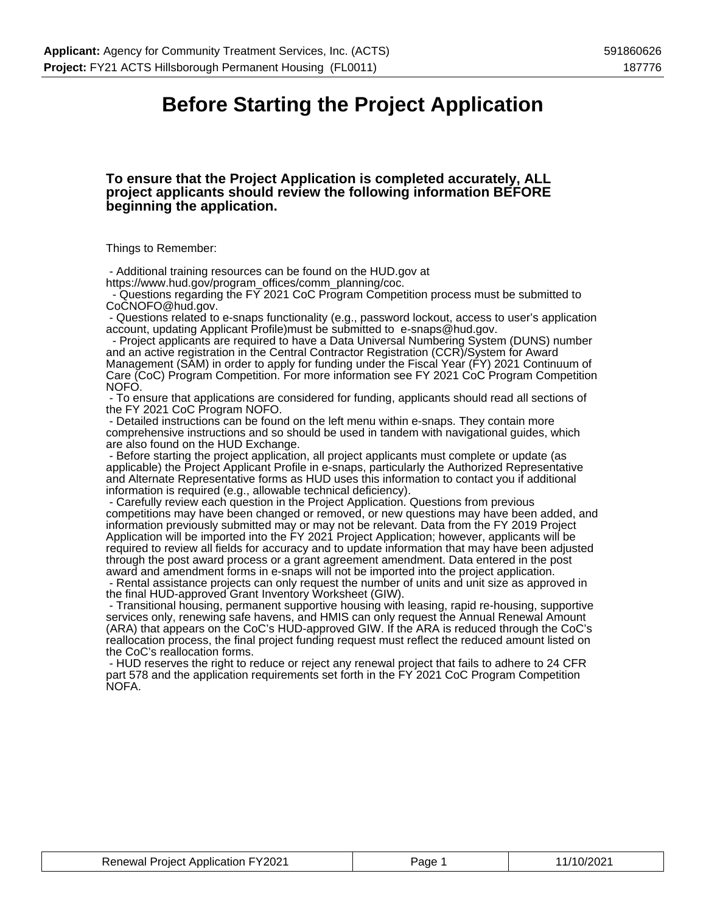# Before Starting the Project Application

### To ensure that the Project Application is completed accurately, ALL project applicants should review the following information BEFORE beginning the application.

Things to Remember:

- Additional training resources can be found on the HUD.gov at https://www.hud.gov/program_offices/comm_planning/coc.
- Questions regarding the FY 2021 CoC Program Competition process must be submitted to CoCNOFO@hud.gov.
- Questions related to e-snaps functionality (e.g., password lockout, access to user's application account, updating Applicant Profile)must be submitted to e-snaps@hud.gov.
- Project applicants are required to have a Data Universal Numbering System (DUNS) number and an active registration in the Central Contractor Registration (CCR)/System for Award Management (SAM) in order to apply for funding under the Fiscal Year (FY) 2021 Continuum of Care (CoC) Program Competition. For more information see FY 2021 CoC Program Competition NOFO.
- To ensure that applications are considered for funding, applicants should read all sections of the FY 2021 CoC Program NOFO.
- Detailed instructions can be found on the left menu within e-snaps. They contain more comprehensive instructions and so should be used in tandem with navigational guides, which are also found on the HUD Exchange.
- Before starting the project application, all project applicants must complete or update (as applicable) the Project Applicant Profile in e-snaps, particularly the Authorized Representative and Alternate Representative forms as HUD uses this information to contact you if additional information is required (e.g., allowable technical deficiency).
- Carefully review each question in the Project Application. Questions from previous competitions may have been changed or removed, or new questions may have been added, and information previously submitted may or may not be relevant. Data from the FY 2019 Project Application will be imported into the FY 2021 Project Application; however, applicants will be required to review all fields for accuracy and to update information that may have been adjusted through the post award process or a grant agreement amendment. Data entered in the post award and amendment forms in e-snaps will not be imported into the project application.
- Rental assistance projects can only request the number of units and unit size as approved in the final HUD-approved Grant Inventory Worksheet (GIW).
- Transitional housing, permanent supportive housing with leasing, rapid re-housing, supportive services only, renewing safe havens, and HMIS can only request the Annual Renewal Amount (ARA) that appears on the CoC's HUD-approved GIW. If the ARA is reduced through the CoC's reallocation process, the final project funding request must reflect the reduced amount listed on the CoC's reallocation forms.
- HUD reserves the right to reduce or reject any renewal project that fails to adhere to 24 CFR part 578 and the application requirements set forth in the FY 2021 CoC Program Competition NOFA.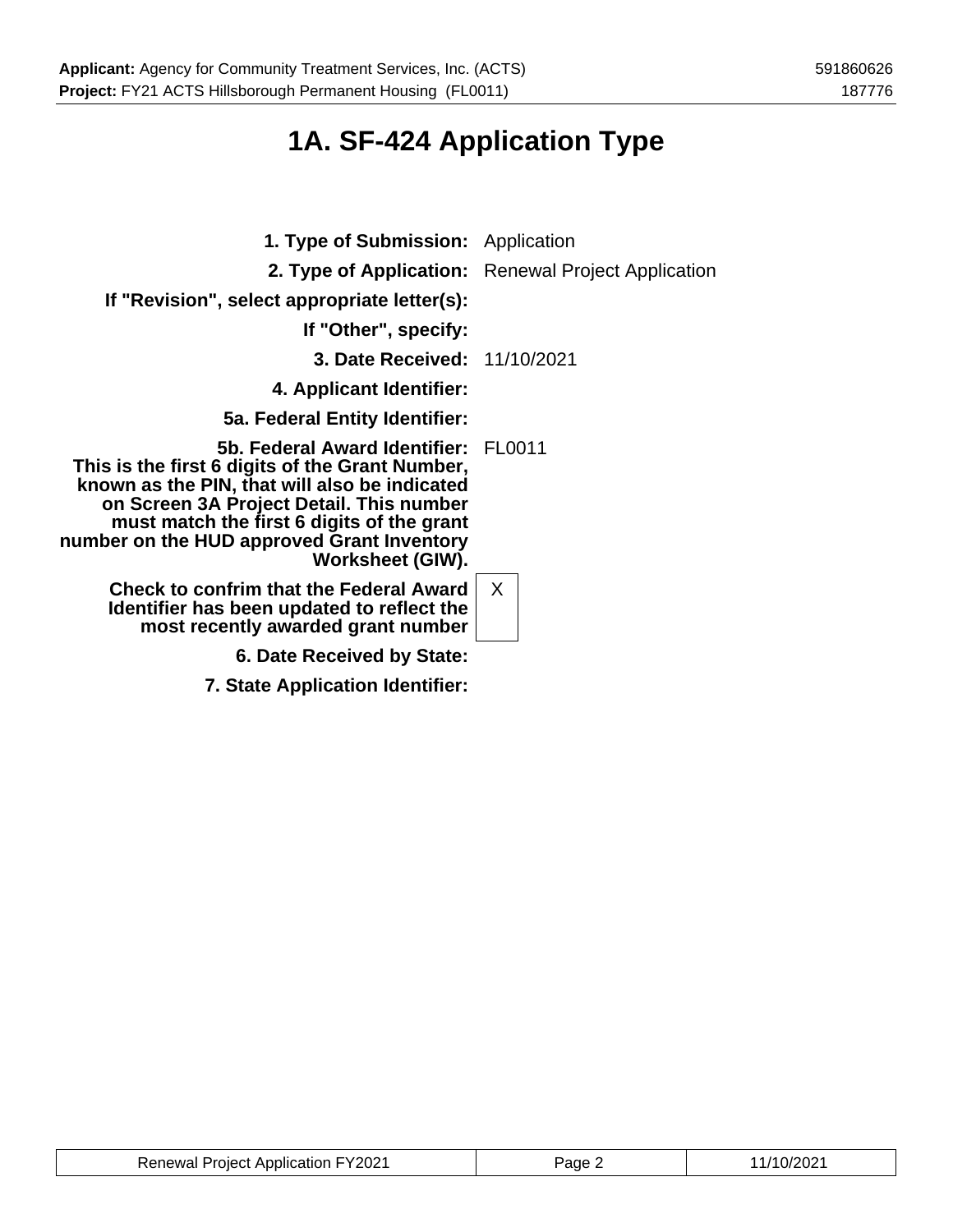# 1A. SF-424 Application Type

| | |
|---|---|
| **1. Type of Submission:** | Application |
| **2. Type of Application:** | Renewal Project Application |
| **If "Revision", select appropriate letter(s):** | |
| **If "Other", specify:** | |
| **3. Date Received:** | 11/10/2021 |
| **4. Applicant Identifier:** | |
| **5a. Federal Entity Identifier:** | |
| **5b. Federal Award Identifier: This is the first 6 digits of the Grant Number, known as the PIN, that will also be indicated on Screen 3A Project Detail. This number must match the first 6 digits of the grant number on the HUD approved Grant Inventory Worksheet (GIW).** | FL0011 |
| **Check to confirm that the Federal Award Identifier has been updated to reflect the most recently awarded grant number** | X |
| **6. Date Received by State:** | |
| **7. State Application Identifier:** | |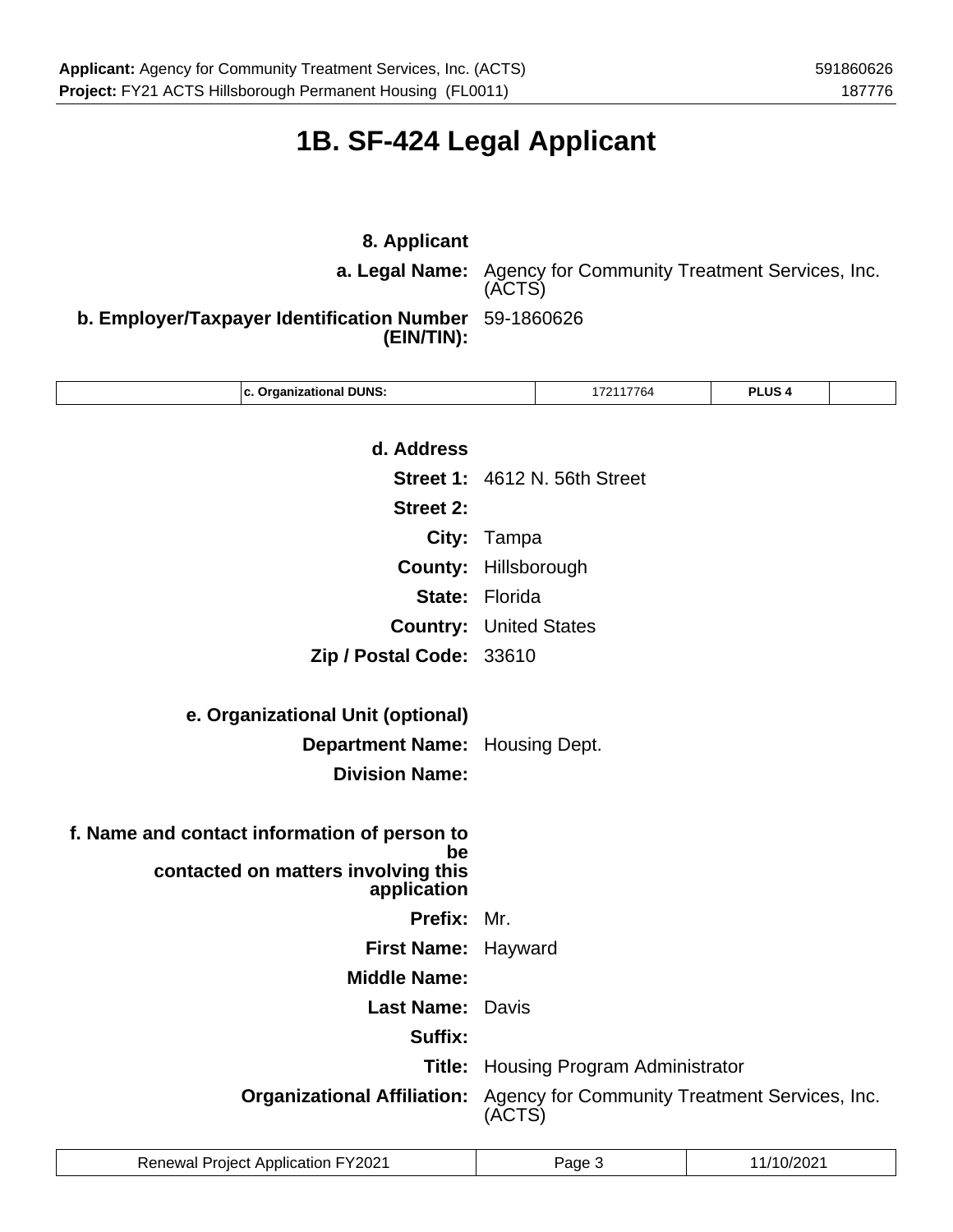# 1B. SF-424 Legal Applicant

**8. Applicant**

**a. Legal Name:** Agency for Community Treatment Services, Inc. (ACTS)

**b. Employer/Taxpayer Identification Number (EIN/TIN):** 59-1860626

| | c. Organizational DUNS: | 172117764 | PLUS 4 | |
|---|---|---|---|---|

**d. Address**

**Street 1:** 4612 N. 56th Street

**Street 2:**

**City:** Tampa

**County:** Hillsborough

**State:** Florida

**Country:** United States

**Zip / Postal Code:** 33610

**e. Organizational Unit (optional)**

**Department Name:** Housing Dept.

**Division Name:**

**f. Name and contact information of person to be contacted on matters involving this application**

**Prefix:** Mr.

**First Name:** Hayward

**Middle Name:**

**Last Name:** Davis

**Suffix:**

**Title:** Housing Program Administrator

**Organizational Affiliation:** Agency for Community Treatment Services, Inc. (ACTS)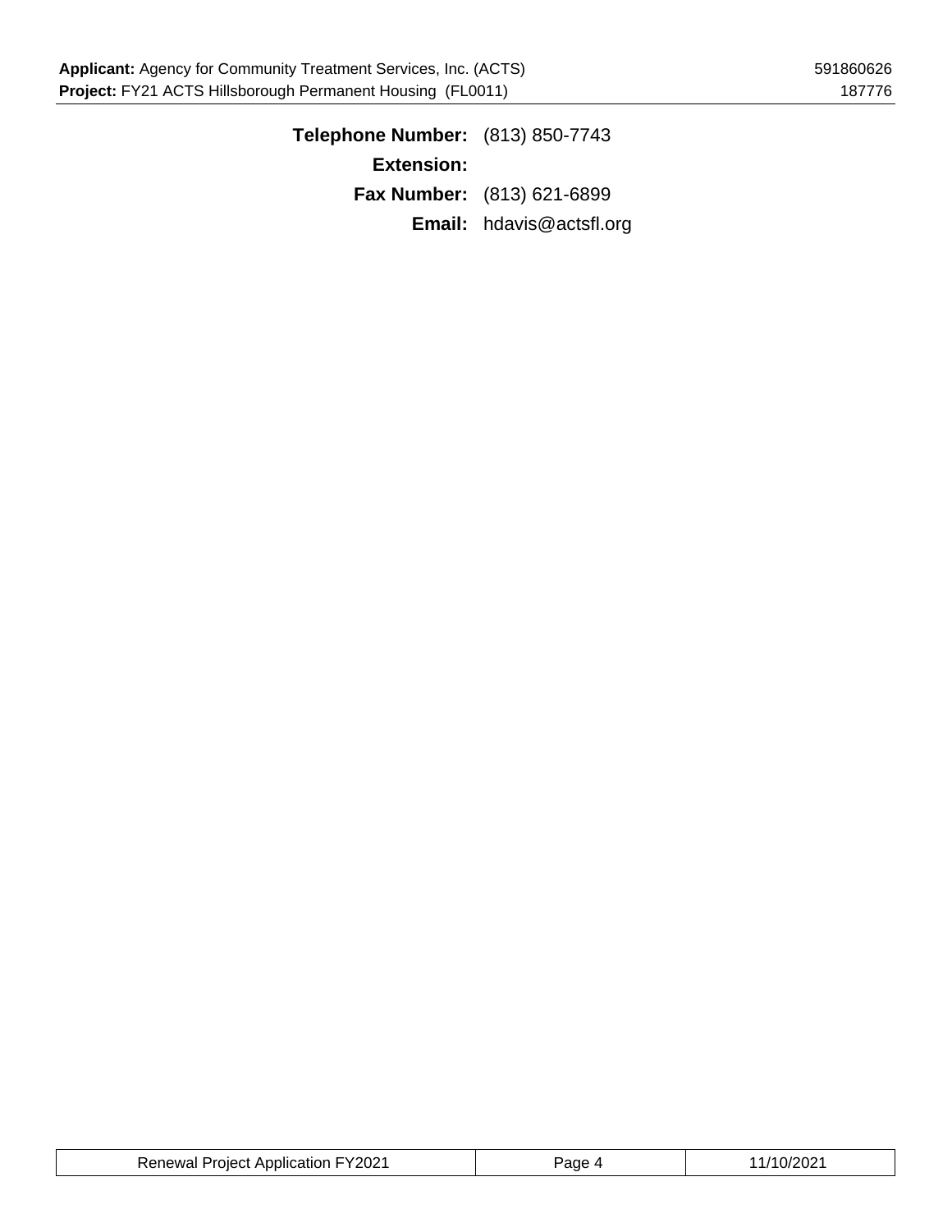**Telephone Number:** (813) 850-7743

**Extension:**

**Fax Number:** (813) 621-6899

**Email:** hdavis@actsfl.org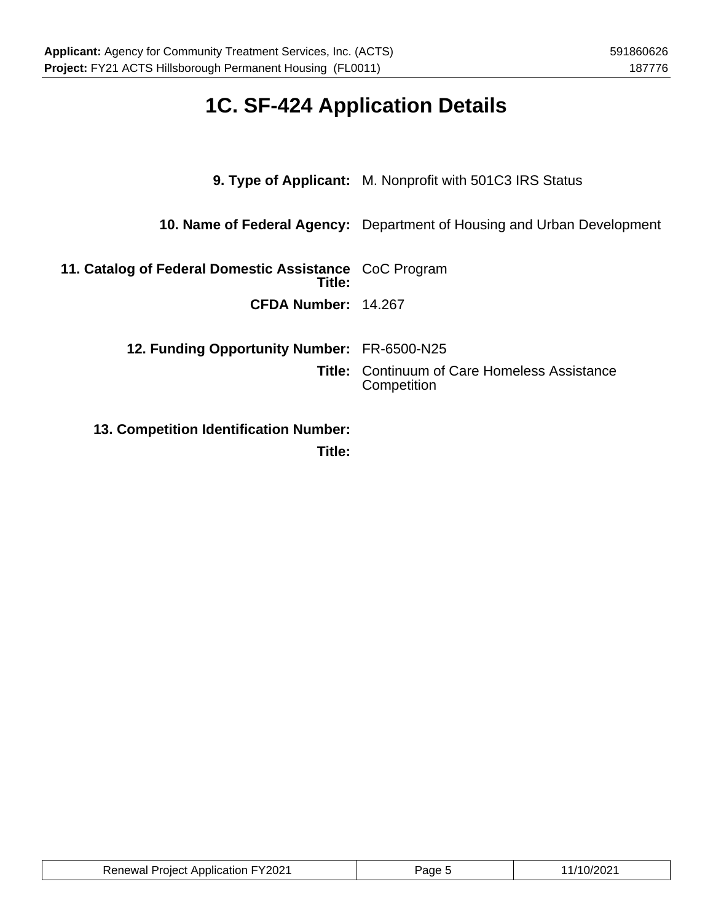# 1C. SF-424 Application Details

**9. Type of Applicant:** M. Nonprofit with 501C3 IRS Status

**10. Name of Federal Agency:** Department of Housing and Urban Development

**11. Catalog of Federal Domestic Assistance Title:** CoC Program

**CFDA Number:** 14.267

**12. Funding Opportunity Number:** FR-6500-N25

**Title:** Continuum of Care Homeless Assistance Competition

**13. Competition Identification Number:**

**Title:**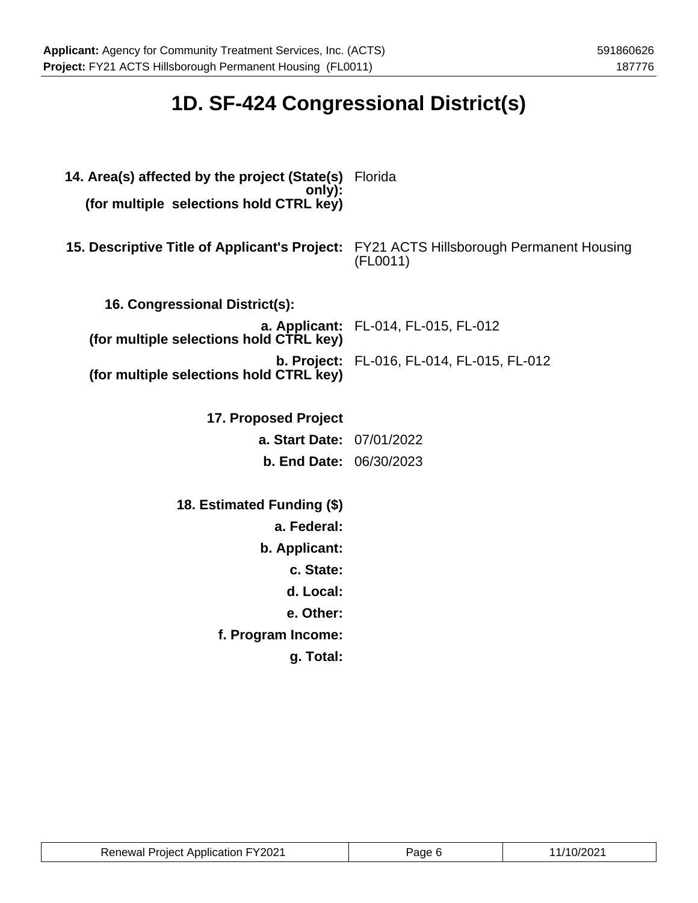# 1D. SF-424 Congressional District(s)

**14. Area(s) affected by the project (State(s) only):**
**(for multiple selections hold CTRL key)** Florida

**15. Descriptive Title of Applicant's Project:** FY21 ACTS Hillsborough Permanent Housing (FL0011)

**16. Congressional District(s):**

**a. Applicant:**
**(for multiple selections hold CTRL key)** FL-014, FL-015, FL-012

**b. Project:**
**(for multiple selections hold CTRL key)** FL-016, FL-014, FL-015, FL-012

**17. Proposed Project**

**a. Start Date:** 07/01/2022

**b. End Date:** 06/30/2023

**18. Estimated Funding ($)**

**a. Federal:**

**b. Applicant:**

**c. State:**

**d. Local:**

**e. Other:**

**f. Program Income:**

**g. Total:**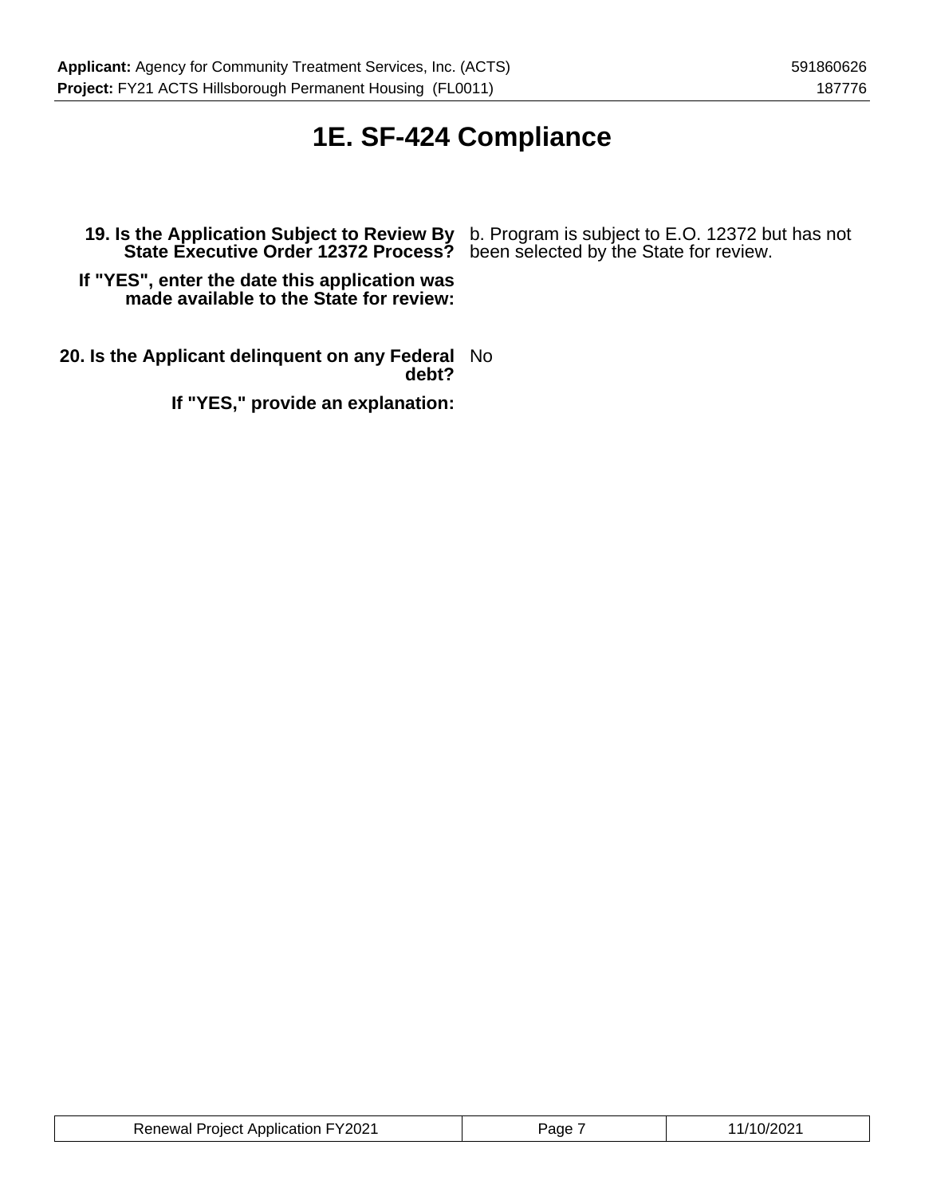# 1E. SF-424 Compliance

**19. Is the Application Subject to Review By State Executive Order 12372 Process?** b. Program is subject to E.O. 12372 but has not been selected by the State for review.

**If "YES", enter the date this application was made available to the State for review:**

**20. Is the Applicant delinquent on any Federal debt?** No

**If "YES," provide an explanation:**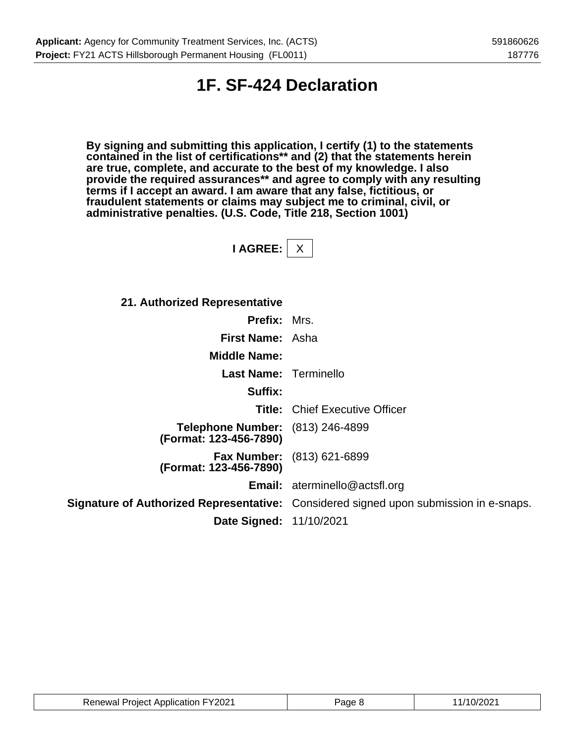# 1F. SF-424 Declaration

**By signing and submitting this application, I certify (1) to the statements contained in the list of certifications** and (2) that the statements herein are true, complete, and accurate to the best of my knowledge. I also provide the required assurances** and agree to comply with any resulting terms if I accept an award. I am aware that any false, fictitious, or fraudulent statements or claims may subject me to criminal, civil, or administrative penalties. (U.S. Code, Title 218, Section 1001)**

**I AGREE:** X

**21. Authorized Representative**

| | |
|---|---|
| **Prefix:** | Mrs. |
| **First Name:** | Asha |
| **Middle Name:** | |
| **Last Name:** | Terminello |
| **Suffix:** | |
| **Title:** | Chief Executive Officer |
| **Telephone Number: (Format: 123-456-7890)** | (813) 246-4899 |
| **Fax Number: (Format: 123-456-7890)** | (813) 621-6899 |
| **Email:** | aterminello@actsfl.org |
| **Signature of Authorized Representative:** | Considered signed upon submission in e-snaps. |
| **Date Signed:** | 11/10/2021 |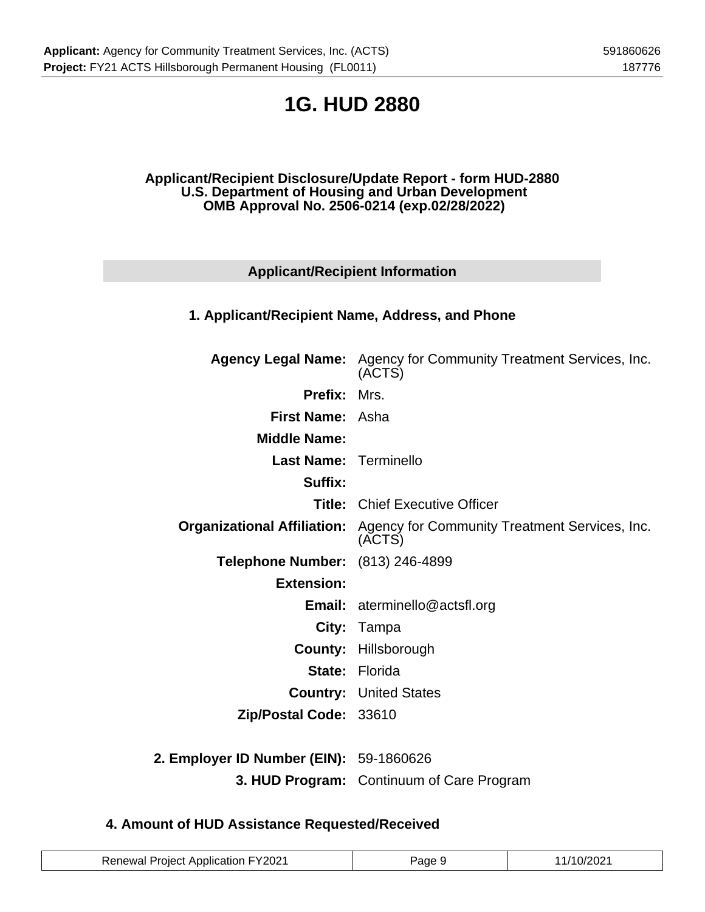# 1G. HUD 2880

**Applicant/Recipient Disclosure/Update Report - form HUD-2880**
**U.S. Department of Housing and Urban Development**
**OMB Approval No. 2506-0214 (exp.02/28/2022)**

## Applicant/Recipient Information

### 1. Applicant/Recipient Name, Address, and Phone

| | |
|---|---|
| **Agency Legal Name:** | Agency for Community Treatment Services, Inc. (ACTS) |
| **Prefix:** | Mrs. |
| **First Name:** | Asha |
| **Middle Name:** | |
| **Last Name:** | Terminello |
| **Suffix:** | |
| **Title:** | Chief Executive Officer |
| **Organizational Affiliation:** | Agency for Community Treatment Services, Inc. (ACTS) |
| **Telephone Number:** | (813) 246-4899 |
| **Extension:** | |
| **Email:** | aterminello@actsfl.org |
| **City:** | Tampa |
| **County:** | Hillsborough |
| **State:** | Florida |
| **Country:** | United States |
| **Zip/Postal Code:** | 33610 |

| | |
|---|---|
| **2. Employer ID Number (EIN):** | 59-1860626 |
| **3. HUD Program:** | Continuum of Care Program |

### 4. Amount of HUD Assistance Requested/Received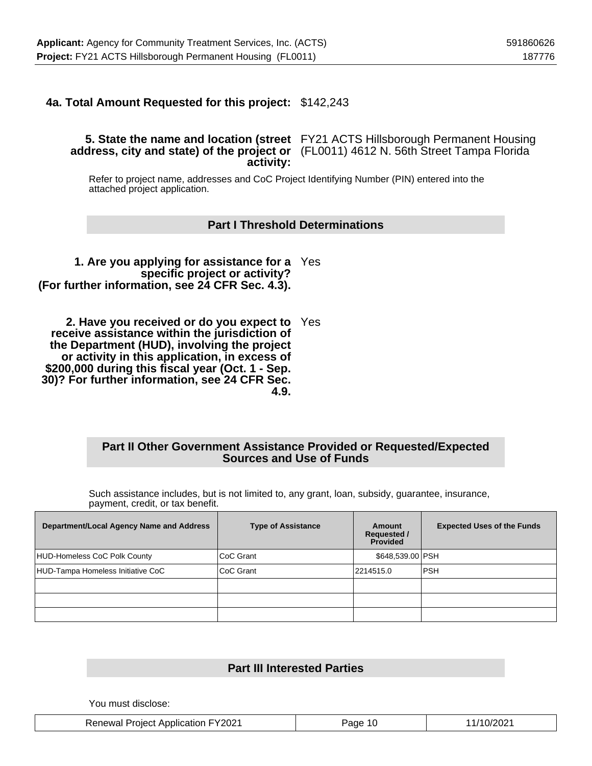**4a. Total Amount Requested for this project:** $142,243

**5. State the name and location (street address, city and state) of the project or activity:** FY21 ACTS Hillsborough Permanent Housing (FL0011) 4612 N. 56th Street Tampa Florida

Refer to project name, addresses and CoC Project Identifying Number (PIN) entered into the attached project application.

## Part I Threshold Determinations

**1. Are you applying for assistance for a specific project or activity? (For further information, see 24 CFR Sec. 4.3).** Yes

**2. Have you received or do you expect to receive assistance within the jurisdiction of the Department (HUD), involving the project or activity in this application, in excess of $200,000 during this fiscal year (Oct. 1 - Sep. 30)? For further information, see 24 CFR Sec. 4.9.** Yes

## Part II Other Government Assistance Provided or Requested/Expected Sources and Use of Funds

Such assistance includes, but is not limited to, any grant, loan, subsidy, guarantee, insurance, payment, credit, or tax benefit.

| Department/Local Agency Name and Address | Type of Assistance | Amount Requested / Provided | Expected Uses of the Funds |
|---|---|---|---|
| HUD-Homeless CoC Polk County | CoC Grant | $648,539.00 | PSH |
| HUD-Tampa Homeless Initiative CoC | CoC Grant | 2214515.0 | PSH |
| | | | |
| | | | |
| | | | |

## Part III Interested Parties

You must disclose: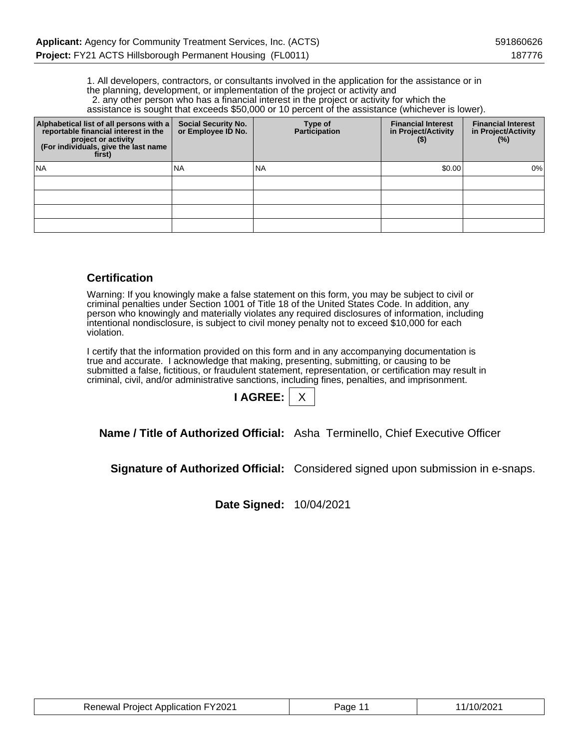1. All developers, contractors, or consultants involved in the application for the assistance or in the planning, development, or implementation of the project or activity and
2. any other person who has a financial interest in the project or activity for which the assistance is sought that exceeds $50,000 or 10 percent of the assistance (whichever is lower).

| Alphabetical list of all persons with a reportable financial interest in the project or activity (For individuals, give the last name first) | Social Security No. or Employee ID No. | Type of Participation | Financial Interest in Project/Activity ($) | Financial Interest in Project/Activity (%) |
|---|---|---|---|---|
| NA | NA | NA | $0.00 | 0% |
| | | | | |
| | | | | |
| | | | | |
| | | | | |

## Certification

Warning: If you knowingly make a false statement on this form, you may be subject to civil or criminal penalties under Section 1001 of Title 18 of the United States Code. In addition, any person who knowingly and materially violates any required disclosures of information, including intentional nondisclosure, is subject to civil money penalty not to exceed $10,000 for each violation.

I certify that the information provided on this form and in any accompanying documentation is true and accurate. I acknowledge that making, presenting, submitting, or causing to be submitted a false, fictitious, or fraudulent statement, representation, or certification may result in criminal, civil, and/or administrative sanctions, including fines, penalties, and imprisonment.

**I AGREE:** X

**Name / Title of Authorized Official:** Asha Terminello, Chief Executive Officer

**Signature of Authorized Official:** Considered signed upon submission in e-snaps.

**Date Signed:** 10/04/2021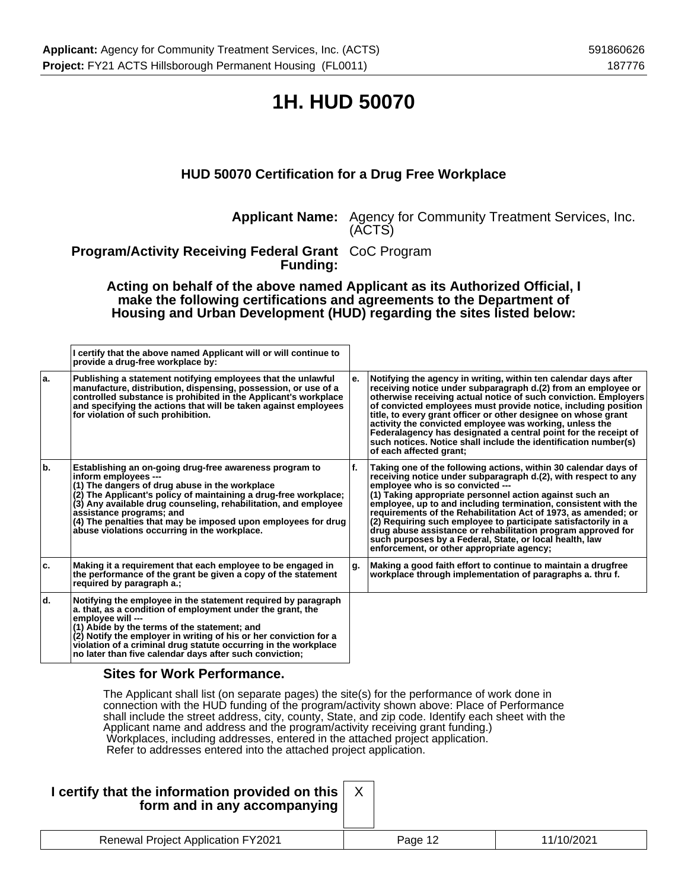# 1H. HUD 50070

### HUD 50070 Certification for a Drug Free Workplace

**Applicant Name:** Agency for Community Treatment Services, Inc. (ACTS)

**Program/Activity Receiving Federal Grant Funding:** CoC Program

**Acting on behalf of the above named Applicant as its Authorized Official, I make the following certifications and agreements to the Department of Housing and Urban Development (HUD) regarding the sites listed below:**

| | I certify that the above named Applicant will or will continue to provide a drug-free workplace by: | | |
|---|---|---|---|
| a. | Publishing a statement notifying employees that the unlawful manufacture, distribution, dispensing, possession, or use of a controlled substance is prohibited in the Applicant's workplace and specifying the actions that will be taken against employees for violation of such prohibition. | e. | Notifying the agency in writing, within ten calendar days after receiving notice under subparagraph d.(2) from an employee or otherwise receiving actual notice of such conviction. Employers of convicted employees must provide notice, including position title, to every grant officer or other designee on whose grant activity the convicted employee was working, unless the Federalagency has designated a central point for the receipt of such notices. Notice shall include the identification number(s) of each affected grant; |
| b. | Establishing an on-going drug-free awareness program to inform employees --- (1) The dangers of drug abuse in the workplace (2) The Applicant's policy of maintaining a drug-free workplace; (3) Any available drug counseling, rehabilitation, and employee assistance programs; and (4) The penalties that may be imposed upon employees for drug abuse violations occurring in the workplace. | f. | Taking one of the following actions, within 30 calendar days of receiving notice under subparagraph d.(2), with respect to any employee who is so convicted --- (1) Taking appropriate personnel action against such an employee, up to and including termination, consistent with the requirements of the Rehabilitation Act of 1973, as amended; or (2) Requiring such employee to participate satisfactorily in a drug abuse assistance or rehabilitation program approved for such purposes by a Federal, State, or local health, law enforcement, or other appropriate agency; |
| c. | Making it a requirement that each employee to be engaged in the performance of the grant be given a copy of the statement required by paragraph a.; | g. | Making a good faith effort to continue to maintain a drugfree workplace through implementation of paragraphs a. thru f. |
| d. | Notifying the employee in the statement required by paragraph a. that, as a condition of employment under the grant, the employee will --- (1) Abide by the terms of the statement; and (2) Notify the employer in writing of his or her conviction for a violation of a criminal drug statute occurring in the workplace no later than five calendar days after such conviction; | | |

### Sites for Work Performance.

The Applicant shall list (on separate pages) the site(s) for the performance of work done in connection with the HUD funding of the program/activity shown above: Place of Performance shall include the street address, city, county, State, and zip code. Identify each sheet with the Applicant name and address and the program/activity receiving grant funding.)
Workplaces, including addresses, entered in the attached project application.
Refer to addresses entered into the attached project application.

**I certify that the information provided on this form and in any accompanying** X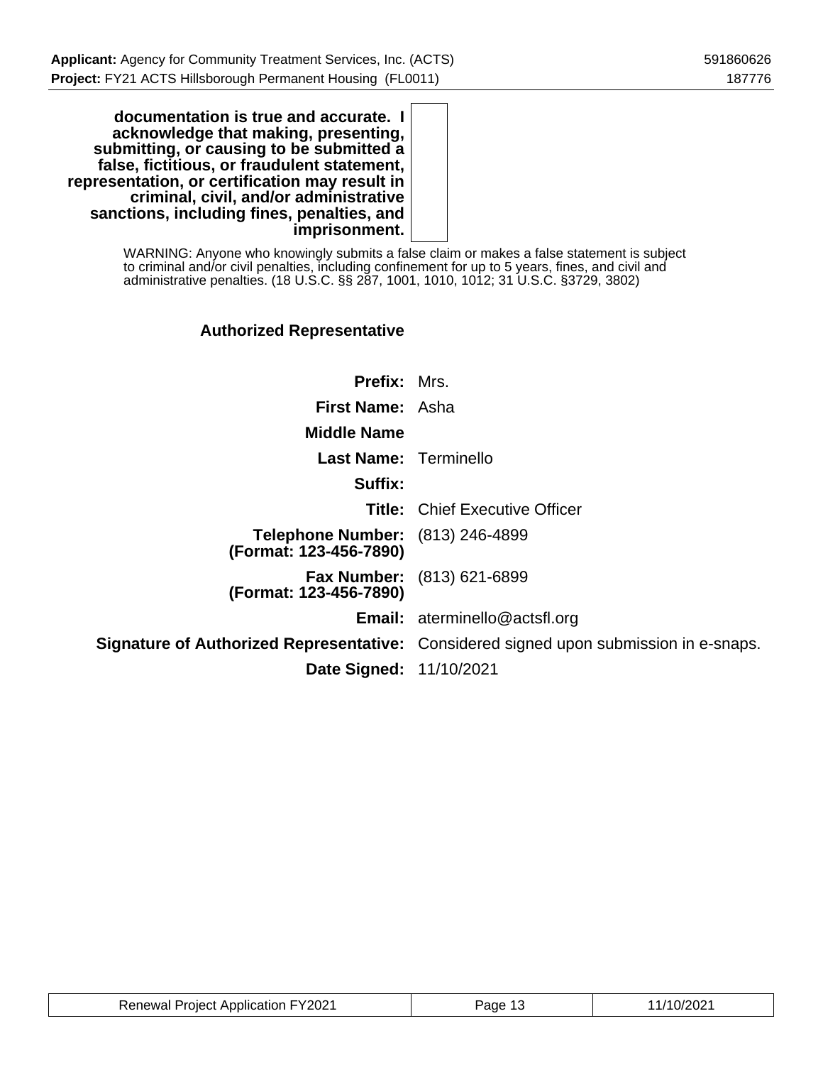| | |
|---|---|
| **documentation is true and accurate. I acknowledge that making, presenting, submitting, or causing to be submitted a false, fictitious, or fraudulent statement, representation, or certification may result in criminal, civil, and/or administrative sanctions, including fines, penalties, and imprisonment.** | |

WARNING: Anyone who knowingly submits a false claim or makes a false statement is subject to criminal and/or civil penalties, including confinement for up to 5 years, fines, and civil and administrative penalties. (18 U.S.C. §§ 287, 1001, 1010, 1012; 31 U.S.C. §3729, 3802)

### Authorized Representative

| | |
|---|---|
| **Prefix:** | Mrs. |
| **First Name:** | Asha |
| **Middle Name** | |
| **Last Name:** | Terminello |
| **Suffix:** | |
| **Title:** | Chief Executive Officer |
| **Telephone Number: (Format: 123-456-7890)** | (813) 246-4899 |
| **Fax Number: (Format: 123-456-7890)** | (813) 621-6899 |
| **Email:** | aterminello@actsfl.org |
| **Signature of Authorized Representative:** | Considered signed upon submission in e-snaps. |
| **Date Signed:** | 11/10/2021 |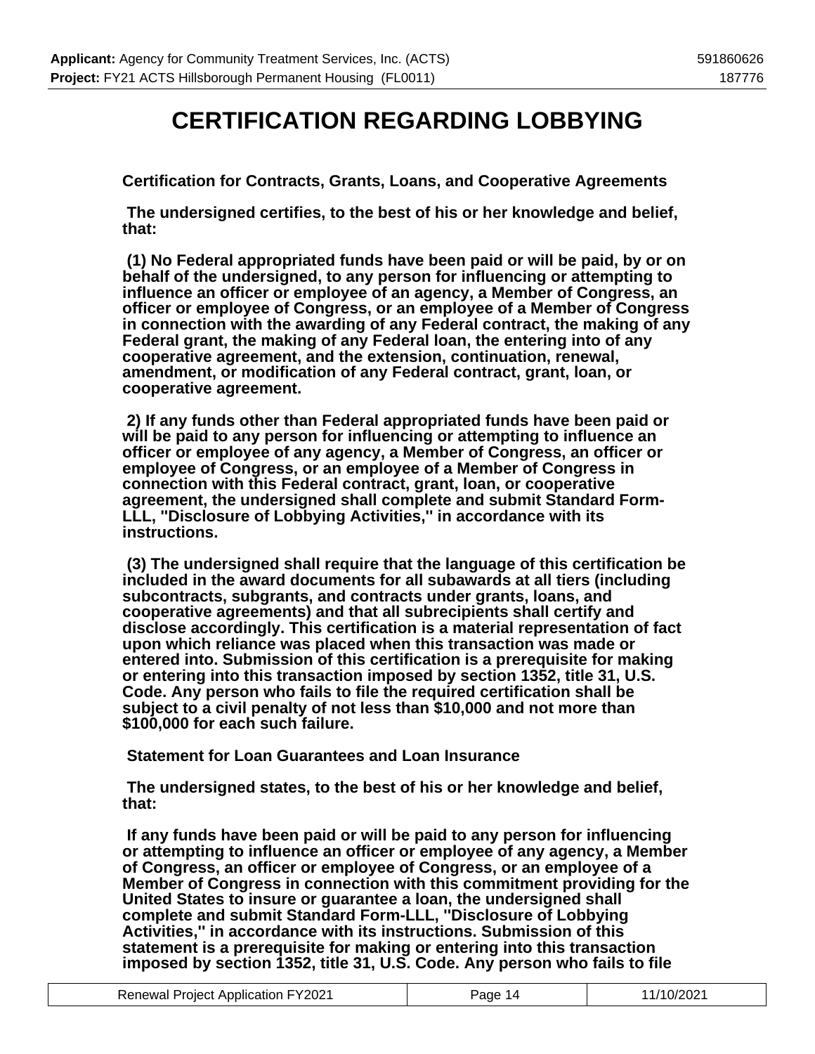# CERTIFICATION REGARDING LOBBYING

**Certification for Contracts, Grants, Loans, and Cooperative Agreements**

**The undersigned certifies, to the best of his or her knowledge and belief, that:**

**(1) No Federal appropriated funds have been paid or will be paid, by or on behalf of the undersigned, to any person for influencing or attempting to influence an officer or employee of an agency, a Member of Congress, an officer or employee of Congress, or an employee of a Member of Congress in connection with the awarding of any Federal contract, the making of any Federal grant, the making of any Federal loan, the entering into of any cooperative agreement, and the extension, continuation, renewal, amendment, or modification of any Federal contract, grant, loan, or cooperative agreement.**

**2) If any funds other than Federal appropriated funds have been paid or will be paid to any person for influencing or attempting to influence an officer or employee of any agency, a Member of Congress, an officer or employee of Congress, or an employee of a Member of Congress in connection with this Federal contract, grant, loan, or cooperative agreement, the undersigned shall complete and submit Standard Form-LLL, "Disclosure of Lobbying Activities," in accordance with its instructions.**

**(3) The undersigned shall require that the language of this certification be included in the award documents for all subawards at all tiers (including subcontracts, subgrants, and contracts under grants, loans, and cooperative agreements) and that all subrecipients shall certify and disclose accordingly. This certification is a material representation of fact upon which reliance was placed when this transaction was made or entered into. Submission of this certification is a prerequisite for making or entering into this transaction imposed by section 1352, title 31, U.S. Code. Any person who fails to file the required certification shall be subject to a civil penalty of not less than $10,000 and not more than $100,000 for each such failure.**

**Statement for Loan Guarantees and Loan Insurance**

**The undersigned states, to the best of his or her knowledge and belief, that:**

**If any funds have been paid or will be paid to any person for influencing or attempting to influence an officer or employee of any agency, a Member of Congress, an officer or employee of Congress, or an employee of a Member of Congress in connection with this commitment providing for the United States to insure or guarantee a loan, the undersigned shall complete and submit Standard Form-LLL, "Disclosure of Lobbying Activities," in accordance with its instructions. Submission of this statement is a prerequisite for making or entering into this transaction imposed by section 1352, title 31, U.S. Code. Any person who fails to file**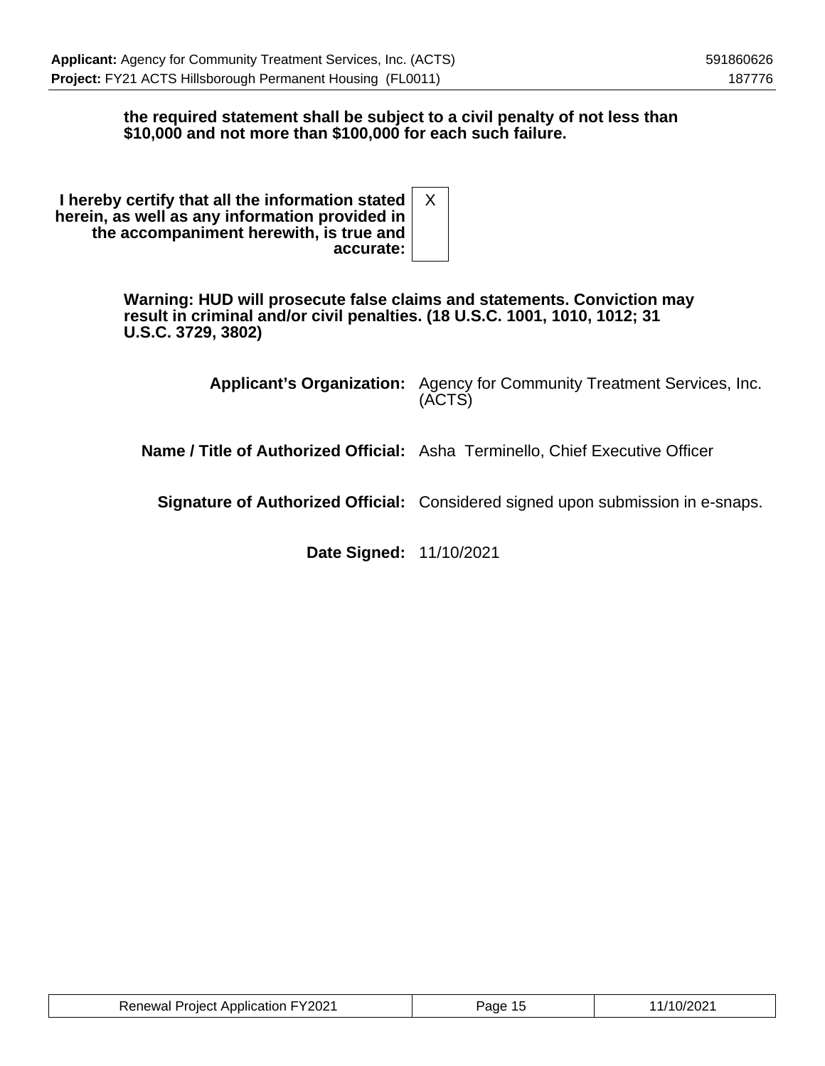**the required statement shall be subject to a civil penalty of not less than $10,000 and not more than $100,000 for each such failure.**

| | |
|---|---|
| **I hereby certify that all the information stated herein, as well as any information provided in the accompaniment herewith, is true and accurate:** | X |

**Warning: HUD will prosecute false claims and statements. Conviction may result in criminal and/or civil penalties. (18 U.S.C. 1001, 1010, 1012; 31 U.S.C. 3729, 3802)**

| | |
|---|---|
| **Applicant's Organization:** | Agency for Community Treatment Services, Inc. (ACTS) |
| **Name / Title of Authorized Official:** | Asha Terminello, Chief Executive Officer |
| **Signature of Authorized Official:** | Considered signed upon submission in e-snaps. |
| **Date Signed:** | 11/10/2021 |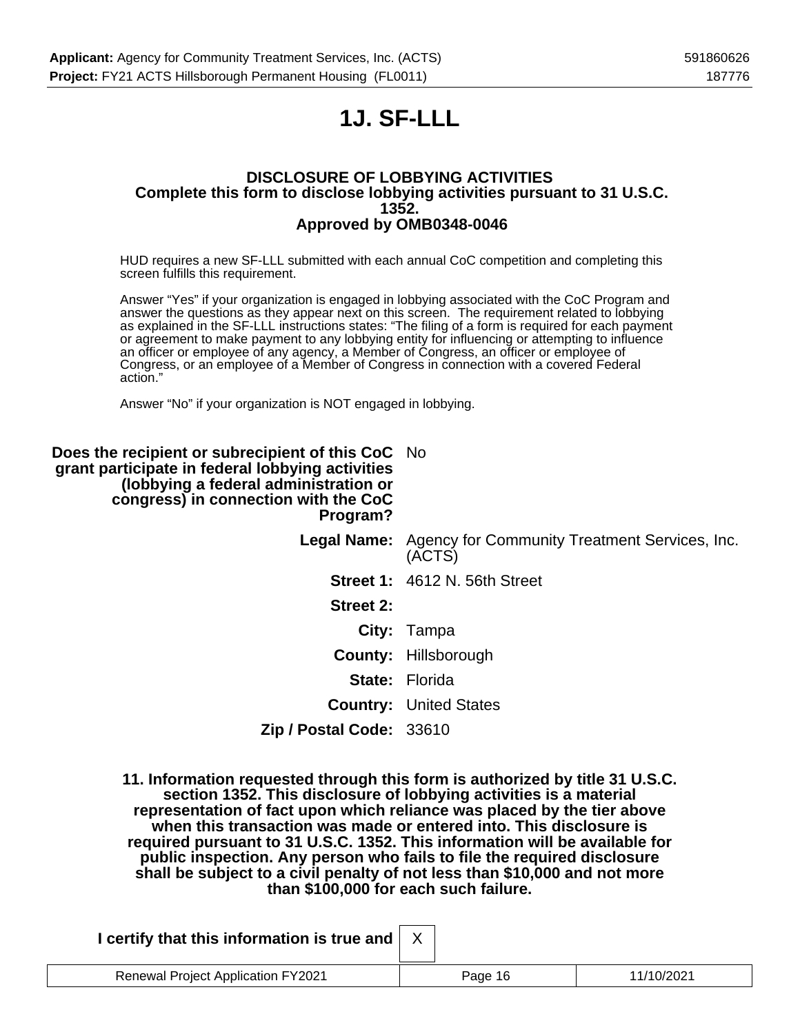# 1J. SF-LLL

**DISCLOSURE OF LOBBYING ACTIVITIES**
**Complete this form to disclose lobbying activities pursuant to 31 U.S.C. 1352.**
**Approved by OMB0348-0046**

HUD requires a new SF-LLL submitted with each annual CoC competition and completing this screen fulfills this requirement.

Answer "Yes" if your organization is engaged in lobbying associated with the CoC Program and answer the questions as they appear next on this screen. The requirement related to lobbying as explained in the SF-LLL instructions states: "The filing of a form is required for each payment or agreement to make payment to any lobbying entity for influencing or attempting to influence an officer or employee of any agency, a Member of Congress, an officer or employee of Congress, or an employee of a Member of Congress in connection with a covered Federal action."

Answer "No" if your organization is NOT engaged in lobbying.

**Does the recipient or subrecipient of this CoC grant participate in federal lobbying activities (lobbying a federal administration or congress) in connection with the CoC Program?** No

**Legal Name:** Agency for Community Treatment Services, Inc. (ACTS)

**Street 1:** 4612 N. 56th Street

**Street 2:**

**City:** Tampa

**County:** Hillsborough

**State:** Florida

**Country:** United States

**Zip / Postal Code:** 33610

**11. Information requested through this form is authorized by title 31 U.S.C. section 1352. This disclosure of lobbying activities is a material representation of fact upon which reliance was placed by the tier above when this transaction was made or entered into. This disclosure is required pursuant to 31 U.S.C. 1352. This information will be available for public inspection. Any person who fails to file the required disclosure shall be subject to a civil penalty of not less than $10,000 and not more than $100,000 for each such failure.**

**I certify that this information is true and** X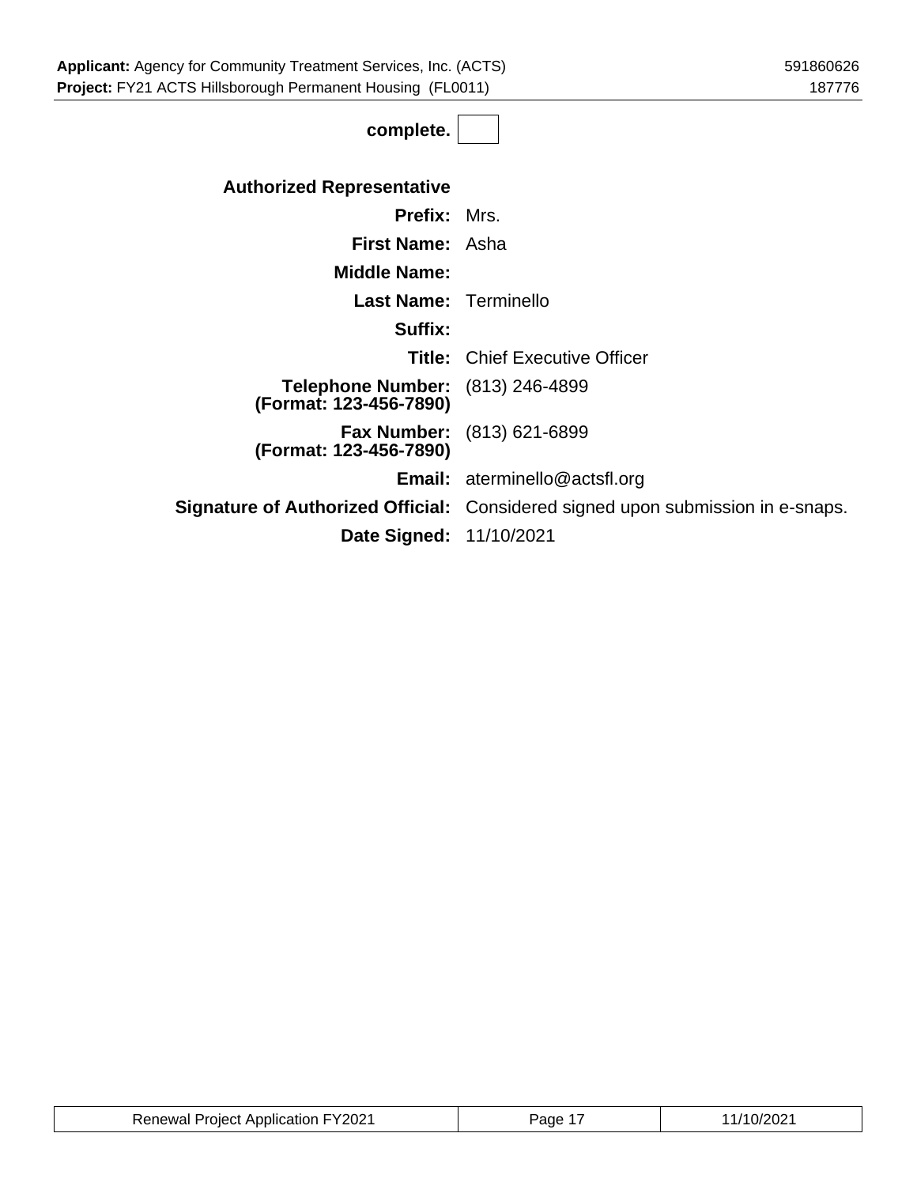**complete.** ☐

**Authorized Representative**

| | |
|---|---|
| **Prefix:** | Mrs. |
| **First Name:** | Asha |
| **Middle Name:** | |
| **Last Name:** | Terminello |
| **Suffix:** | |
| **Title:** | Chief Executive Officer |
| **Telephone Number: (Format: 123-456-7890)** | (813) 246-4899 |
| **Fax Number: (Format: 123-456-7890)** | (813) 621-6899 |
| **Email:** | aterminello@actsfl.org |
| **Signature of Authorized Official:** | Considered signed upon submission in e-snaps. |
| **Date Signed:** | 11/10/2021 |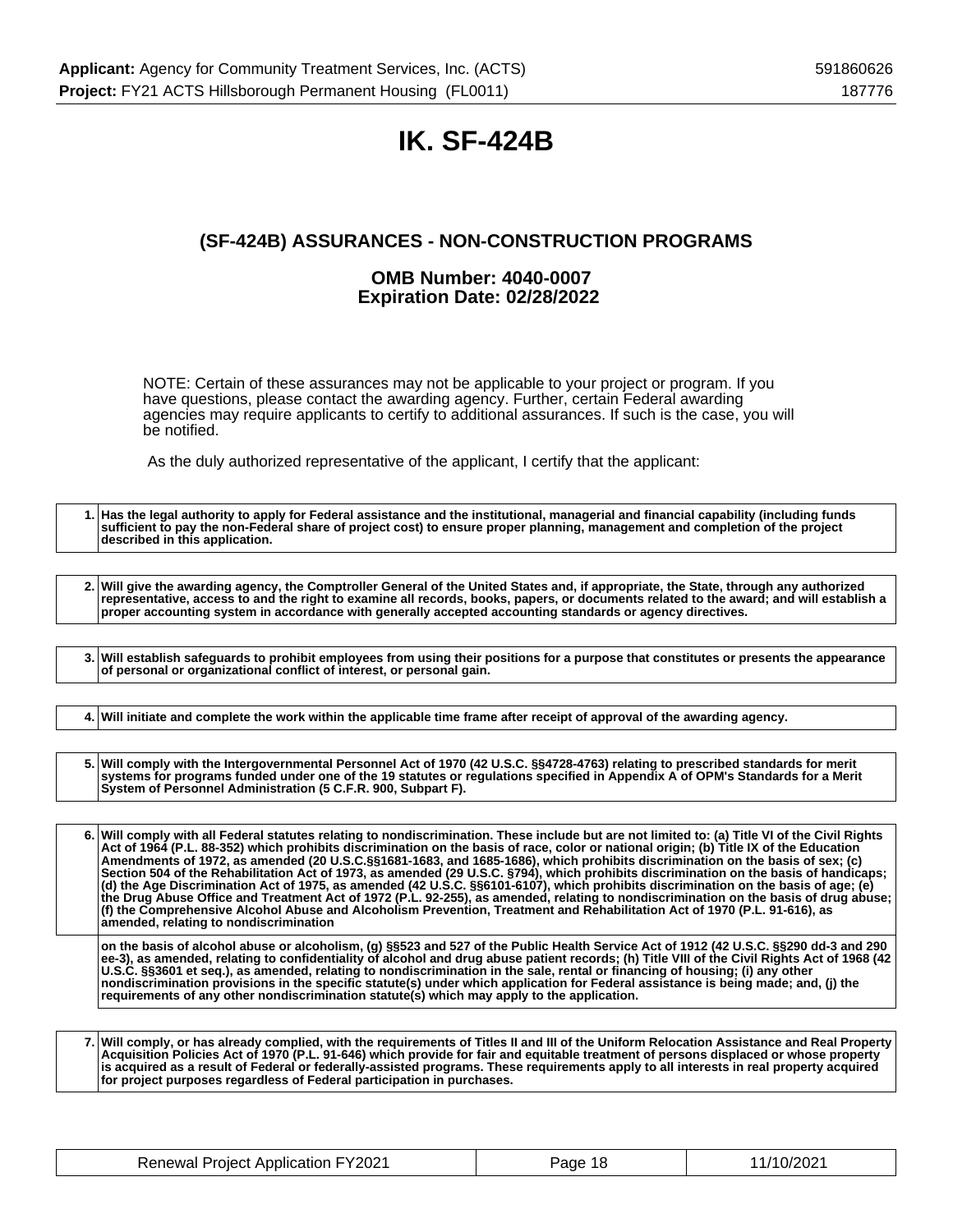# IK. SF-424B

## (SF-424B) ASSURANCES - NON-CONSTRUCTION PROGRAMS

### OMB Number: 4040-0007
### Expiration Date: 02/28/2022

NOTE: Certain of these assurances may not be applicable to your project or program. If you have questions, please contact the awarding agency. Further, certain Federal awarding agencies may require applicants to certify to additional assurances. If such is the case, you will be notified.

As the duly authorized representative of the applicant, I certify that the applicant:

| | |
|---|---|
| 1. | **Has the legal authority to apply for Federal assistance and the institutional, managerial and financial capability (including funds sufficient to pay the non-Federal share of project cost) to ensure proper planning, management and completion of the project described in this application.** |

| | |
|---|---|
| 2. | **Will give the awarding agency, the Comptroller General of the United States and, if appropriate, the State, through any authorized representative, access to and the right to examine all records, books, papers, or documents related to the award; and will establish a proper accounting system in accordance with generally accepted accounting standards or agency directives.** |

| | |
|---|---|
| 3. | **Will establish safeguards to prohibit employees from using their positions for a purpose that constitutes or presents the appearance of personal or organizational conflict of interest, or personal gain.** |

| | |
|---|---|
| 4. | **Will initiate and complete the work within the applicable time frame after receipt of approval of the awarding agency.** |

| | |
|---|---|
| 5. | **Will comply with the Intergovernmental Personnel Act of 1970 (42 U.S.C. §§4728-4763) relating to prescribed standards for merit systems for programs funded under one of the 19 statutes or regulations specified in Appendix A of OPM's Standards for a Merit System of Personnel Administration (5 C.F.R. 900, Subpart F).** |

| | |
|---|---|
| 6. | **Will comply with all Federal statutes relating to nondiscrimination. These include but are not limited to: (a) Title VI of the Civil Rights Act of 1964 (P.L. 88-352) which prohibits discrimination on the basis of race, color or national origin; (b) Title IX of the Education Amendments of 1972, as amended (20 U.S.C.§§1681-1683, and 1685-1686), which prohibits discrimination on the basis of sex; (c) Section 504 of the Rehabilitation Act of 1973, as amended (29 U.S.C. §794), which prohibits discrimination on the basis of handicaps; (d) the Age Discrimination Act of 1975, as amended (42 U.S.C. §§6101-6107), which prohibits discrimination on the basis of age; (e) the Drug Abuse Office and Treatment Act of 1972 (P.L. 92-255), as amended, relating to nondiscrimination on the basis of drug abuse; (f) the Comprehensive Alcohol Abuse and Alcoholism Prevention, Treatment and Rehabilitation Act of 1970 (P.L. 91-616), as amended, relating to nondiscrimination** |
| | **on the basis of alcohol abuse or alcoholism, (g) §§523 and 527 of the Public Health Service Act of 1912 (42 U.S.C. §§290 dd-3 and 290 ee-3), as amended, relating to confidentiality of alcohol and drug abuse patient records; (h) Title VIII of the Civil Rights Act of 1968 (42 U.S.C. §§3601 et seq.), as amended, relating to nondiscrimination in the sale, rental or financing of housing; (i) any other nondiscrimination provisions in the specific statute(s) under which application for Federal assistance is being made; and, (j) the requirements of any other nondiscrimination statute(s) which may apply to the application.** |

| | |
|---|---|
| 7. | **Will comply, or has already complied, with the requirements of Titles II and III of the Uniform Relocation Assistance and Real Property Acquisition Policies Act of 1970 (P.L. 91-646) which provide for fair and equitable treatment of persons displaced or whose property is acquired as a result of Federal or federally-assisted programs. These requirements apply to all interests in real property acquired for project purposes regardless of Federal participation in purchases.** |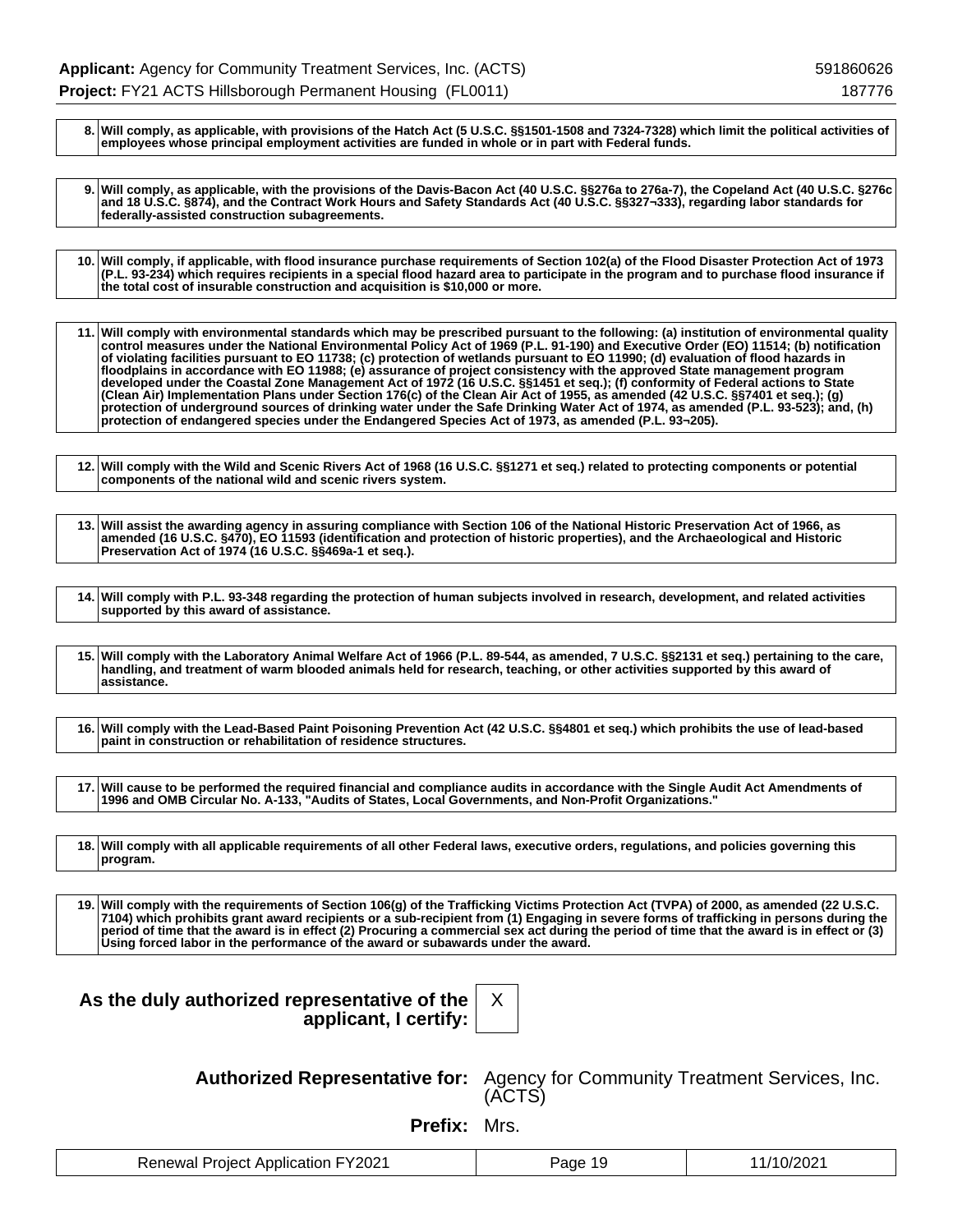**8.** **Will comply, as applicable, with provisions of the Hatch Act (5 U.S.C. §§1501-1508 and 7324-7328) which limit the political activities of employees whose principal employment activities are funded in whole or in part with Federal funds.**

**9.** **Will comply, as applicable, with the provisions of the Davis-Bacon Act (40 U.S.C. §§276a to 276a-7), the Copeland Act (40 U.S.C. §276c and 18 U.S.C. §874), and the Contract Work Hours and Safety Standards Act (40 U.S.C. §§327¬333), regarding labor standards for federally-assisted construction subagreements.**

**10.** **Will comply, if applicable, with flood insurance purchase requirements of Section 102(a) of the Flood Disaster Protection Act of 1973 (P.L. 93-234) which requires recipients in a special flood hazard area to participate in the program and to purchase flood insurance if the total cost of insurable construction and acquisition is $10,000 or more.**

**11.** **Will comply with environmental standards which may be prescribed pursuant to the following: (a) institution of environmental quality control measures under the National Environmental Policy Act of 1969 (P.L. 91-190) and Executive Order (EO) 11514; (b) notification of violating facilities pursuant to EO 11738; (c) protection of wetlands pursuant to EO 11990; (d) evaluation of flood hazards in floodplains in accordance with EO 11988; (e) assurance of project consistency with the approved State management program developed under the Coastal Zone Management Act of 1972 (16 U.S.C. §§1451 et seq.); (f) conformity of Federal actions to State (Clean Air) Implementation Plans under Section 176(c) of the Clean Air Act of 1955, as amended (42 U.S.C. §§7401 et seq.); (g) protection of underground sources of drinking water under the Safe Drinking Water Act of 1974, as amended (P.L. 93-523); and, (h) protection of endangered species under the Endangered Species Act of 1973, as amended (P.L. 93¬205).**

**12.** **Will comply with the Wild and Scenic Rivers Act of 1968 (16 U.S.C. §§1271 et seq.) related to protecting components or potential components of the national wild and scenic rivers system.**

**13.** **Will assist the awarding agency in assuring compliance with Section 106 of the National Historic Preservation Act of 1966, as amended (16 U.S.C. §470), EO 11593 (identification and protection of historic properties), and the Archaeological and Historic Preservation Act of 1974 (16 U.S.C. §§469a-1 et seq.).**

**14.** **Will comply with P.L. 93-348 regarding the protection of human subjects involved in research, development, and related activities supported by this award of assistance.**

**15.** **Will comply with the Laboratory Animal Welfare Act of 1966 (P.L. 89-544, as amended, 7 U.S.C. §§2131 et seq.) pertaining to the care, handling, and treatment of warm blooded animals held for research, teaching, or other activities supported by this award of assistance.**

**16.** **Will comply with the Lead-Based Paint Poisoning Prevention Act (42 U.S.C. §§4801 et seq.) which prohibits the use of lead-based paint in construction or rehabilitation of residence structures.**

**17.** **Will cause to be performed the required financial and compliance audits in accordance with the Single Audit Act Amendments of 1996 and OMB Circular No. A-133, "Audits of States, Local Governments, and Non-Profit Organizations."**

**18.** **Will comply with all applicable requirements of all other Federal laws, executive orders, regulations, and policies governing this program.**

**19.** **Will comply with the requirements of Section 106(g) of the Trafficking Victims Protection Act (TVPA) of 2000, as amended (22 U.S.C. 7104) which prohibits grant award recipients or a sub-recipient from (1) Engaging in severe forms of trafficking in persons during the period of time that the award is in effect (2) Procuring a commercial sex act during the period of time that the award is in effect or (3) Using forced labor in the performance of the award or subawards under the award.**

**As the duly authorized representative of the applicant, I certify:** X

**Authorized Representative for:** Agency for Community Treatment Services, Inc. (ACTS)

**Prefix:** Mrs.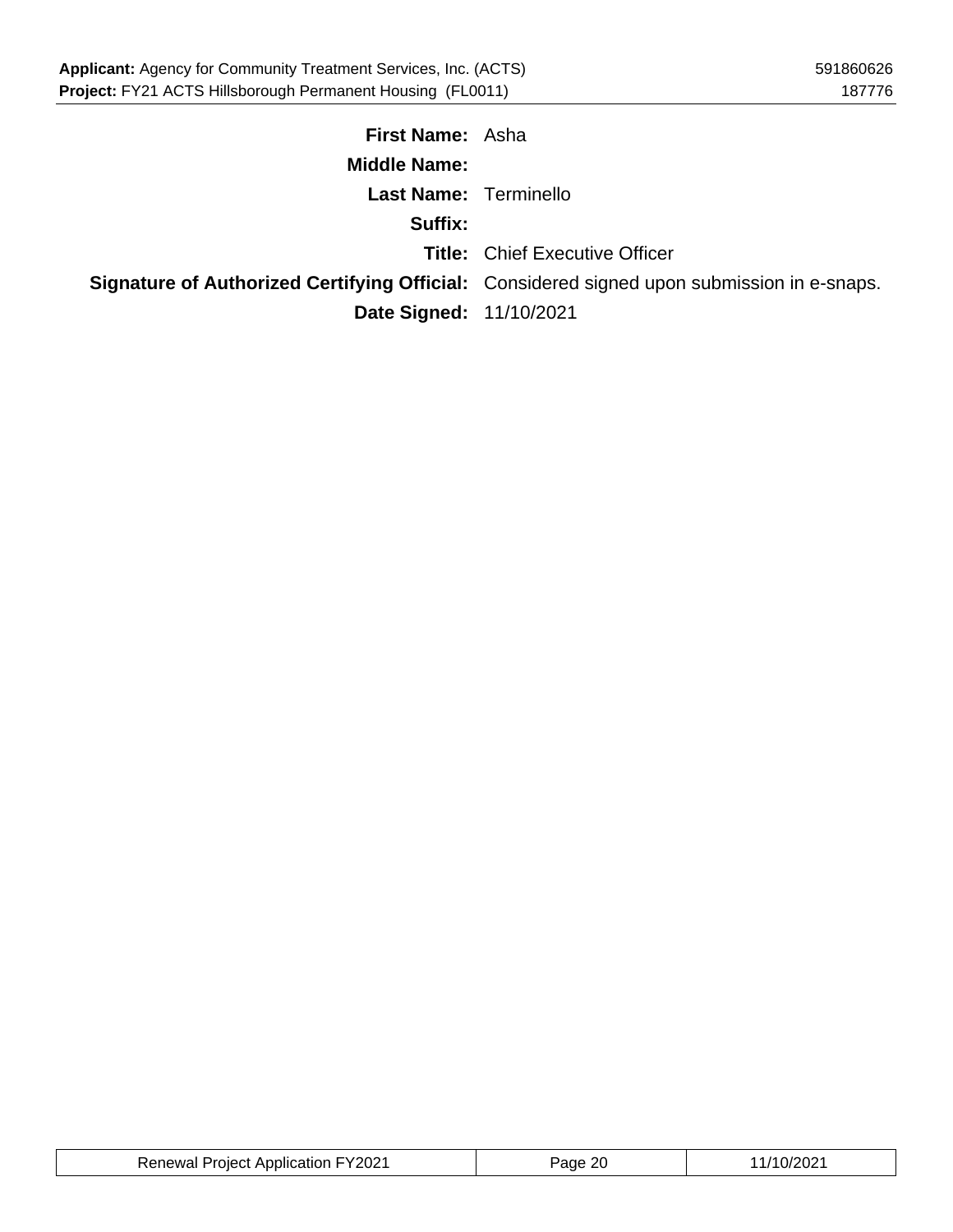**First Name:** Asha

**Middle Name:**

**Last Name:** Terminello

**Suffix:**

**Title:** Chief Executive Officer

**Signature of Authorized Certifying Official:** Considered signed upon submission in e-snaps.

**Date Signed:** 11/10/2021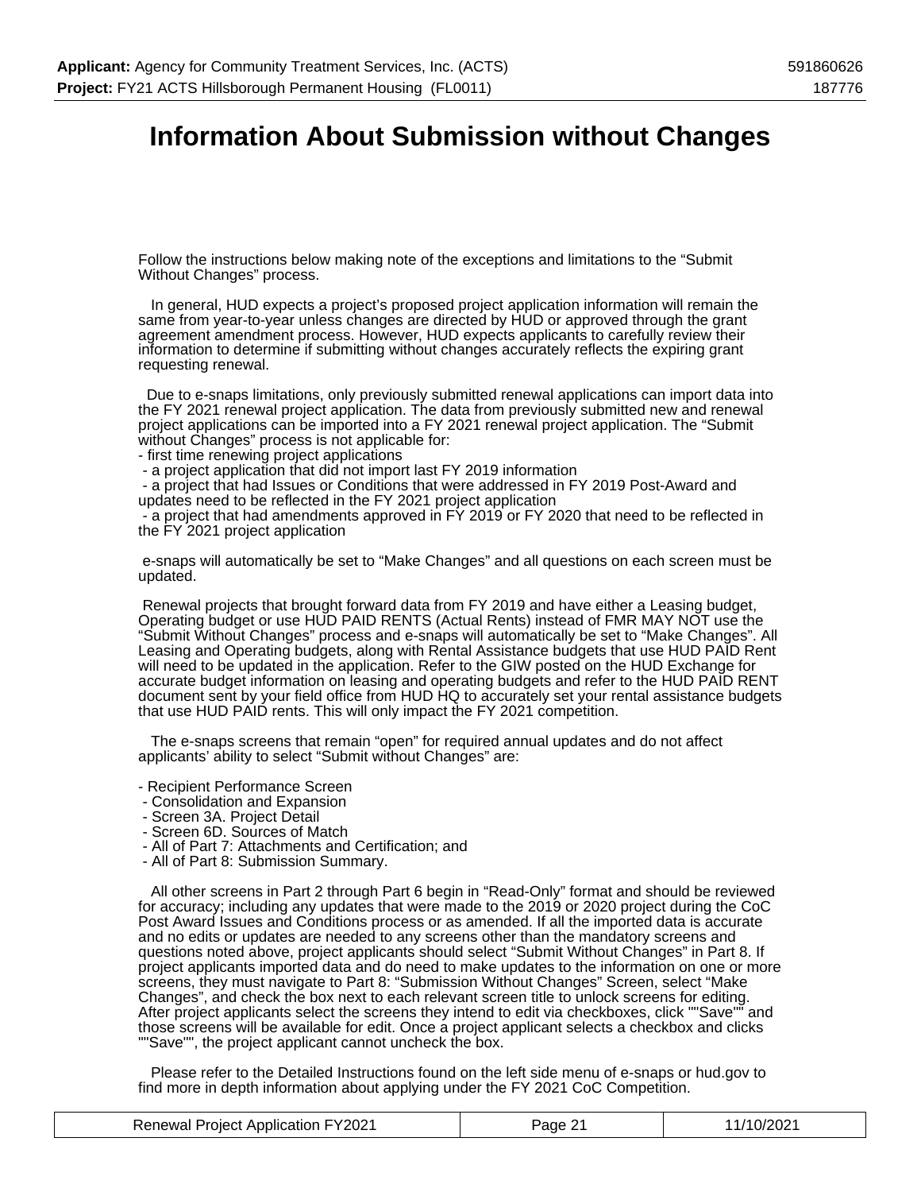# Information About Submission without Changes

Follow the instructions below making note of the exceptions and limitations to the “Submit Without Changes” process.

In general, HUD expects a project’s proposed project application information will remain the same from year-to-year unless changes are directed by HUD or approved through the grant agreement amendment process. However, HUD expects applicants to carefully review their information to determine if submitting without changes accurately reflects the expiring grant requesting renewal.

Due to e-snaps limitations, only previously submitted renewal applications can import data into the FY 2021 renewal project application. The data from previously submitted new and renewal project applications can be imported into a FY 2021 renewal project application. The “Submit without Changes” process is not applicable for:

- first time renewing project applications
- a project application that did not import last FY 2019 information
- a project that had Issues or Conditions that were addressed in FY 2019 Post-Award and updates need to be reflected in the FY 2021 project application
- a project that had amendments approved in FY 2019 or FY 2020 that need to be reflected in the FY 2021 project application

e-snaps will automatically be set to “Make Changes” and all questions on each screen must be updated.

Renewal projects that brought forward data from FY 2019 and have either a Leasing budget, Operating budget or use HUD PAID RENTS (Actual Rents) instead of FMR MAY NOT use the “Submit Without Changes” process and e-snaps will automatically be set to “Make Changes”. All Leasing and Operating budgets, along with Rental Assistance budgets that use HUD PAID Rent will need to be updated in the application. Refer to the GIW posted on the HUD Exchange for accurate budget information on leasing and operating budgets and refer to the HUD PAID RENT document sent by your field office from HUD HQ to accurately set your rental assistance budgets that use HUD PAID rents. This will only impact the FY 2021 competition.

The e-snaps screens that remain “open” for required annual updates and do not affect applicants’ ability to select “Submit without Changes” are:

- Recipient Performance Screen
- Consolidation and Expansion
- Screen 3A. Project Detail
- Screen 6D. Sources of Match
- All of Part 7: Attachments and Certification; and
- All of Part 8: Submission Summary.

All other screens in Part 2 through Part 6 begin in “Read-Only” format and should be reviewed for accuracy; including any updates that were made to the 2019 or 2020 project during the CoC Post Award Issues and Conditions process or as amended. If all the imported data is accurate and no edits or updates are needed to any screens other than the mandatory screens and questions noted above, project applicants should select “Submit Without Changes” in Part 8. If project applicants imported data and do need to make updates to the information on one or more screens, they must navigate to Part 8: “Submission Without Changes” Screen, select “Make Changes”, and check the box next to each relevant screen title to unlock screens for editing. After project applicants select the screens they intend to edit via checkboxes, click ""Save"" and those screens will be available for edit. Once a project applicant selects a checkbox and clicks ""Save"", the project applicant cannot uncheck the box.

Please refer to the Detailed Instructions found on the left side menu of e-snaps or hud.gov to find more in depth information about applying under the FY 2021 CoC Competition.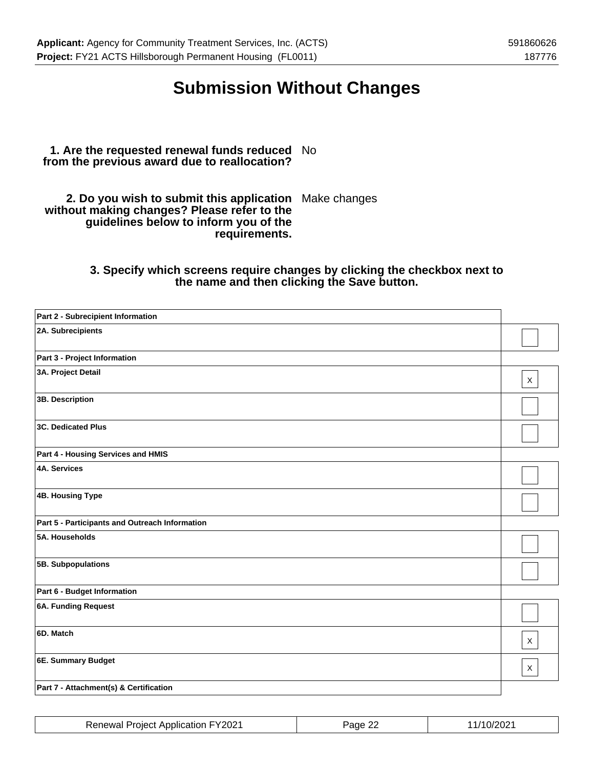# Submission Without Changes

**1. Are the requested renewal funds reduced from the previous award due to reallocation?** No

**2. Do you wish to submit this application without making changes? Please refer to the guidelines below to inform you of the requirements.** Make changes

**3. Specify which screens require changes by clicking the checkbox next to the name and then clicking the Save button.**

| | |
|---|---|
| **Part 2 - Subrecipient Information** | |
| **2A. Subrecipients** | |
| **Part 3 - Project Information** | |
| **3A. Project Detail** | X |
| **3B. Description** | |
| **3C. Dedicated Plus** | |
| **Part 4 - Housing Services and HMIS** | |
| **4A. Services** | |
| **4B. Housing Type** | |
| **Part 5 - Participants and Outreach Information** | |
| **5A. Households** | |
| **5B. Subpopulations** | |
| **Part 6 - Budget Information** | |
| **6A. Funding Request** | |
| **6D. Match** | X |
| **6E. Summary Budget** | X |
| **Part 7 - Attachment(s) & Certification** | |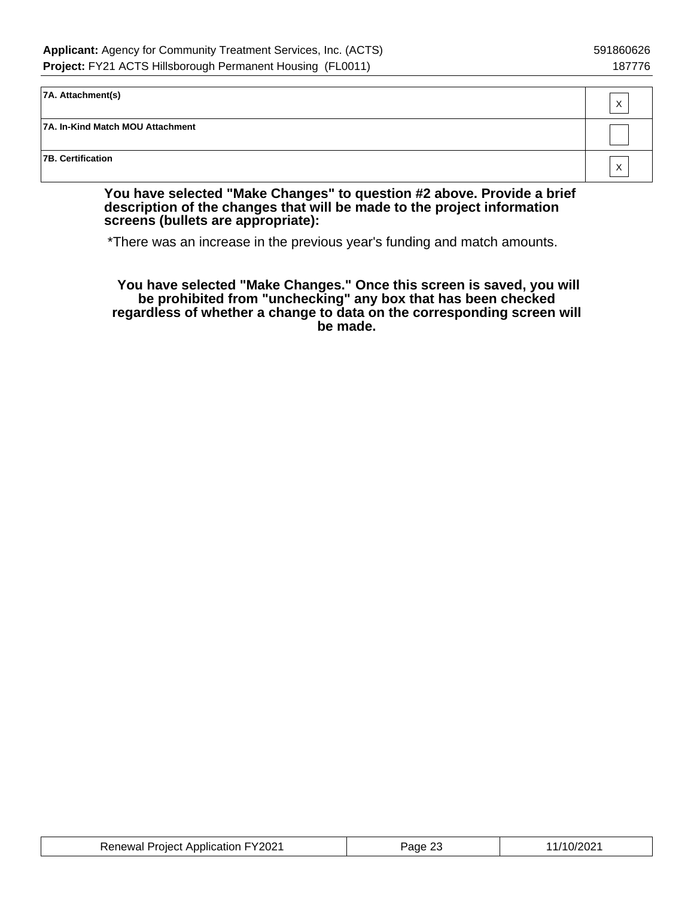| | |
|---|---|
| **7A. Attachment(s)** | X |
| **7A. In-Kind Match MOU Attachment** | |
| **7B. Certification** | X |

**You have selected "Make Changes" to question #2 above. Provide a brief description of the changes that will be made to the project information screens (bullets are appropriate):**

*There was an increase in the previous year's funding and match amounts.

**You have selected "Make Changes." Once this screen is saved, you will be prohibited from "unchecking" any box that has been checked regardless of whether a change to data on the corresponding screen will be made.**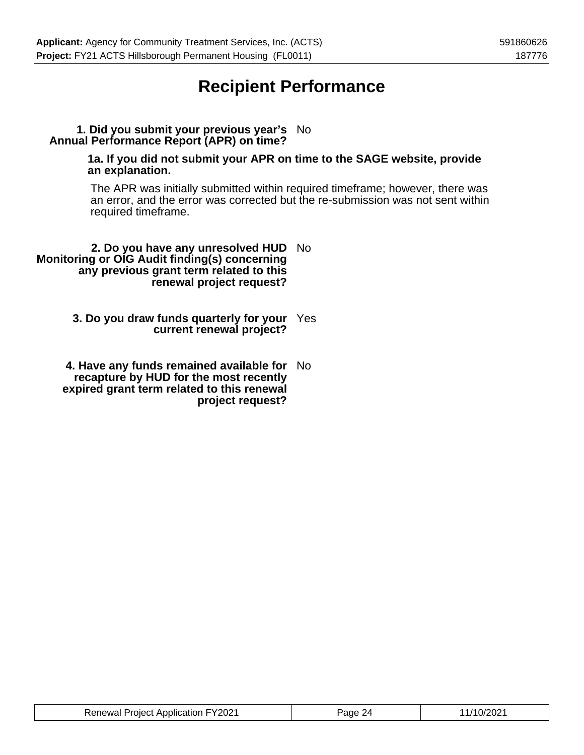# Recipient Performance

**1. Did you submit your previous year's Annual Performance Report (APR) on time?** No

**1a. If you did not submit your APR on time to the SAGE website, provide an explanation.**

The APR was initially submitted within required timeframe; however, there was an error, and the error was corrected but the re-submission was not sent within required timeframe.

**2. Do you have any unresolved HUD Monitoring or OIG Audit finding(s) concerning any previous grant term related to this renewal project request?** No

**3. Do you draw funds quarterly for your current renewal project?** Yes

**4. Have any funds remained available for recapture by HUD for the most recently expired grant term related to this renewal project request?** No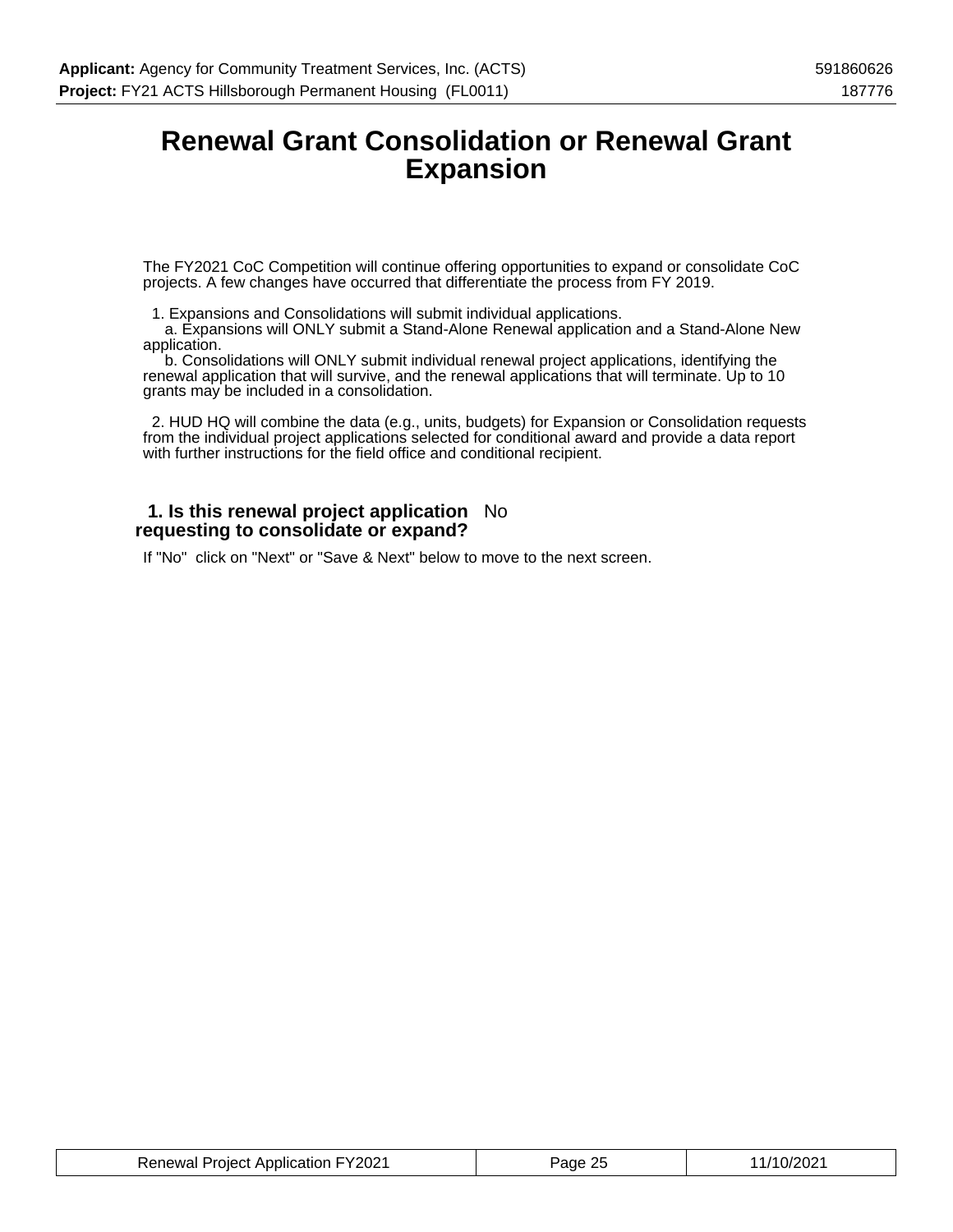# Renewal Grant Consolidation or Renewal Grant Expansion

The FY2021 CoC Competition will continue offering opportunities to expand or consolidate CoC projects. A few changes have occurred that differentiate the process from FY 2019.

1. Expansions and Consolidations will submit individual applications.
   a. Expansions will ONLY submit a Stand-Alone Renewal application and a Stand-Alone New application.
   b. Consolidations will ONLY submit individual renewal project applications, identifying the renewal application that will survive, and the renewal applications that will terminate. Up to 10 grants may be included in a consolidation.

2. HUD HQ will combine the data (e.g., units, budgets) for Expansion or Consolidation requests from the individual project applications selected for conditional award and provide a data report with further instructions for the field office and conditional recipient.

**1. Is this renewal project application requesting to consolidate or expand?** No

If "No" click on "Next" or "Save & Next" below to move to the next screen.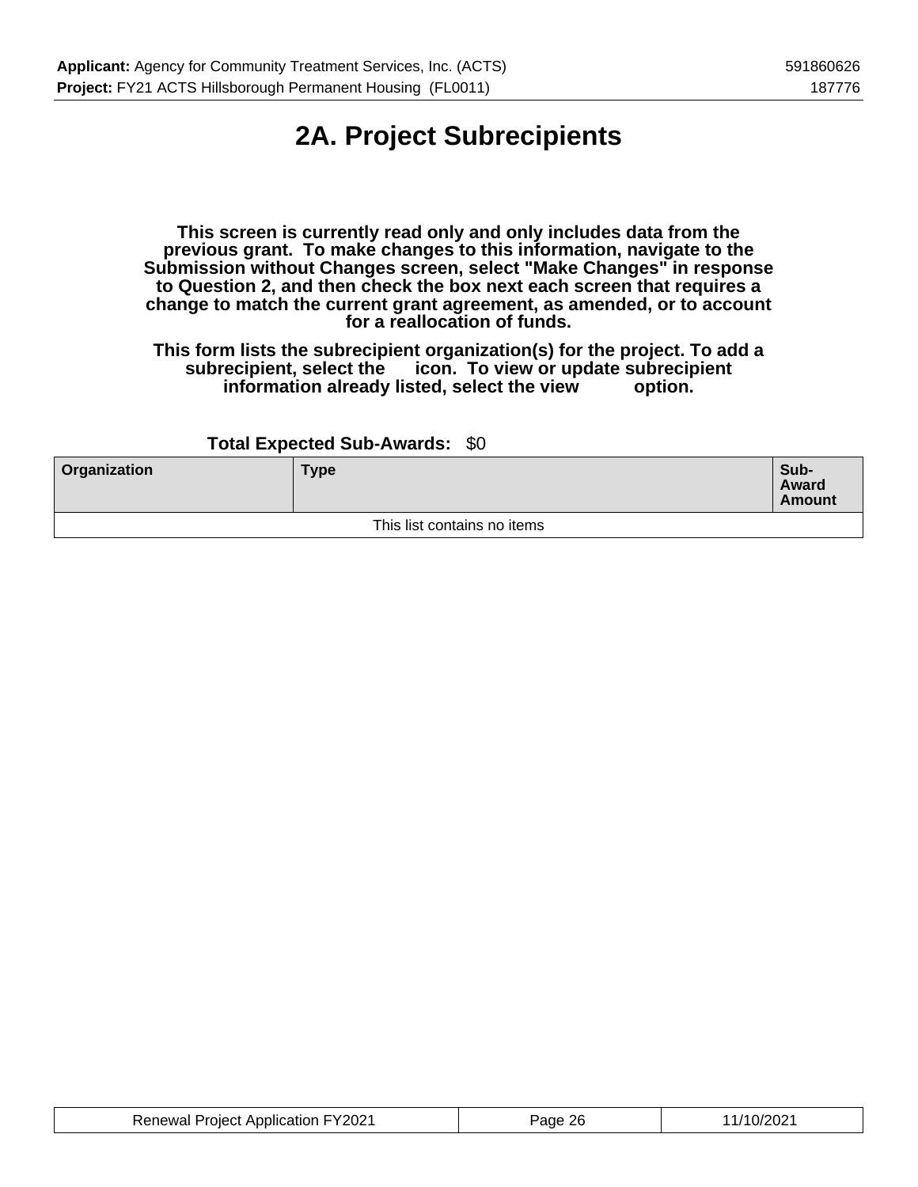# 2A. Project Subrecipients

**This screen is currently read only and only includes data from the previous grant. To make changes to this information, navigate to the Submission without Changes screen, select "Make Changes" in response to Question 2, and then check the box next each screen that requires a change to match the current grant agreement, as amended, or to account for a reallocation of funds.**

**This form lists the subrecipient organization(s) for the project. To add a subrecipient, select the icon. To view or update subrecipient information already listed, select the view option.**

**Total Expected Sub-Awards:** $0

| Organization | Type | Sub-Award Amount |
|---|---|---|
| This list contains no items | | |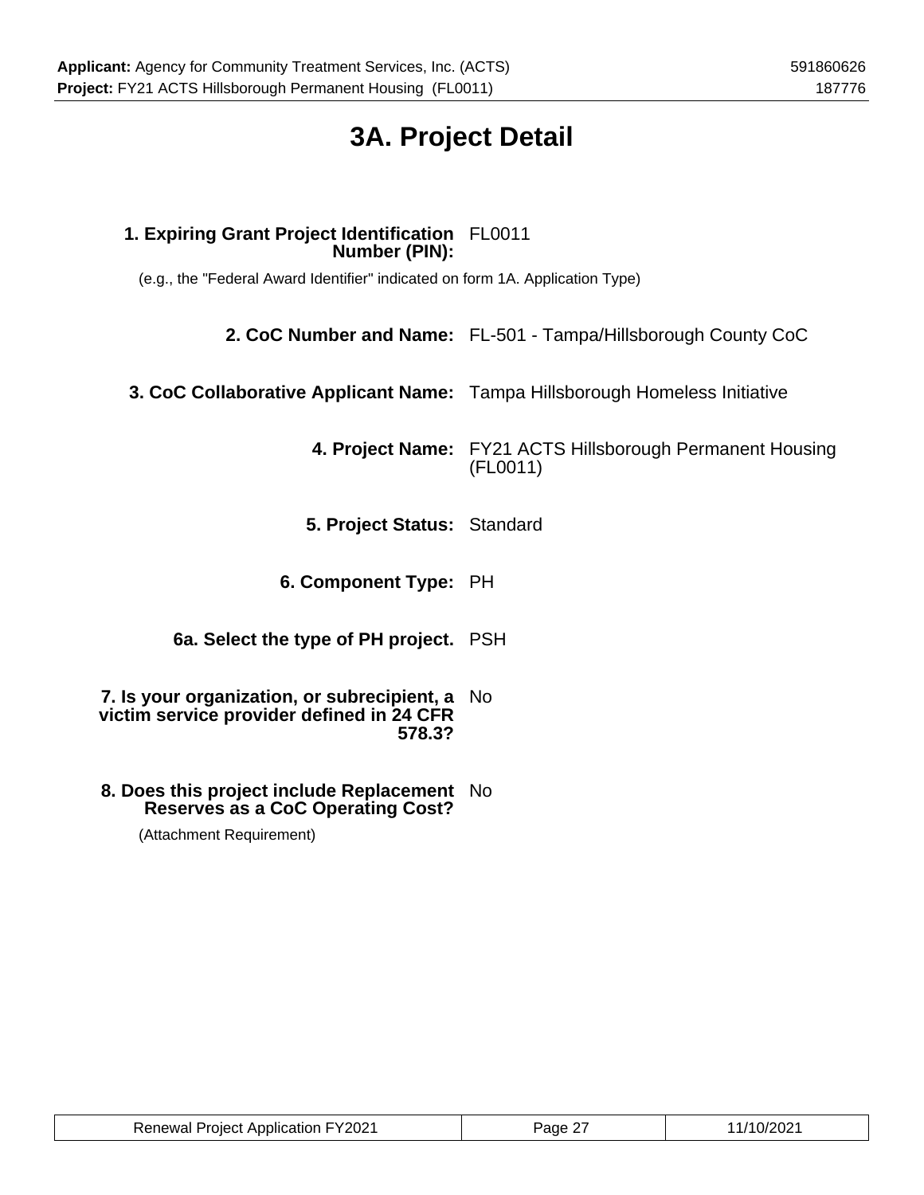# 3A. Project Detail

**1. Expiring Grant Project Identification Number (PIN):** FL0011

(e.g., the "Federal Award Identifier" indicated on form 1A. Application Type)

**2. CoC Number and Name:** FL-501 - Tampa/Hillsborough County CoC

**3. CoC Collaborative Applicant Name:** Tampa Hillsborough Homeless Initiative

**4. Project Name:** FY21 ACTS Hillsborough Permanent Housing (FL0011)

**5. Project Status:** Standard

**6. Component Type:** PH

**6a. Select the type of PH project.** PSH

**7. Is your organization, or subrecipient, a victim service provider defined in 24 CFR 578.3?** No

**8. Does this project include Replacement Reserves as a CoC Operating Cost?** No

(Attachment Requirement)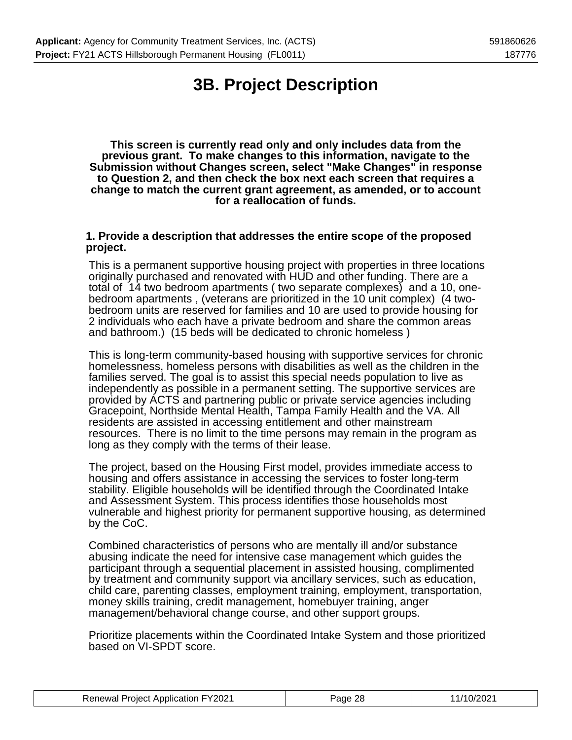# 3B. Project Description

**This screen is currently read only and only includes data from the previous grant. To make changes to this information, navigate to the Submission without Changes screen, select "Make Changes" in response to Question 2, and then check the box next each screen that requires a change to match the current grant agreement, as amended, or to account for a reallocation of funds.**

**1. Provide a description that addresses the entire scope of the proposed project.**

This is a permanent supportive housing project with properties in three locations originally purchased and renovated with HUD and other funding. There are a total of 14 two bedroom apartments ( two separate complexes) and a 10, one-bedroom apartments , (veterans are prioritized in the 10 unit complex) (4 two-bedroom units are reserved for families and 10 are used to provide housing for 2 individuals who each have a private bedroom and share the common areas and bathroom.) (15 beds will be dedicated to chronic homeless )

This is long-term community-based housing with supportive services for chronic homelessness, homeless persons with disabilities as well as the children in the families served. The goal is to assist this special needs population to live as independently as possible in a permanent setting. The supportive services are provided by ACTS and partnering public or private service agencies including Gracepoint, Northside Mental Health, Tampa Family Health and the VA. All residents are assisted in accessing entitlement and other mainstream resources. There is no limit to the time persons may remain in the program as long as they comply with the terms of their lease.

The project, based on the Housing First model, provides immediate access to housing and offers assistance in accessing the services to foster long-term stability. Eligible households will be identified through the Coordinated Intake and Assessment System. This process identifies those households most vulnerable and highest priority for permanent supportive housing, as determined by the CoC.

Combined characteristics of persons who are mentally ill and/or substance abusing indicate the need for intensive case management which guides the participant through a sequential placement in assisted housing, complimented by treatment and community support via ancillary services, such as education, child care, parenting classes, employment training, employment, transportation, money skills training, credit management, homebuyer training, anger management/behavioral change course, and other support groups.

Prioritize placements within the Coordinated Intake System and those prioritized based on VI-SPDT score.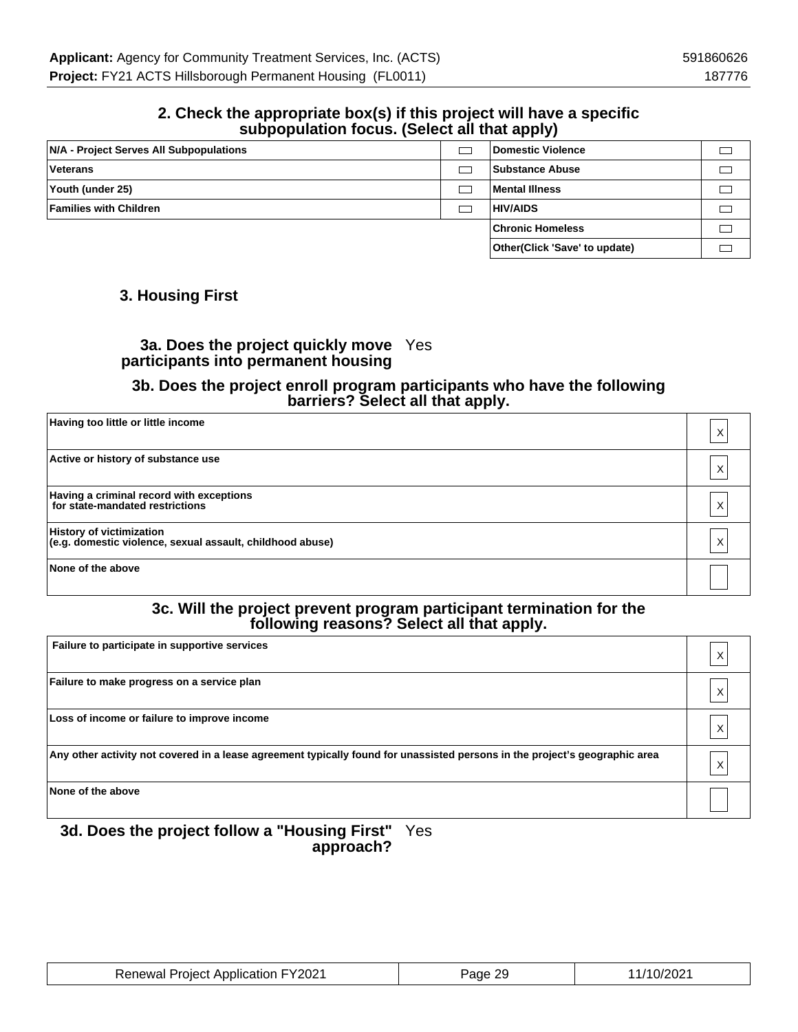## 2. Check the appropriate box(s) if this project will have a specific subpopulation focus. (Select all that apply)

| | | | |
|---|---|---|---|
| N/A - Project Serves All Subpopulations | ☐ | Domestic Violence | ☐ |
| Veterans | ☐ | Substance Abuse | ☐ |
| Youth (under 25) | ☐ | Mental Illness | ☐ |
| Families with Children | ☐ | HIV/AIDS | ☐ |
| | | Chronic Homeless | ☐ |
| | | Other(Click 'Save' to update) | ☐ |

## 3. Housing First

**3a. Does the project quickly move participants into permanent housing** Yes

### 3b. Does the project enroll program participants who have the following barriers? Select all that apply.

| Barrier | |
|---|---|
| Having too little or little income | X |
| Active or history of substance use | X |
| Having a criminal record with exceptions for state-mandated restrictions | X |
| History of victimization (e.g. domestic violence, sexual assault, childhood abuse) | X |
| None of the above | |

### 3c. Will the project prevent program participant termination for the following reasons? Select all that apply.

| Reason | |
|---|---|
| Failure to participate in supportive services | X |
| Failure to make progress on a service plan | X |
| Loss of income or failure to improve income | X |
| Any other activity not covered in a lease agreement typically found for unassisted persons in the project's geographic area | X |
| None of the above | |

**3d. Does the project follow a "Housing First" approach?** Yes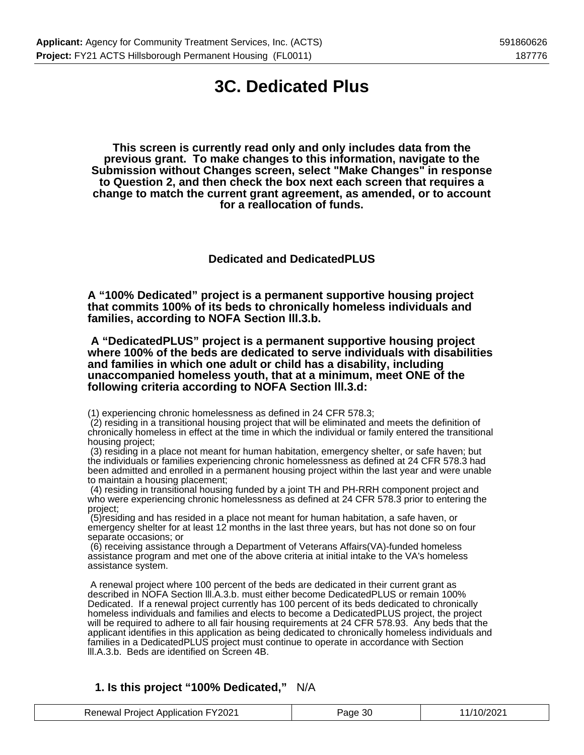# 3C. Dedicated Plus

**This screen is currently read only and only includes data from the previous grant. To make changes to this information, navigate to the Submission without Changes screen, select "Make Changes" in response to Question 2, and then check the box next each screen that requires a change to match the current grant agreement, as amended, or to account for a reallocation of funds.**

### Dedicated and DedicatedPLUS

**A "100% Dedicated" project is a permanent supportive housing project that commits 100% of its beds to chronically homeless individuals and families, according to NOFA Section lll.3.b.**

**A "DedicatedPLUS" project is a permanent supportive housing project where 100% of the beds are dedicated to serve individuals with disabilities and families in which one adult or child has a disability, including unaccompanied homeless youth, that at a minimum, meet ONE of the following criteria according to NOFA Section lll.3.d:**

(1) experiencing chronic homelessness as defined in 24 CFR 578.3;
(2) residing in a transitional housing project that will be eliminated and meets the definition of chronically homeless in effect at the time in which the individual or family entered the transitional housing project;
(3) residing in a place not meant for human habitation, emergency shelter, or safe haven; but the individuals or families experiencing chronic homelessness as defined at 24 CFR 578.3 had been admitted and enrolled in a permanent housing project within the last year and were unable to maintain a housing placement;
(4) residing in transitional housing funded by a joint TH and PH-RRH component project and who were experiencing chronic homelessness as defined at 24 CFR 578.3 prior to entering the project;
(5)residing and has resided in a place not meant for human habitation, a safe haven, or emergency shelter for at least 12 months in the last three years, but has not done so on four separate occasions; or
(6) receiving assistance through a Department of Veterans Affairs(VA)-funded homeless assistance program and met one of the above criteria at initial intake to the VA's homeless assistance system.

A renewal project where 100 percent of the beds are dedicated in their current grant as described in NOFA Section lll.A.3.b. must either become DedicatedPLUS or remain 100% Dedicated. If a renewal project currently has 100 percent of its beds dedicated to chronically homeless individuals and families and elects to become a DedicatedPLUS project, the project will be required to adhere to all fair housing requirements at 24 CFR 578.93. Any beds that the applicant identifies in this application as being dedicated to chronically homeless individuals and families in a DedicatedPLUS project must continue to operate in accordance with Section lll.A.3.b. Beds are identified on Screen 4B.

**1. Is this project "100% Dedicated,"** N/A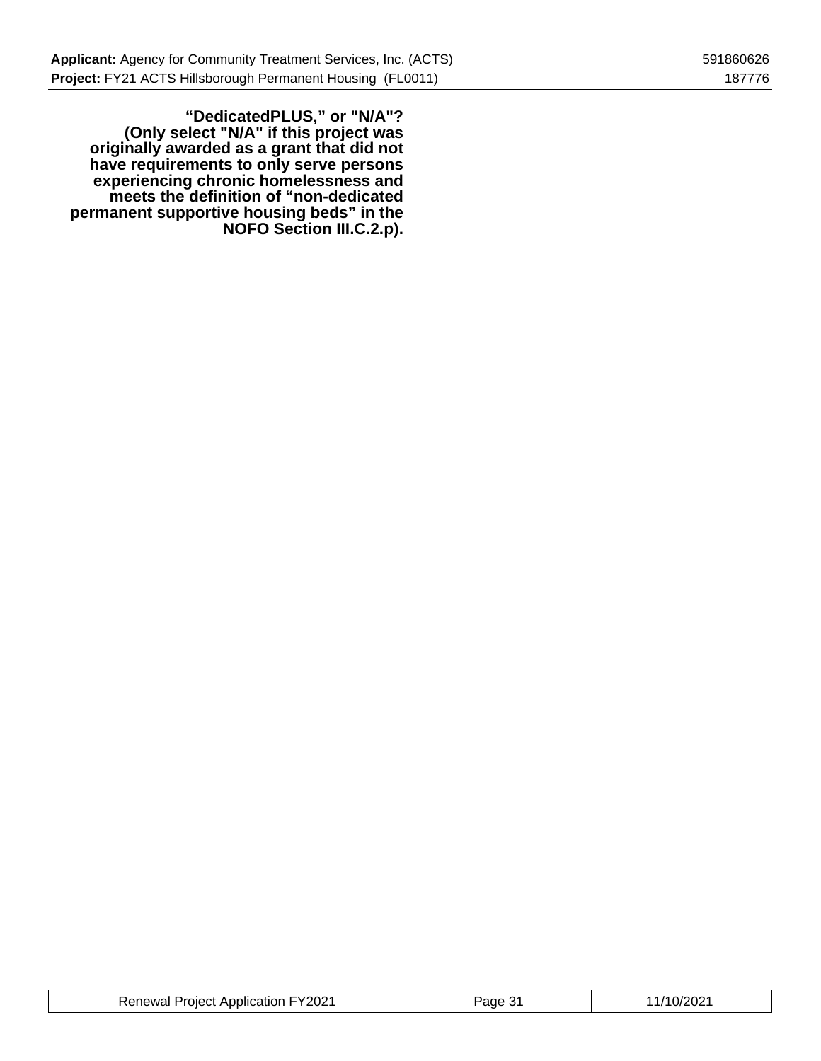**“DedicatedPLUS,” or "N/A"? (Only select "N/A" if this project was originally awarded as a grant that did not have requirements to only serve persons experiencing chronic homelessness and meets the definition of “non-dedicated permanent supportive housing beds” in the NOFO Section III.C.2.p).**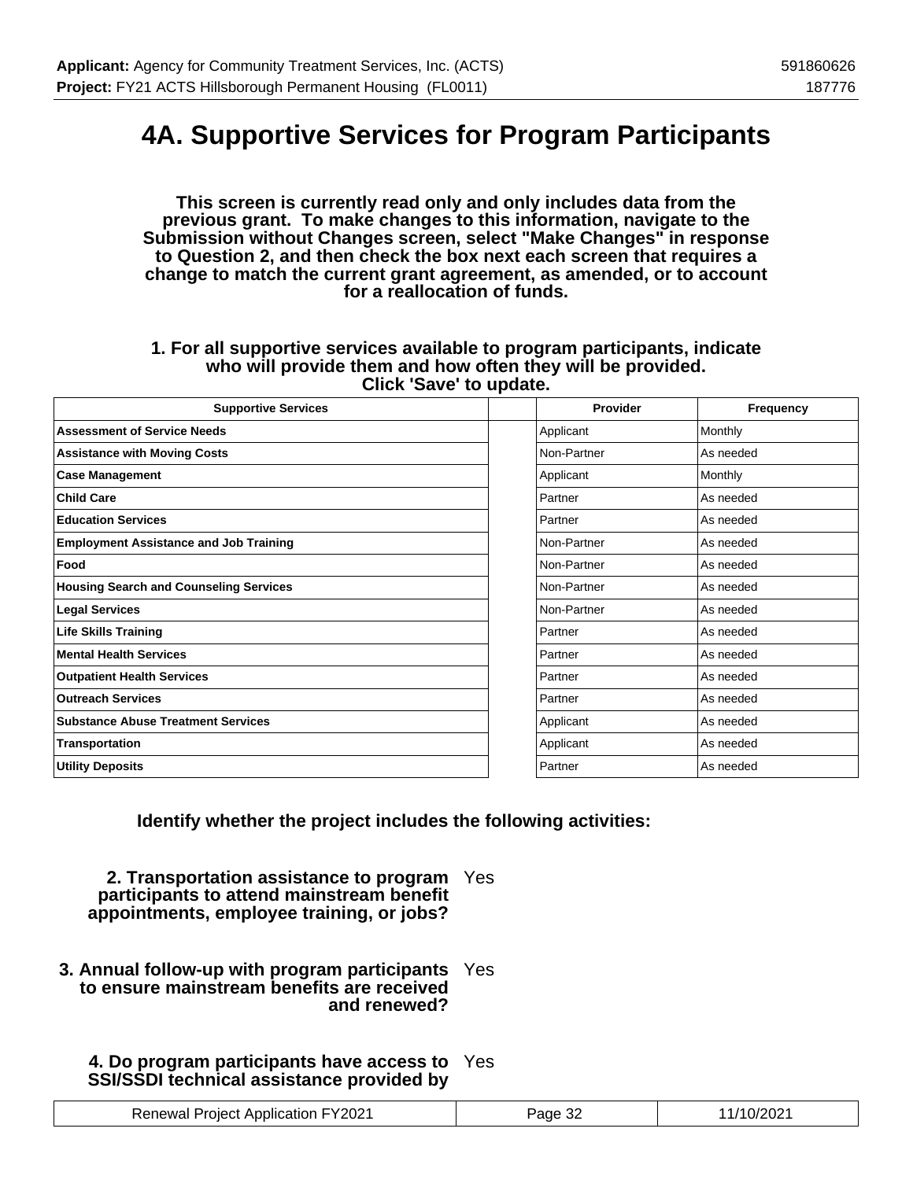# 4A. Supportive Services for Program Participants

**This screen is currently read only and only includes data from the previous grant. To make changes to this information, navigate to the Submission without Changes screen, select "Make Changes" in response to Question 2, and then check the box next each screen that requires a change to match the current grant agreement, as amended, or to account for a reallocation of funds.**

**1. For all supportive services available to program participants, indicate who will provide them and how often they will be provided. Click 'Save' to update.**

| Supportive Services | | Provider | Frequency |
|---|---|---|---|
| **Assessment of Service Needs** | | Applicant | Monthly |
| **Assistance with Moving Costs** | | Non-Partner | As needed |
| **Case Management** | | Applicant | Monthly |
| **Child Care** | | Partner | As needed |
| **Education Services** | | Partner | As needed |
| **Employment Assistance and Job Training** | | Non-Partner | As needed |
| **Food** | | Non-Partner | As needed |
| **Housing Search and Counseling Services** | | Non-Partner | As needed |
| **Legal Services** | | Non-Partner | As needed |
| **Life Skills Training** | | Partner | As needed |
| **Mental Health Services** | | Partner | As needed |
| **Outpatient Health Services** | | Partner | As needed |
| **Outreach Services** | | Partner | As needed |
| **Substance Abuse Treatment Services** | | Applicant | As needed |
| **Transportation** | | Applicant | As needed |
| **Utility Deposits** | | Partner | As needed |

**Identify whether the project includes the following activities:**

**2. Transportation assistance to program participants to attend mainstream benefit appointments, employee training, or jobs?** Yes

**3. Annual follow-up with program participants to ensure mainstream benefits are received and renewed?** Yes

**4. Do program participants have access to SSI/SSDI technical assistance provided by** Yes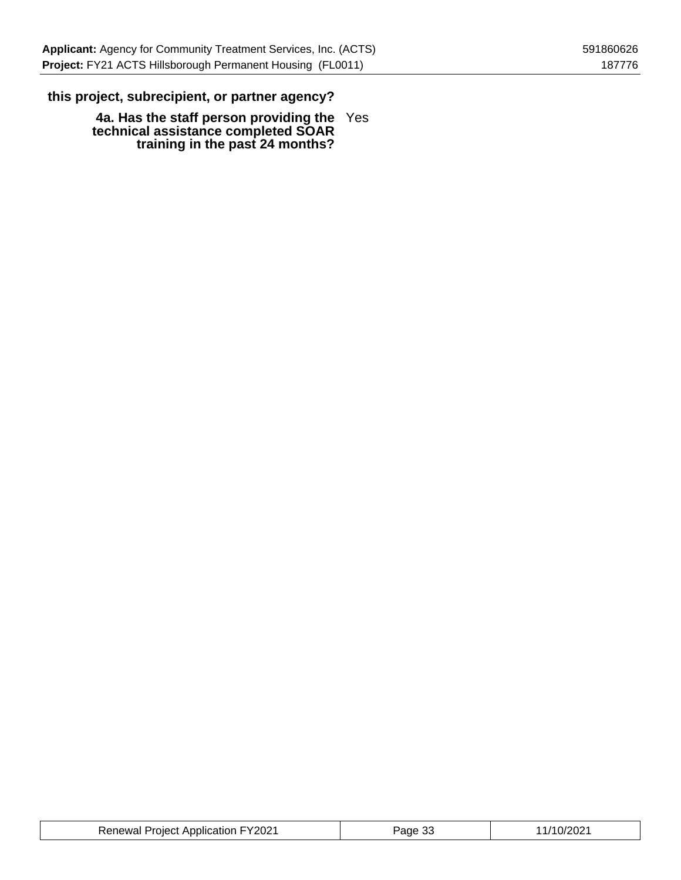**this project, subrecipient, or partner agency?**

| | |
|---|---|
| **4a. Has the staff person providing the technical assistance completed SOAR training in the past 24 months?** | Yes |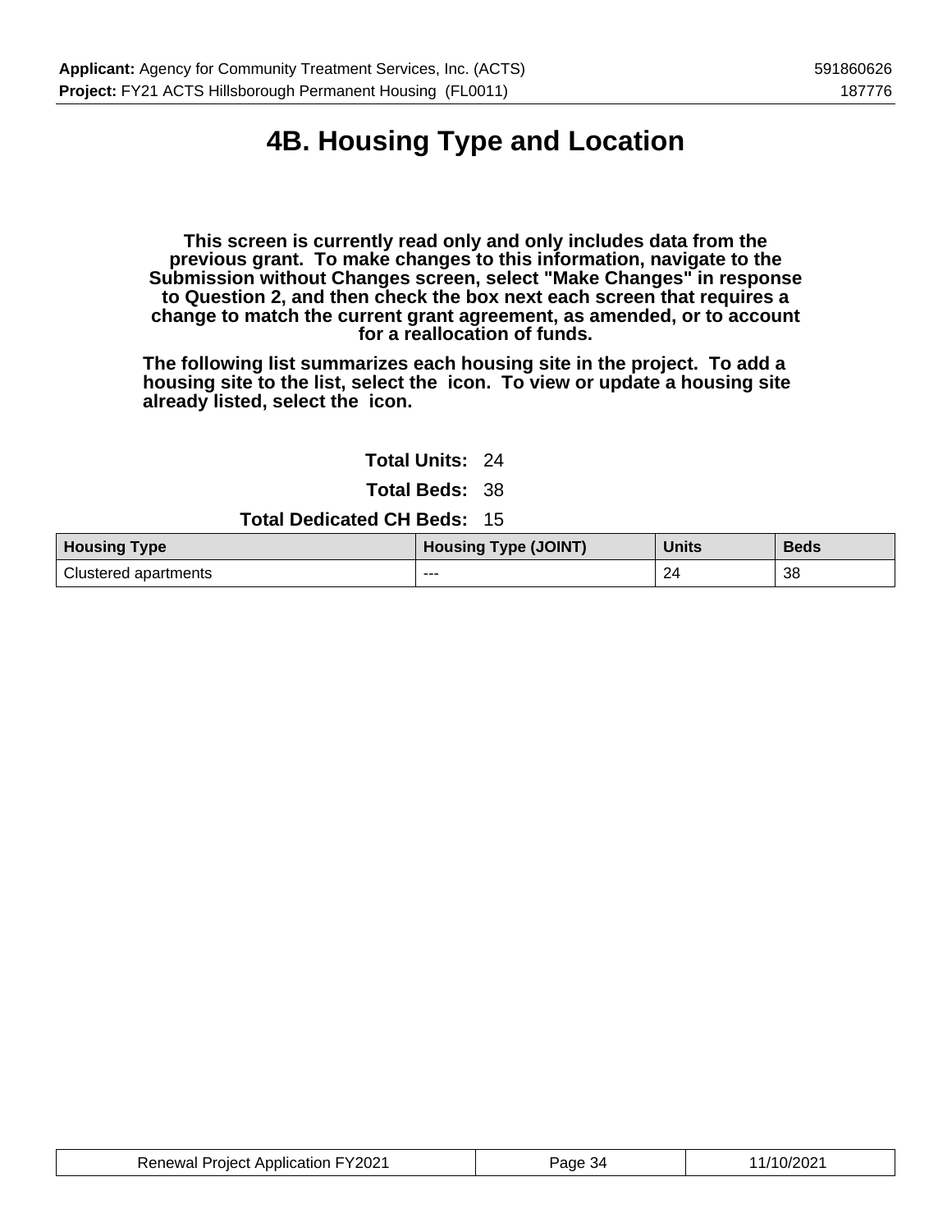# 4B. Housing Type and Location

**This screen is currently read only and only includes data from the previous grant. To make changes to this information, navigate to the Submission without Changes screen, select "Make Changes" in response to Question 2, and then check the box next each screen that requires a change to match the current grant agreement, as amended, or to account for a reallocation of funds.**

**The following list summarizes each housing site in the project. To add a housing site to the list, select the icon. To view or update a housing site already listed, select the icon.**

**Total Units:** 24

**Total Beds:** 38

**Total Dedicated CH Beds:** 15

| Housing Type | Housing Type (JOINT) | Units | Beds |
|---|---|---|---|
| Clustered apartments | --- | 24 | 38 |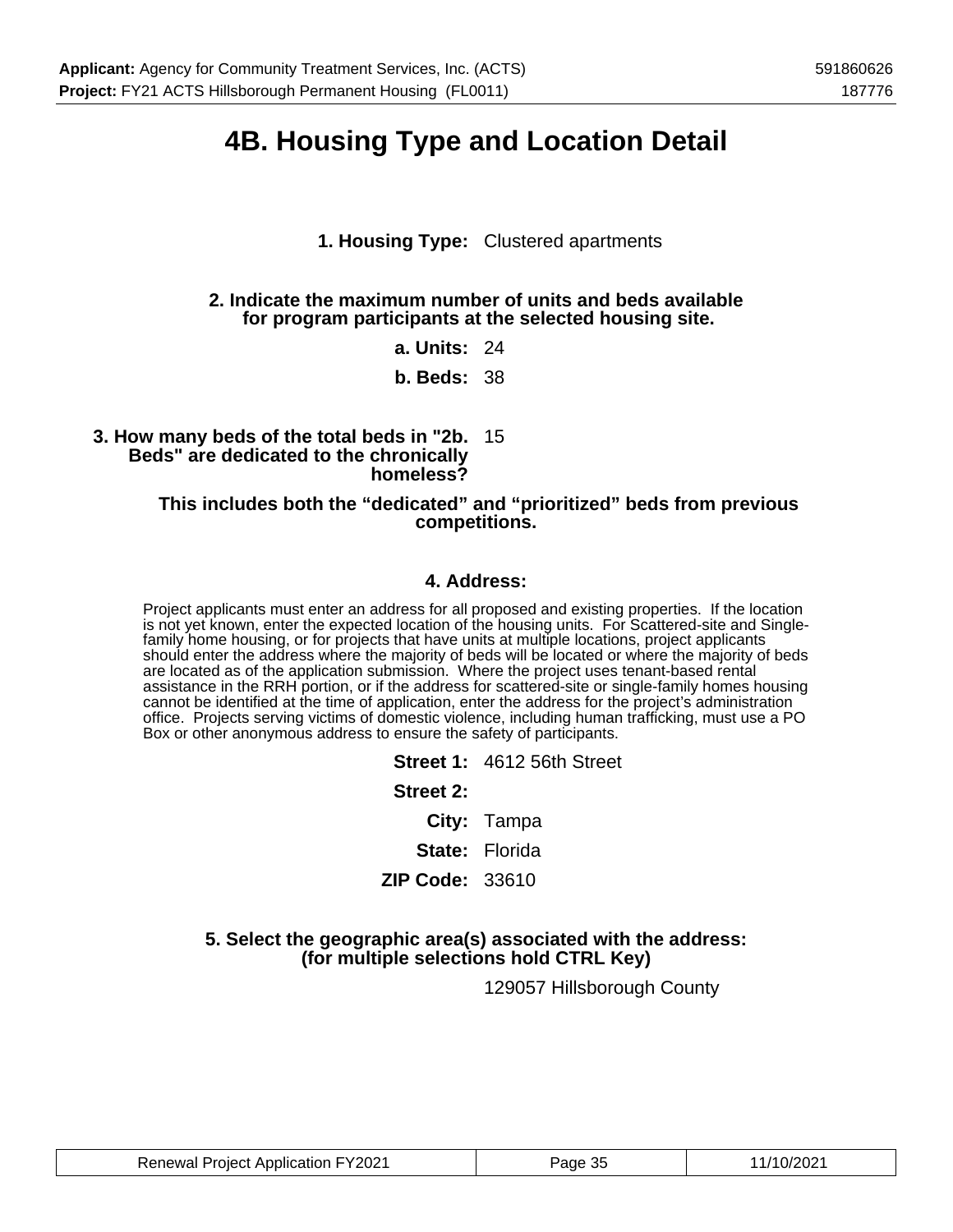# 4B. Housing Type and Location Detail

**1. Housing Type:** Clustered apartments

**2. Indicate the maximum number of units and beds available for program participants at the selected housing site.**

**a. Units:** 24

**b. Beds:** 38

**3. How many beds of the total beds in "2b. Beds" are dedicated to the chronically homeless?** 15

**This includes both the “dedicated” and “prioritized” beds from previous competitions.**

**4. Address:**

Project applicants must enter an address for all proposed and existing properties. If the location is not yet known, enter the expected location of the housing units. For Scattered-site and Single-family home housing, or for projects that have units at multiple locations, project applicants should enter the address where the majority of beds will be located or where the majority of beds are located as of the application submission. Where the project uses tenant-based rental assistance in the RRH portion, or if the address for scattered-site or single-family homes housing cannot be identified at the time of application, enter the address for the project’s administration office. Projects serving victims of domestic violence, including human trafficking, must use a PO Box or other anonymous address to ensure the safety of participants.

**Street 1:** 4612 56th Street

**Street 2:**

**City:** Tampa

**State:** Florida

**ZIP Code:** 33610

**5. Select the geographic area(s) associated with the address: (for multiple selections hold CTRL Key)**

129057 Hillsborough County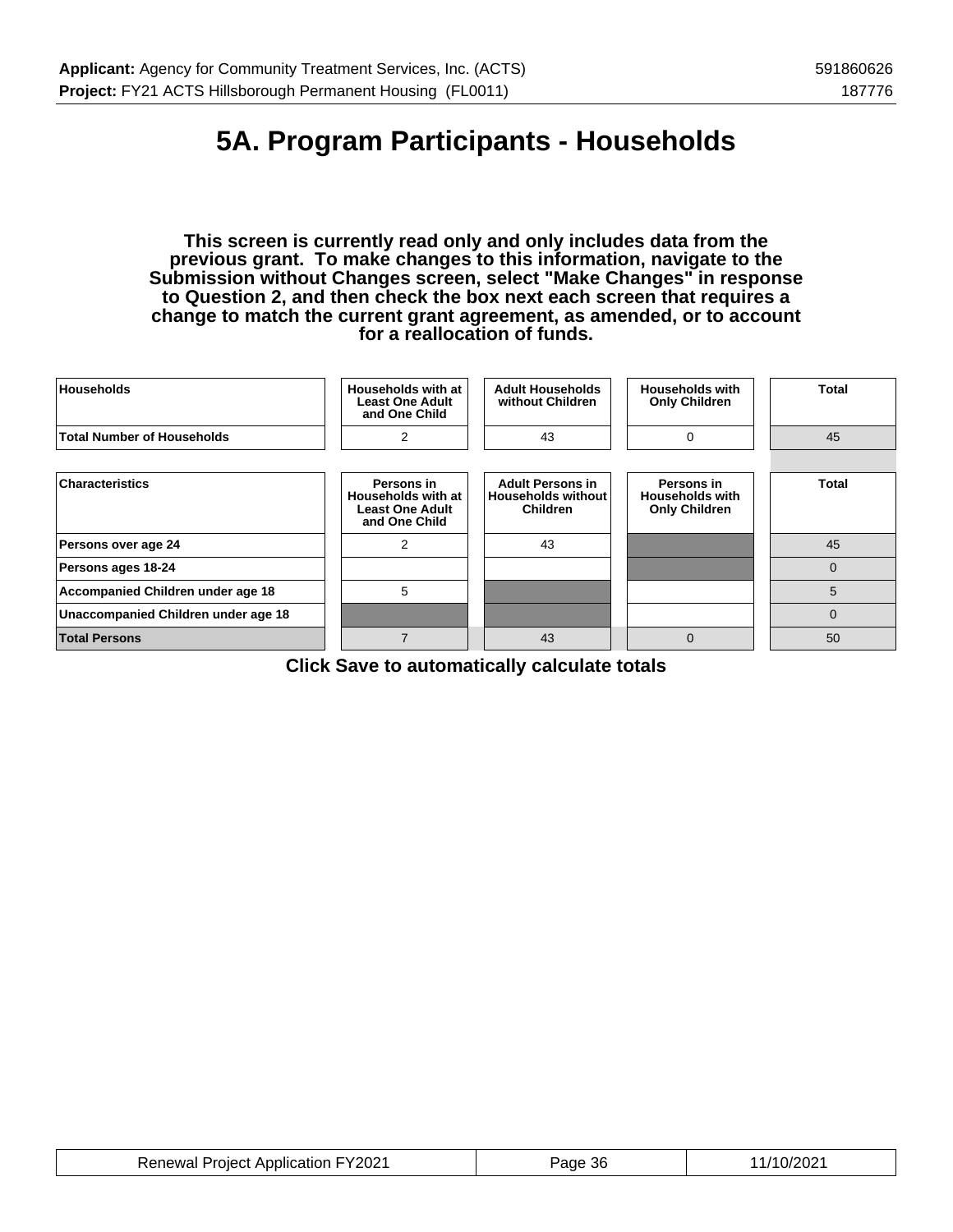# 5A. Program Participants - Households

**This screen is currently read only and only includes data from the previous grant. To make changes to this information, navigate to the Submission without Changes screen, select "Make Changes" in response to Question 2, and then check the box next each screen that requires a change to match the current grant agreement, as amended, or to account for a reallocation of funds.**

| Households | Households with at Least One Adult and One Child | Adult Households without Children | Households with Only Children | Total |
|---|---|---|---|---|
| Total Number of Households | 2 | 43 | 0 | 45 |

| Characteristics | Persons in Households with at Least One Adult and One Child | Adult Persons in Households without Children | Persons in Households with Only Children | Total |
|---|---|---|---|---|
| Persons over age 24 | 2 | 43 | | 45 |
| Persons ages 18-24 | | | | 0 |
| Accompanied Children under age 18 | 5 | | | 5 |
| Unaccompanied Children under age 18 | | | | 0 |
| Total Persons | 7 | 43 | 0 | 50 |

**Click Save to automatically calculate totals**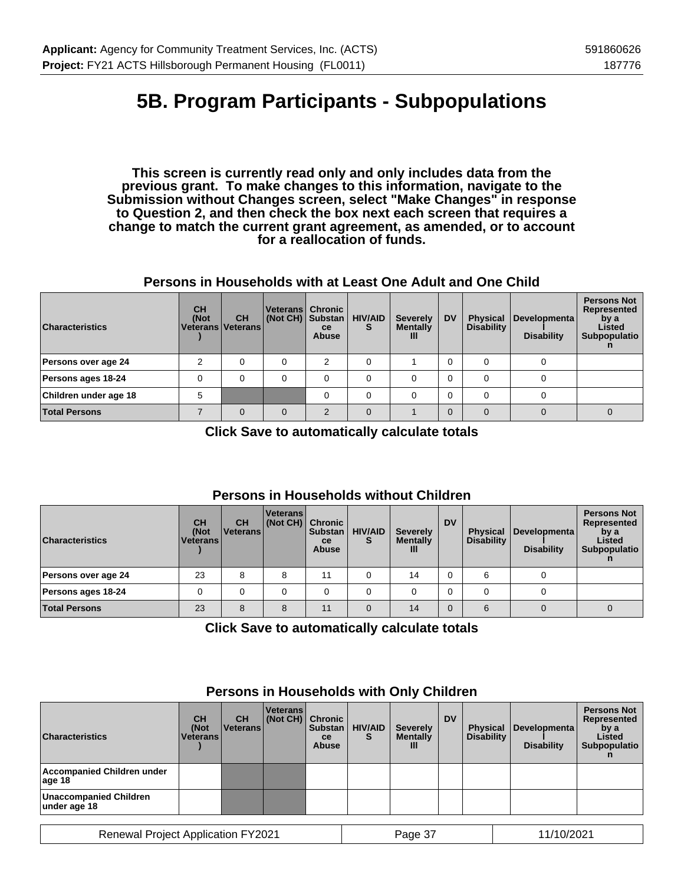# 5B. Program Participants - Subpopulations

**This screen is currently read only and only includes data from the previous grant. To make changes to this information, navigate to the Submission without Changes screen, select "Make Changes" in response to Question 2, and then check the box next each screen that requires a change to match the current grant agreement, as amended, or to account for a reallocation of funds.**

### Persons in Households with at Least One Adult and One Child

| Characteristics | CH (Not Veterans) | CH Veterans | Veterans (Not CH) | Chronic Substance Abuse | HIV/AIDS | Severely Mentally Ill | DV | Physical Disability | Developmental Disability | Persons Not Represented by a Listed Subpopulation |
|---|---|---|---|---|---|---|---|---|---|---|
| Persons over age 24 | 2 | 0 | 0 | 2 | 0 | 1 | 0 | 0 | 0 | |
| Persons ages 18-24 | 0 | 0 | 0 | 0 | 0 | 0 | 0 | 0 | 0 | |
| Children under age 18 | 5 | | | 0 | 0 | 0 | 0 | 0 | 0 | |
| **Total Persons** | 7 | 0 | 0 | 2 | 0 | 1 | 0 | 0 | 0 | 0 |

**Click Save to automatically calculate totals**

### Persons in Households without Children

| Characteristics | CH (Not Veterans) | CH Veterans | Veterans (Not CH) | Chronic Substance Abuse | HIV/AIDS | Severely Mentally Ill | DV | Physical Disability | Developmental Disability | Persons Not Represented by a Listed Subpopulation |
|---|---|---|---|---|---|---|---|---|---|---|
| Persons over age 24 | 23 | 8 | 8 | 11 | 0 | 14 | 0 | 6 | 0 | |
| Persons ages 18-24 | 0 | 0 | 0 | 0 | 0 | 0 | 0 | 0 | 0 | |
| **Total Persons** | 23 | 8 | 8 | 11 | 0 | 14 | 0 | 6 | 0 | 0 |

**Click Save to automatically calculate totals**

### Persons in Households with Only Children

| Characteristics | CH (Not Veterans) | CH Veterans | Veterans (Not CH) | Chronic Substance Abuse | HIV/AIDS | Severely Mentally Ill | DV | Physical Disability | Developmental Disability | Persons Not Represented by a Listed Subpopulation |
|---|---|---|---|---|---|---|---|---|---|---|
| Accompanied Children under age 18 | | | | | | | | | | |
| Unaccompanied Children under age 18 | | | | | | | | | | |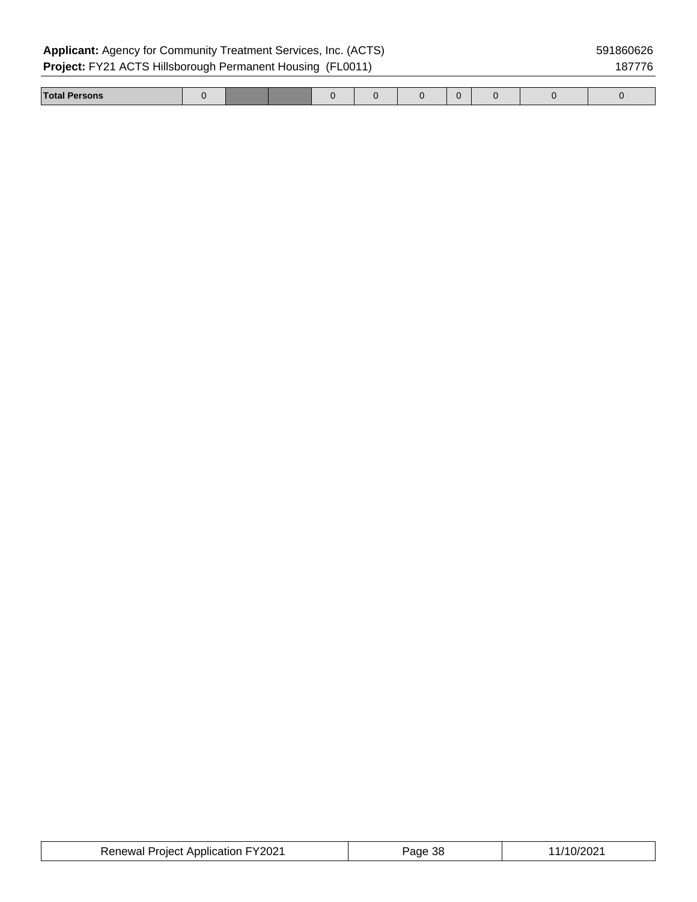| Total Persons | 0 | | | 0 | 0 | 0 | 0 | 0 | 0 | 0 |
|---|---|---|---|---|---|---|---|---|---|---|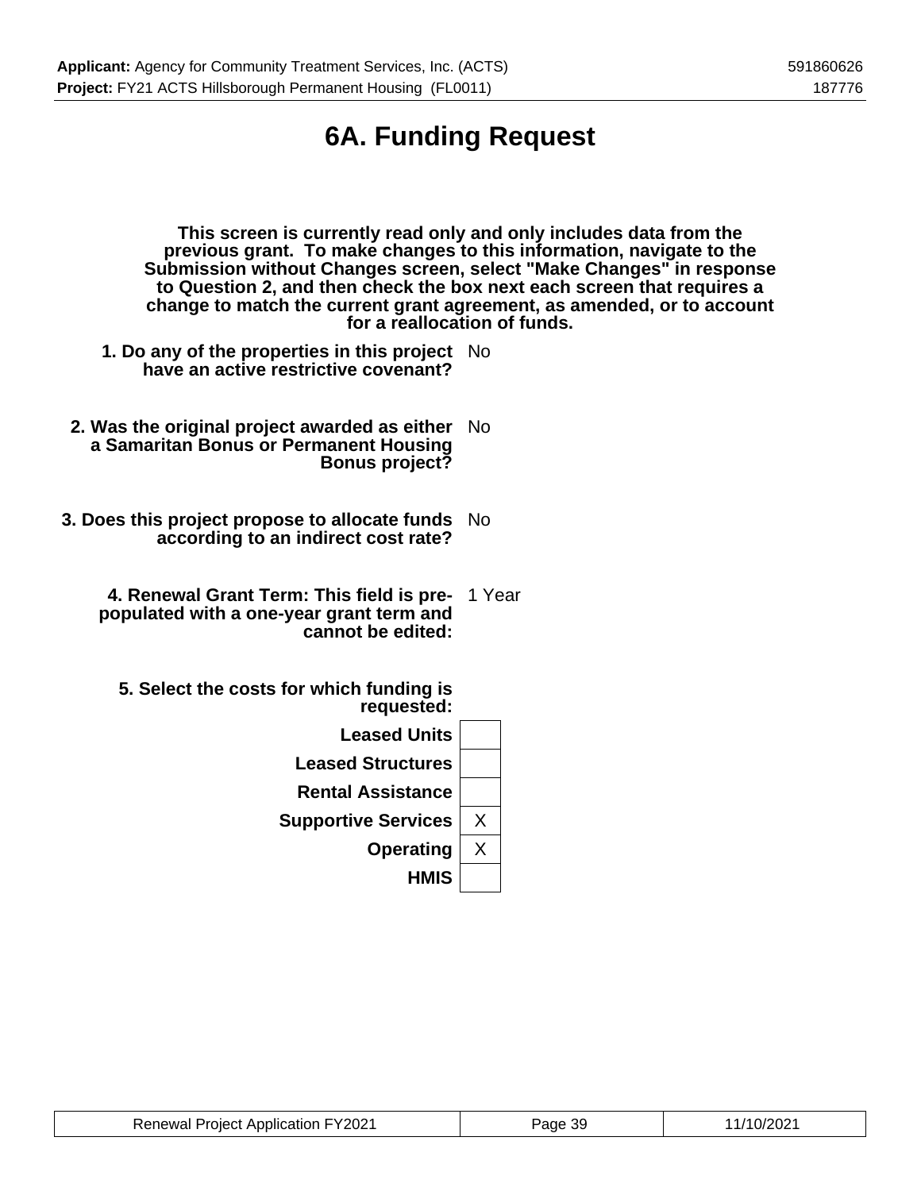# 6A. Funding Request

**This screen is currently read only and only includes data from the previous grant. To make changes to this information, navigate to the Submission without Changes screen, select "Make Changes" in response to Question 2, and then check the box next each screen that requires a change to match the current grant agreement, as amended, or to account for a reallocation of funds.**

**1. Do any of the properties in this project have an active restrictive covenant?** No

**2. Was the original project awarded as either a Samaritan Bonus or Permanent Housing Bonus project?** No

**3. Does this project propose to allocate funds according to an indirect cost rate?** No

**4. Renewal Grant Term: This field is pre-populated with a one-year grant term and cannot be edited:** 1 Year

**5. Select the costs for which funding is requested:**

| Cost | Selected |
|---|---|
| Leased Units | |
| Leased Structures | |
| Rental Assistance | |
| Supportive Services | X |
| Operating | X |
| HMIS | |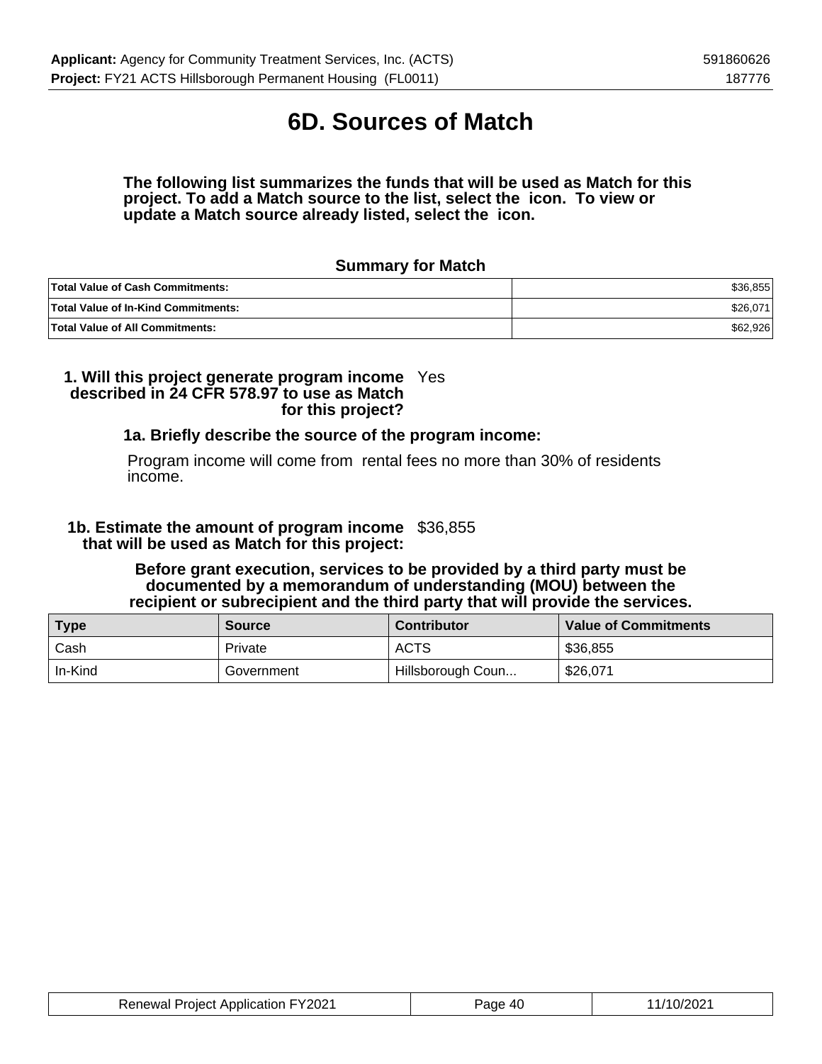# 6D. Sources of Match

**The following list summarizes the funds that will be used as Match for this project. To add a Match source to the list, select the icon. To view or update a Match source already listed, select the icon.**

### Summary for Match

| | |
|---|---|
| **Total Value of Cash Commitments:** | $36,855 |
| **Total Value of In-Kind Commitments:** | $26,071 |
| **Total Value of All Commitments:** | $62,926 |

**1. Will this project generate program income described in 24 CFR 578.97 to use as Match for this project?** Yes

**1a. Briefly describe the source of the program income:**

Program income will come from rental fees no more than 30% of residents income.

**1b. Estimate the amount of program income that will be used as Match for this project:** $36,855

**Before grant execution, services to be provided by a third party must be documented by a memorandum of understanding (MOU) between the recipient or subrecipient and the third party that will provide the services.**

| Type | Source | Contributor | Value of Commitments |
|---|---|---|---|
| Cash | Private | ACTS | $36,855 |
| In-Kind | Government | Hillsborough Coun... | $26,071 |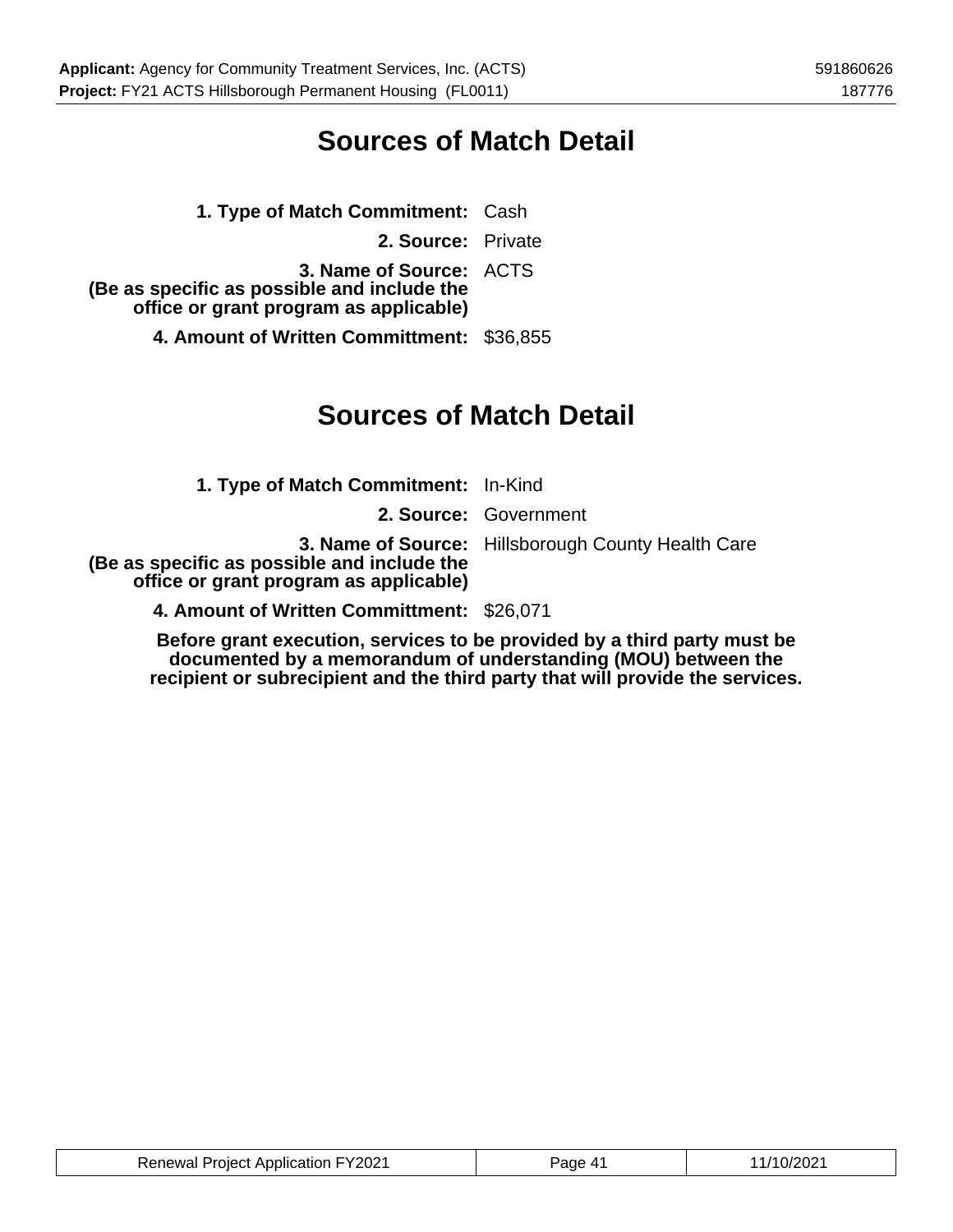# Sources of Match Detail

**1. Type of Match Commitment:** Cash

**2. Source:** Private

**3. Name of Source:** ACTS
**(Be as specific as possible and include the office or grant program as applicable)**

**4. Amount of Written Committment:** $36,855

# Sources of Match Detail

**1. Type of Match Commitment:** In-Kind

**2. Source:** Government

**3. Name of Source:** Hillsborough County Health Care
**(Be as specific as possible and include the office or grant program as applicable)**

**4. Amount of Written Committment:** $26,071

**Before grant execution, services to be provided by a third party must be documented by a memorandum of understanding (MOU) between the recipient or subrecipient and the third party that will provide the services.**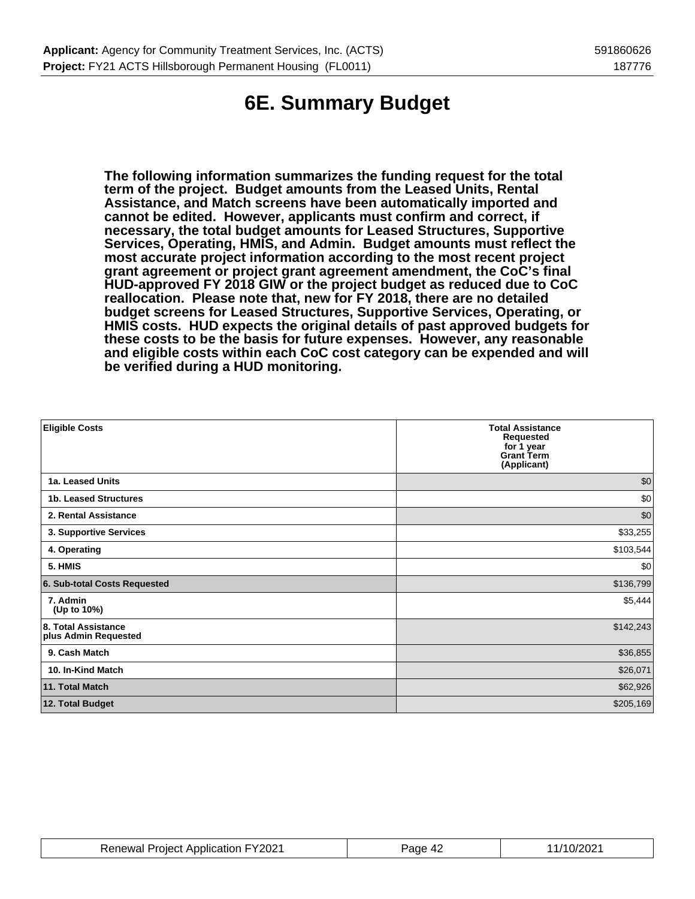# 6E. Summary Budget

**The following information summarizes the funding request for the total term of the project. Budget amounts from the Leased Units, Rental Assistance, and Match screens have been automatically imported and cannot be edited. However, applicants must confirm and correct, if necessary, the total budget amounts for Leased Structures, Supportive Services, Operating, HMIS, and Admin. Budget amounts must reflect the most accurate project information according to the most recent project grant agreement or project grant agreement amendment, the CoC's final HUD-approved FY 2018 GIW or the project budget as reduced due to CoC reallocation. Please note that, new for FY 2018, there are no detailed budget screens for Leased Structures, Supportive Services, Operating, or HMIS costs. HUD expects the original details of past approved budgets for these costs to be the basis for future expenses. However, any reasonable and eligible costs within each CoC cost category can be expended and will be verified during a HUD monitoring.**

| Eligible Costs | Total Assistance Requested for 1 year Grant Term (Applicant) |
|---|---|
| 1a. Leased Units | $0 |
| 1b. Leased Structures | $0 |
| 2. Rental Assistance | $0 |
| 3. Supportive Services | $33,255 |
| 4. Operating | $103,544 |
| 5. HMIS | $0 |
| 6. Sub-total Costs Requested | $136,799 |
| 7. Admin (Up to 10%) | $5,444 |
| 8. Total Assistance plus Admin Requested | $142,243 |
| 9. Cash Match | $36,855 |
| 10. In-Kind Match | $26,071 |
| 11. Total Match | $62,926 |
| 12. Total Budget | $205,169 |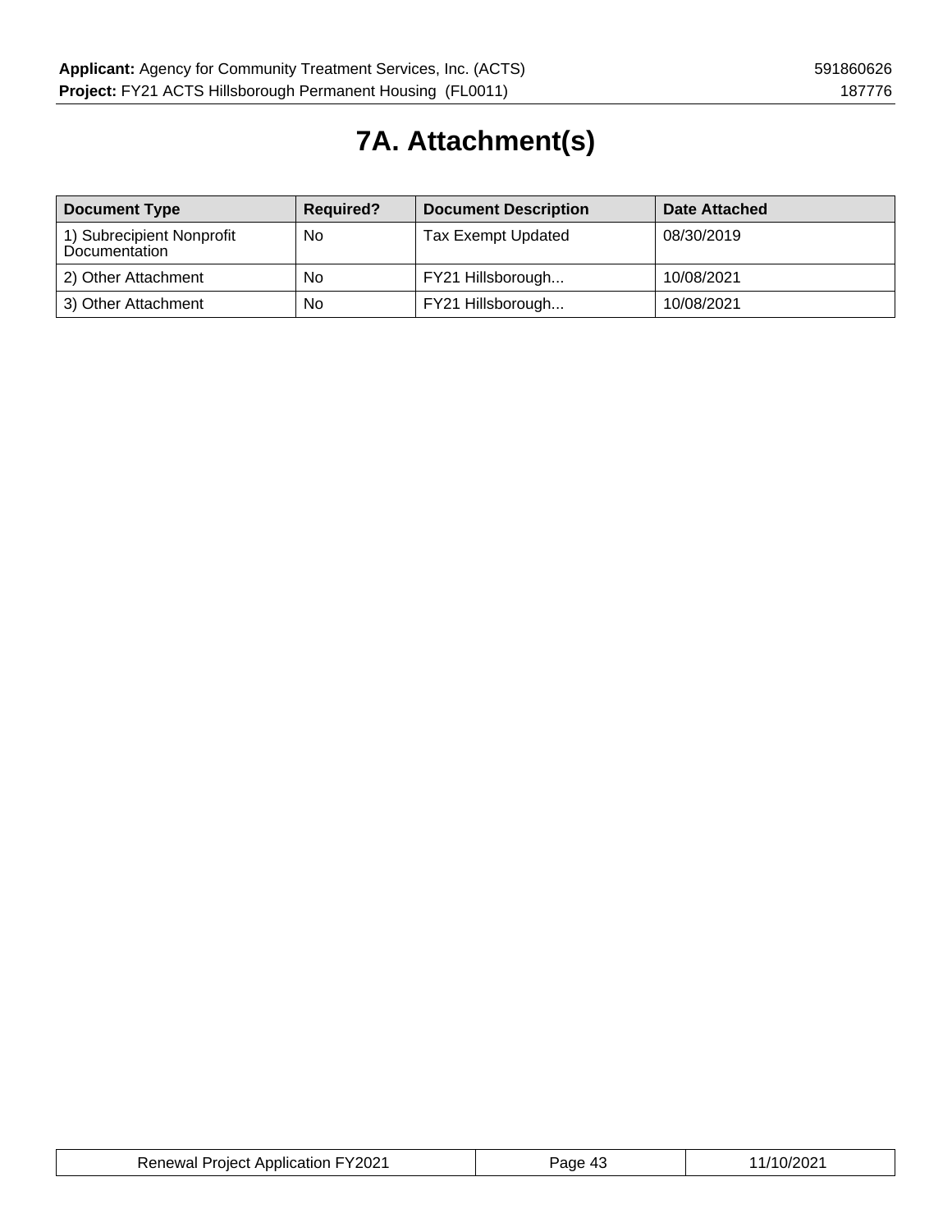# 7A. Attachment(s)

| Document Type | Required? | Document Description | Date Attached |
|---|---|---|---|
| 1) Subrecipient Nonprofit Documentation | No | Tax Exempt Updated | 08/30/2019 |
| 2) Other Attachment | No | FY21 Hillsborough... | 10/08/2021 |
| 3) Other Attachment | No | FY21 Hillsborough... | 10/08/2021 |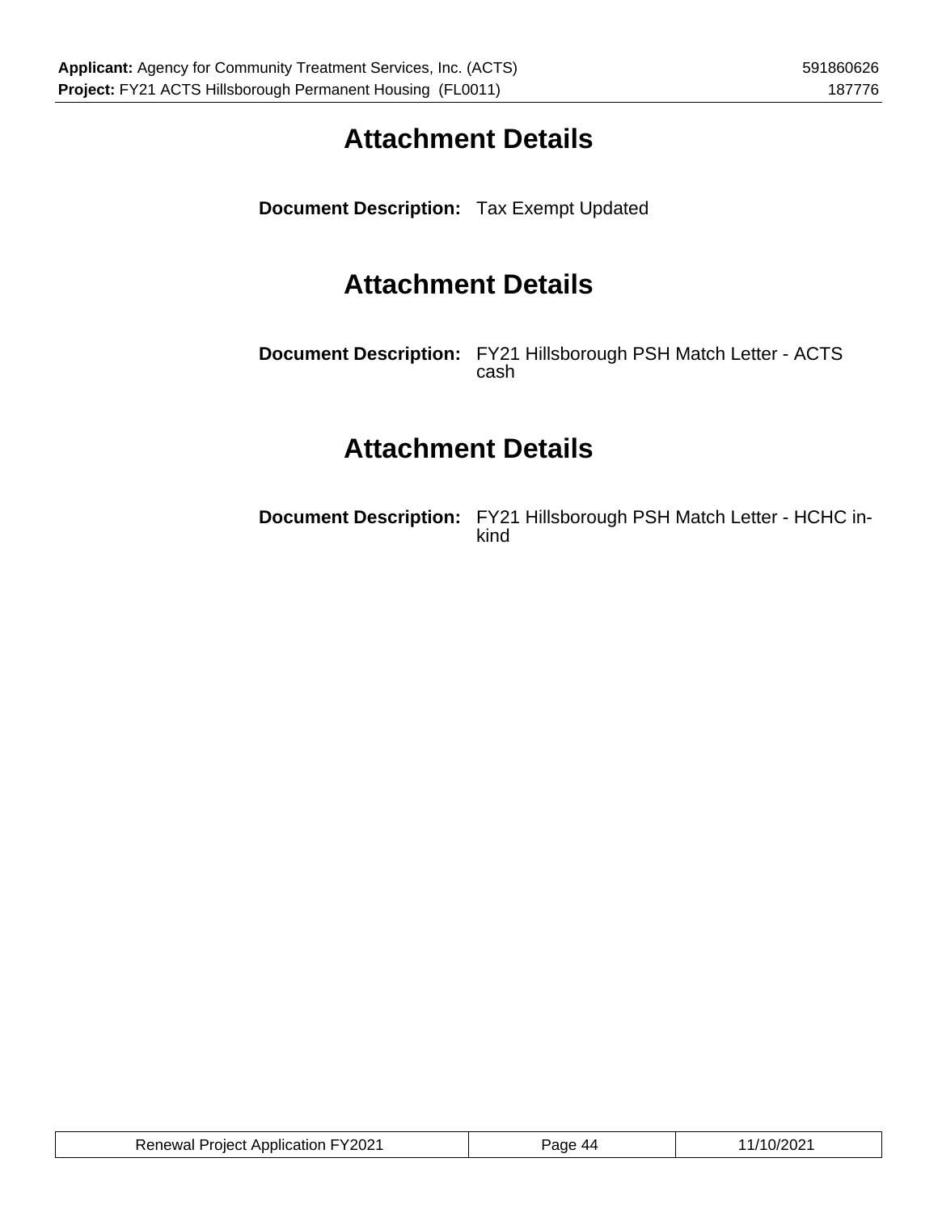# Attachment Details

**Document Description:** Tax Exempt Updated

# Attachment Details

**Document Description:** FY21 Hillsborough PSH Match Letter - ACTS cash

# Attachment Details

**Document Description:** FY21 Hillsborough PSH Match Letter - HCHC in-kind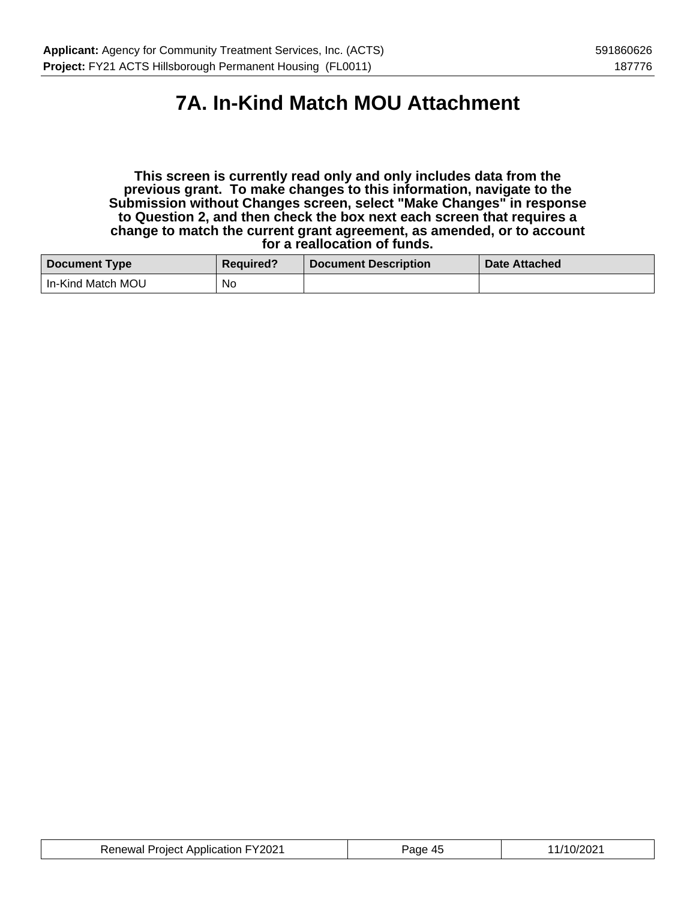# 7A. In-Kind Match MOU Attachment

**This screen is currently read only and only includes data from the previous grant. To make changes to this information, navigate to the Submission without Changes screen, select "Make Changes" in response to Question 2, and then check the box next each screen that requires a change to match the current grant agreement, as amended, or to account for a reallocation of funds.**

| Document Type | Required? | Document Description | Date Attached |
|---|---|---|---|
| In-Kind Match MOU | No | | |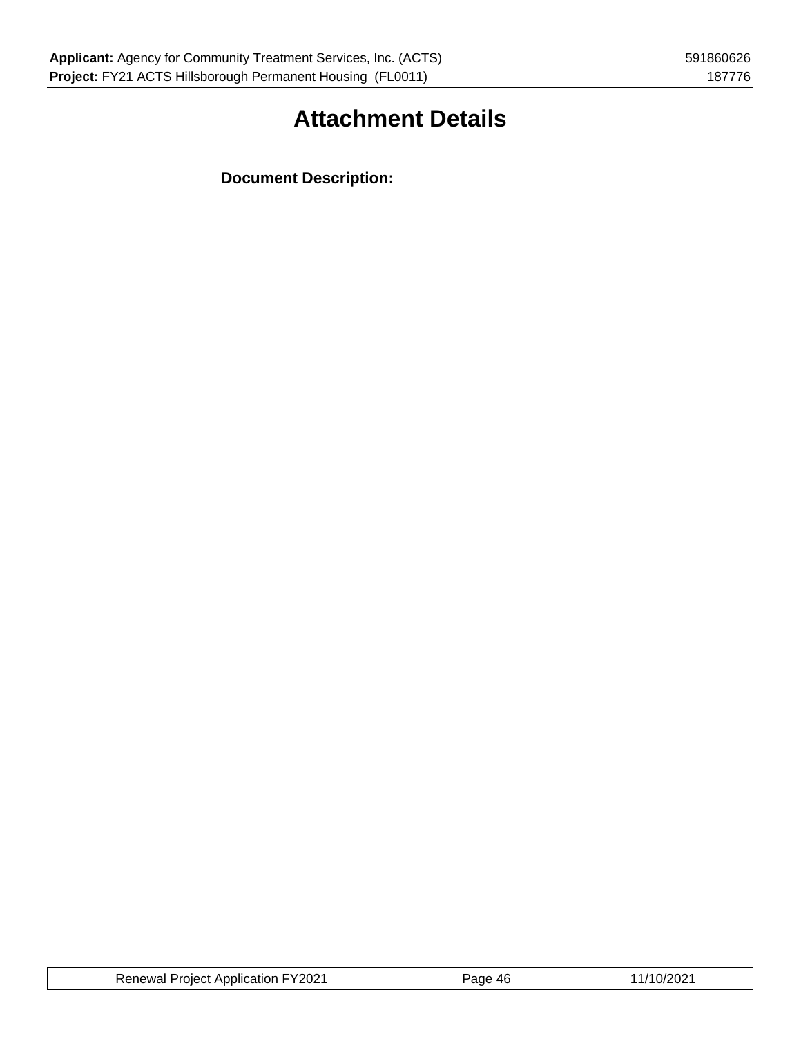# Attachment Details

**Document Description:**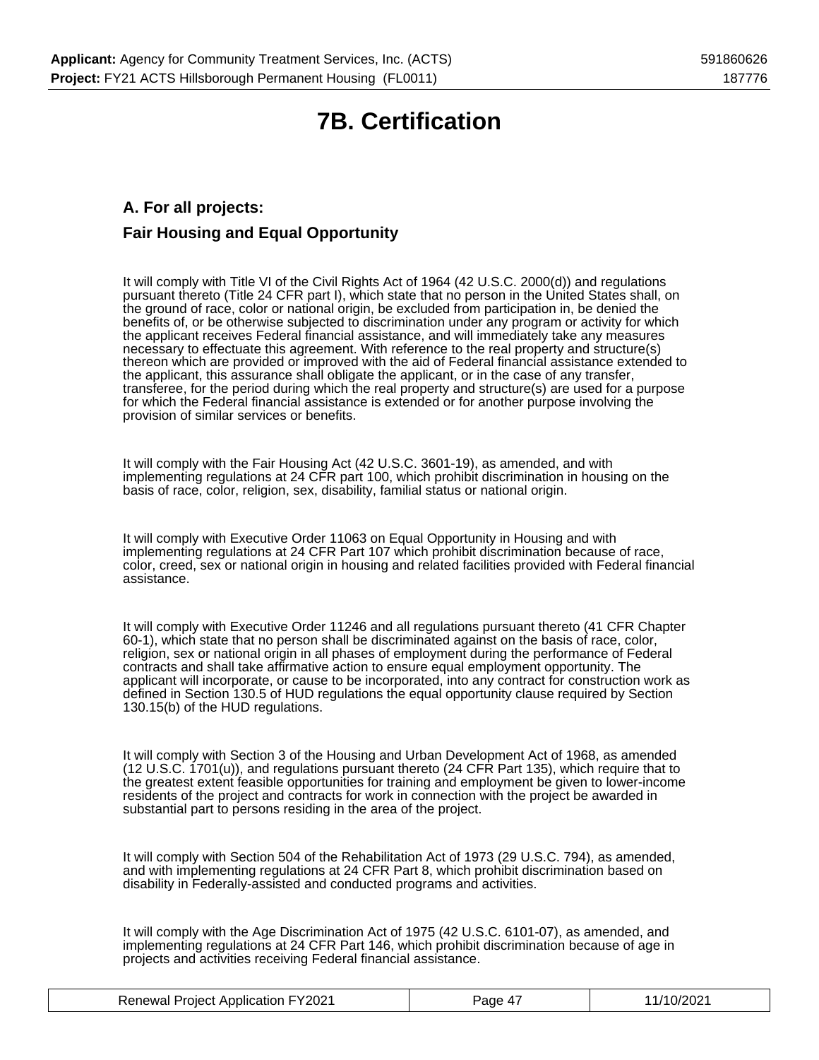# 7B. Certification

## A. For all projects:

## Fair Housing and Equal Opportunity

It will comply with Title VI of the Civil Rights Act of 1964 (42 U.S.C. 2000(d)) and regulations pursuant thereto (Title 24 CFR part I), which state that no person in the United States shall, on the ground of race, color or national origin, be excluded from participation in, be denied the benefits of, or be otherwise subjected to discrimination under any program or activity for which the applicant receives Federal financial assistance, and will immediately take any measures necessary to effectuate this agreement. With reference to the real property and structure(s) thereon which are provided or improved with the aid of Federal financial assistance extended to the applicant, this assurance shall obligate the applicant, or in the case of any transfer, transferee, for the period during which the real property and structure(s) are used for a purpose for which the Federal financial assistance is extended or for another purpose involving the provision of similar services or benefits.

It will comply with the Fair Housing Act (42 U.S.C. 3601-19), as amended, and with implementing regulations at 24 CFR part 100, which prohibit discrimination in housing on the basis of race, color, religion, sex, disability, familial status or national origin.

It will comply with Executive Order 11063 on Equal Opportunity in Housing and with implementing regulations at 24 CFR Part 107 which prohibit discrimination because of race, color, creed, sex or national origin in housing and related facilities provided with Federal financial assistance.

It will comply with Executive Order 11246 and all regulations pursuant thereto (41 CFR Chapter 60-1), which state that no person shall be discriminated against on the basis of race, color, religion, sex or national origin in all phases of employment during the performance of Federal contracts and shall take affirmative action to ensure equal employment opportunity. The applicant will incorporate, or cause to be incorporated, into any contract for construction work as defined in Section 130.5 of HUD regulations the equal opportunity clause required by Section 130.15(b) of the HUD regulations.

It will comply with Section 3 of the Housing and Urban Development Act of 1968, as amended (12 U.S.C. 1701(u)), and regulations pursuant thereto (24 CFR Part 135), which require that to the greatest extent feasible opportunities for training and employment be given to lower-income residents of the project and contracts for work in connection with the project be awarded in substantial part to persons residing in the area of the project.

It will comply with Section 504 of the Rehabilitation Act of 1973 (29 U.S.C. 794), as amended, and with implementing regulations at 24 CFR Part 8, which prohibit discrimination based on disability in Federally-assisted and conducted programs and activities.

It will comply with the Age Discrimination Act of 1975 (42 U.S.C. 6101-07), as amended, and implementing regulations at 24 CFR Part 146, which prohibit discrimination because of age in projects and activities receiving Federal financial assistance.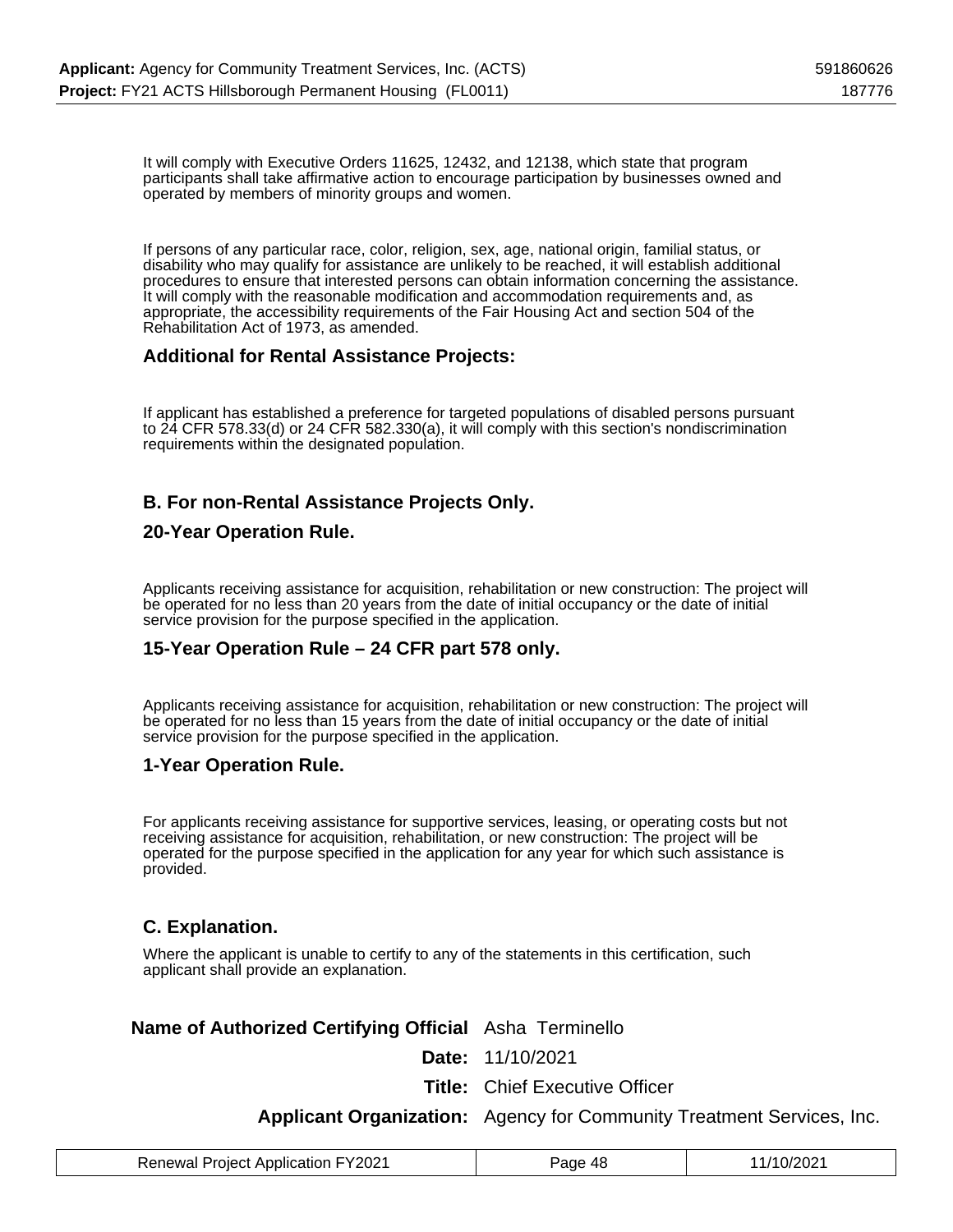It will comply with Executive Orders 11625, 12432, and 12138, which state that program participants shall take affirmative action to encourage participation by businesses owned and operated by members of minority groups and women.

If persons of any particular race, color, religion, sex, age, national origin, familial status, or disability who may qualify for assistance are unlikely to be reached, it will establish additional procedures to ensure that interested persons can obtain information concerning the assistance. It will comply with the reasonable modification and accommodation requirements and, as appropriate, the accessibility requirements of the Fair Housing Act and section 504 of the Rehabilitation Act of 1973, as amended.

### Additional for Rental Assistance Projects:

If applicant has established a preference for targeted populations of disabled persons pursuant to 24 CFR 578.33(d) or 24 CFR 582.330(a), it will comply with this section's nondiscrimination requirements within the designated population.

### B. For non-Rental Assistance Projects Only.

### 20-Year Operation Rule.

Applicants receiving assistance for acquisition, rehabilitation or new construction: The project will be operated for no less than 20 years from the date of initial occupancy or the date of initial service provision for the purpose specified in the application.

### 15-Year Operation Rule – 24 CFR part 578 only.

Applicants receiving assistance for acquisition, rehabilitation or new construction: The project will be operated for no less than 15 years from the date of initial occupancy or the date of initial service provision for the purpose specified in the application.

### 1-Year Operation Rule.

For applicants receiving assistance for supportive services, leasing, or operating costs but not receiving assistance for acquisition, rehabilitation, or new construction: The project will be operated for the purpose specified in the application for any year for which such assistance is provided.

### C. Explanation.

Where the applicant is unable to certify to any of the statements in this certification, such applicant shall provide an explanation.

| | |
|---|---|
| **Name of Authorized Certifying Official** | Asha Terminello |
| **Date:** | 11/10/2021 |
| **Title:** | Chief Executive Officer |
| **Applicant Organization:** | Agency for Community Treatment Services, Inc. |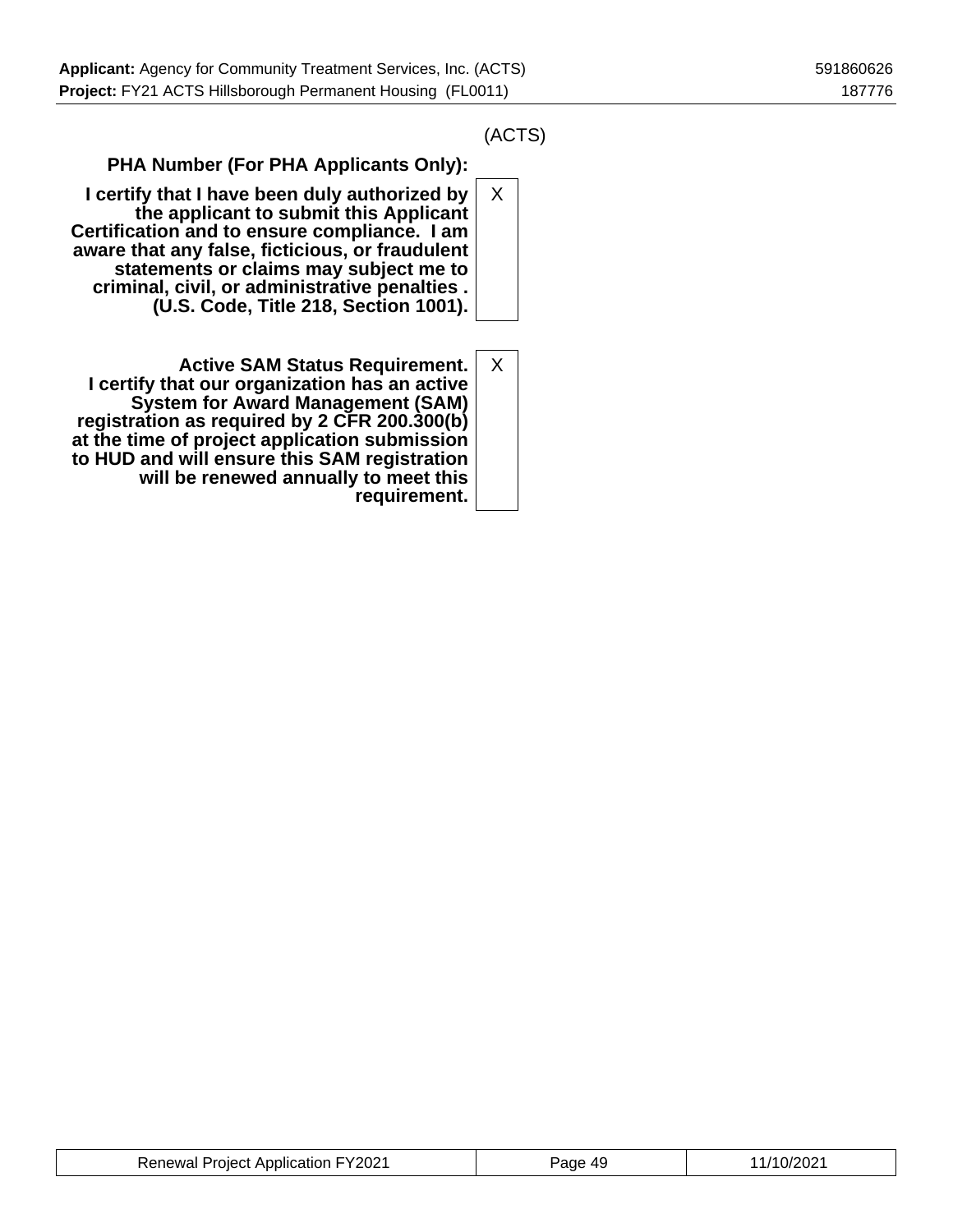(ACTS)

| | |
|---|---|
| **PHA Number (For PHA Applicants Only):** | |
| **I certify that I have been duly authorized by the applicant to submit this Applicant Certification and to ensure compliance. I am aware that any false, ficticious, or fraudulent statements or claims may subject me to criminal, civil, or administrative penalties . (U.S. Code, Title 218, Section 1001).** | X |
| **Active SAM Status Requirement. I certify that our organization has an active System for Award Management (SAM) registration as required by 2 CFR 200.300(b) at the time of project application submission to HUD and will ensure this SAM registration will be renewed annually to meet this requirement.** | X |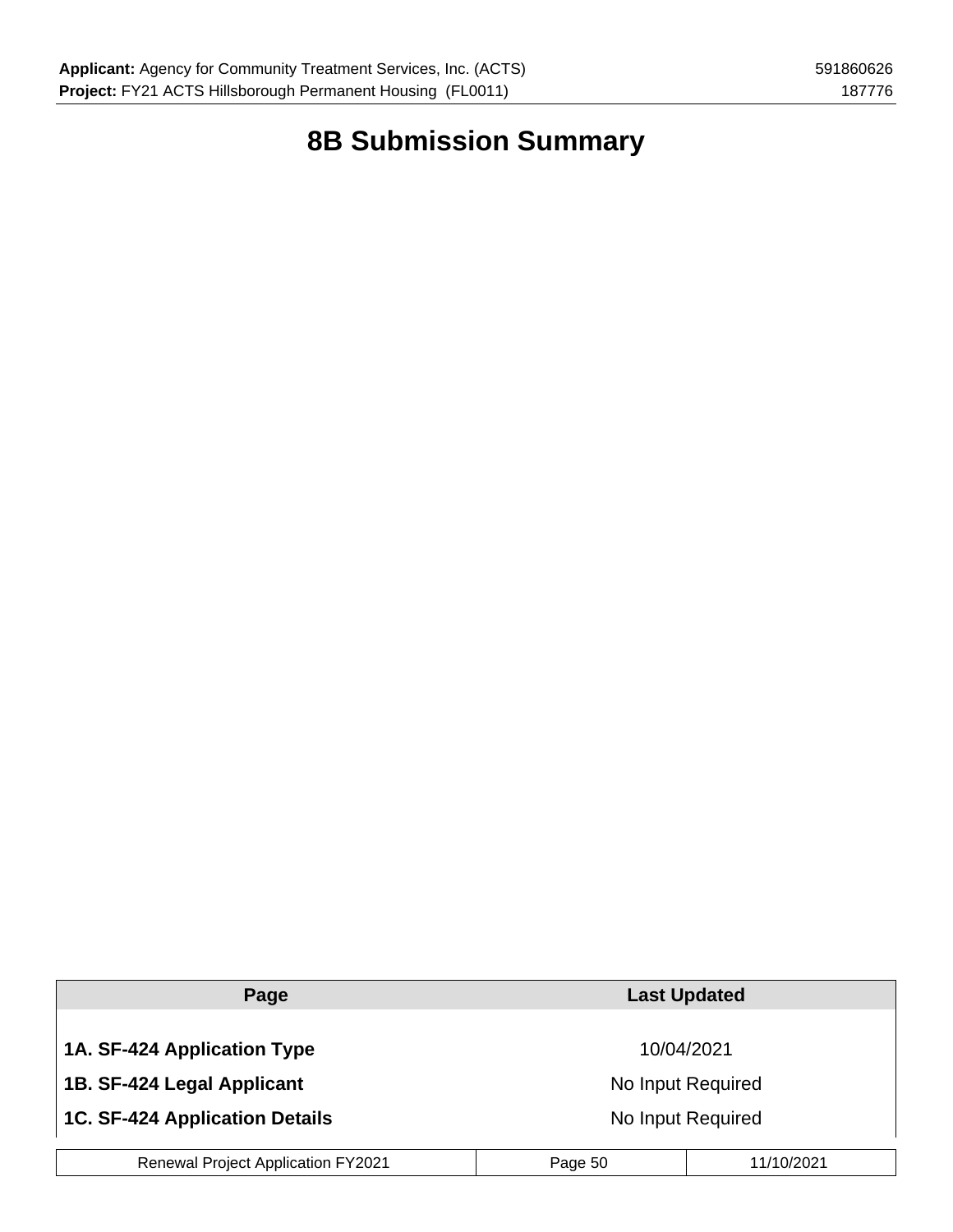# 8B Submission Summary

| Page | Last Updated |
|---|---|
| **1A. SF-424 Application Type** | 10/04/2021 |
| **1B. SF-424 Legal Applicant** | No Input Required |
| **1C. SF-424 Application Details** | No Input Required |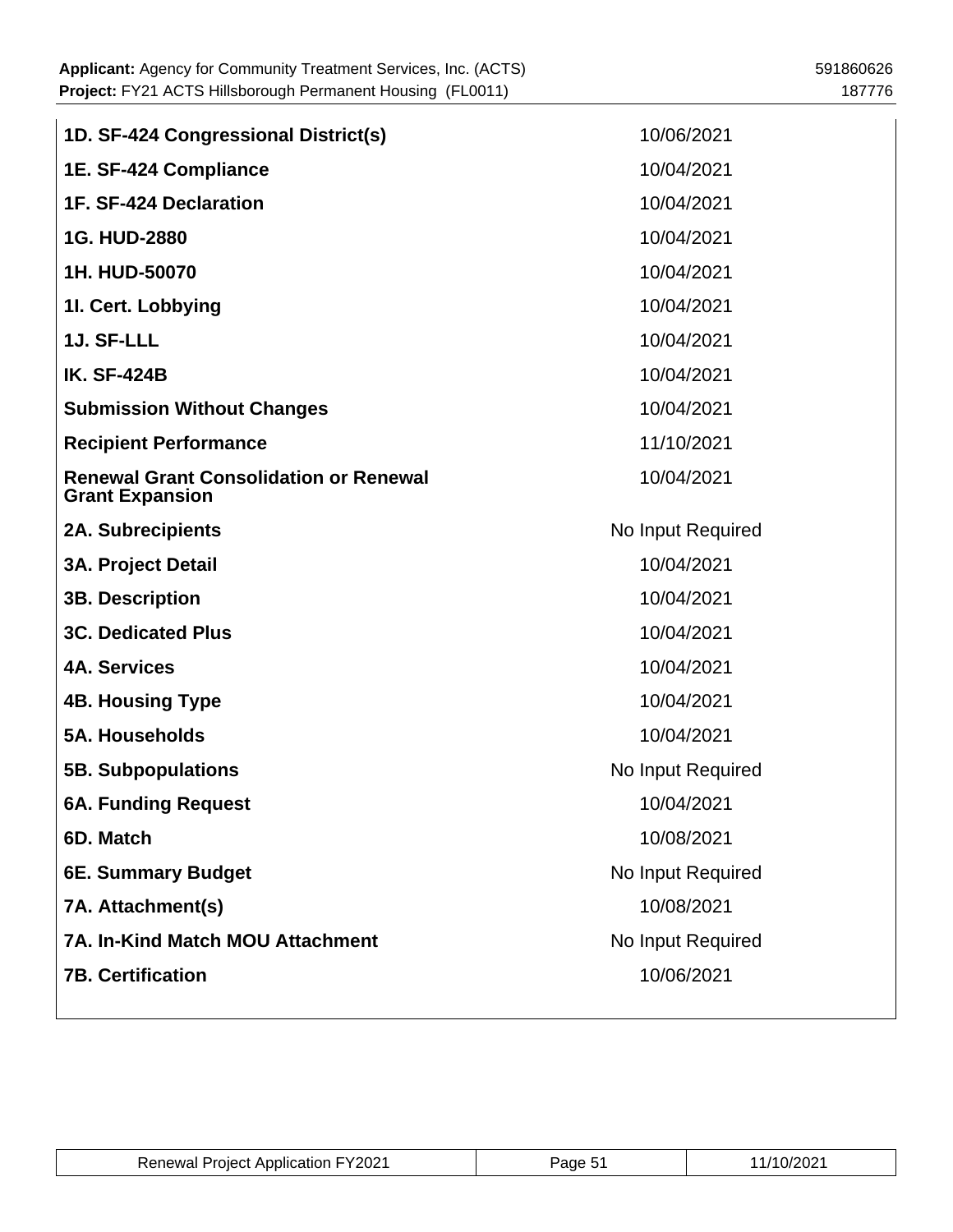| | |
|---|---|
| **1D. SF-424 Congressional District(s)** | 10/06/2021 |
| **1E. SF-424 Compliance** | 10/04/2021 |
| **1F. SF-424 Declaration** | 10/04/2021 |
| **1G. HUD-2880** | 10/04/2021 |
| **1H. HUD-50070** | 10/04/2021 |
| **1I. Cert. Lobbying** | 10/04/2021 |
| **1J. SF-LLL** | 10/04/2021 |
| **IK. SF-424B** | 10/04/2021 |
| **Submission Without Changes** | 10/04/2021 |
| **Recipient Performance** | 11/10/2021 |
| **Renewal Grant Consolidation or Renewal Grant Expansion** | 10/04/2021 |
| **2A. Subrecipients** | No Input Required |
| **3A. Project Detail** | 10/04/2021 |
| **3B. Description** | 10/04/2021 |
| **3C. Dedicated Plus** | 10/04/2021 |
| **4A. Services** | 10/04/2021 |
| **4B. Housing Type** | 10/04/2021 |
| **5A. Households** | 10/04/2021 |
| **5B. Subpopulations** | No Input Required |
| **6A. Funding Request** | 10/04/2021 |
| **6D. Match** | 10/08/2021 |
| **6E. Summary Budget** | No Input Required |
| **7A. Attachment(s)** | 10/08/2021 |
| **7A. In-Kind Match MOU Attachment** | No Input Required |
| **7B. Certification** | 10/06/2021 |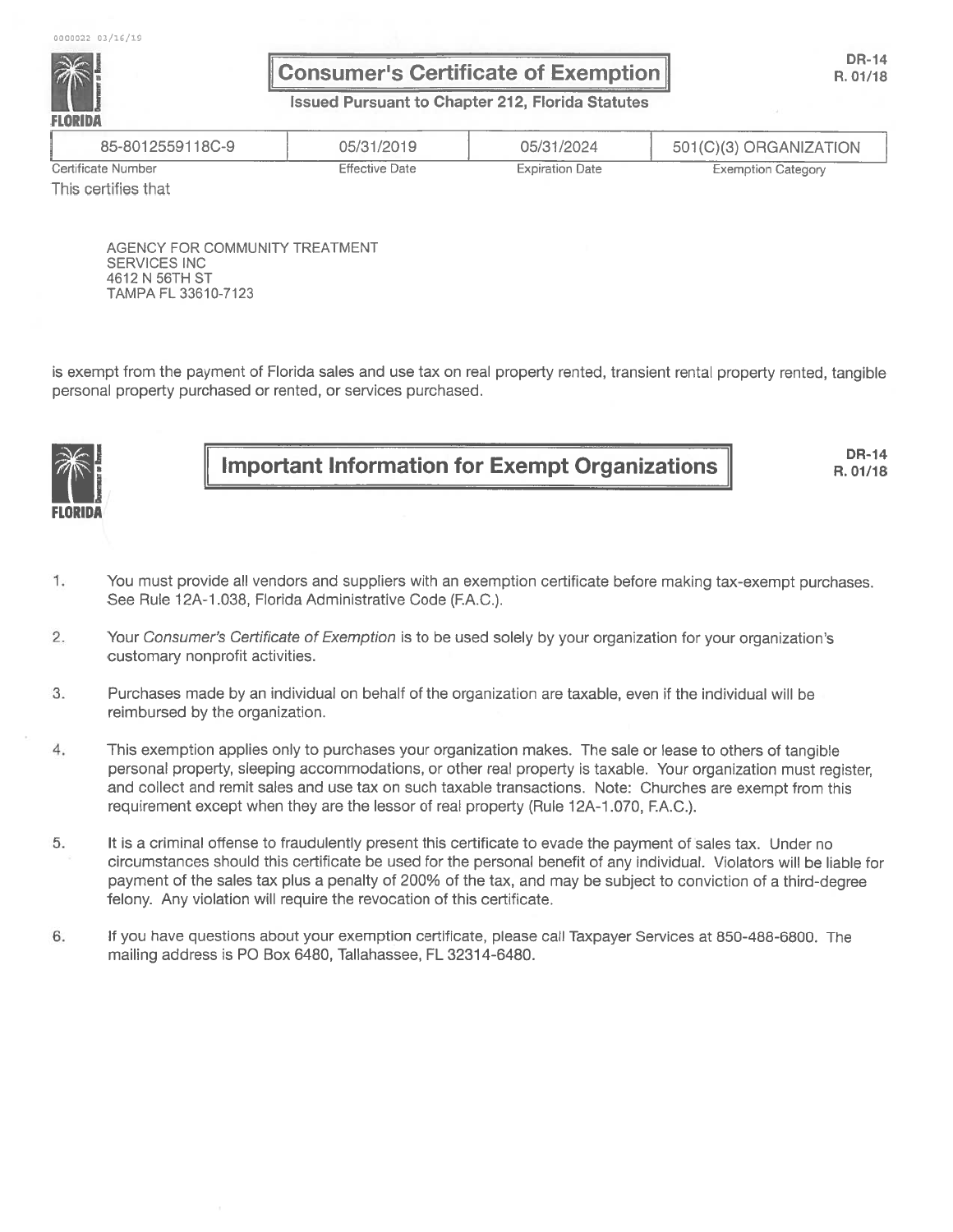# Consumer's Certificate of Exemption

DR-14
R. 01/18

**Issued Pursuant to Chapter 212, Florida Statutes**

| Certificate Number | Effective Date | Expiration Date | Exemption Category |
|---|---|---|---|
| 85-8012559118C-9 | 05/31/2019 | 05/31/2024 | 501(C)(3) ORGANIZATION |

This certifies that

AGENCY FOR COMMUNITY TREATMENT
SERVICES INC
4612 N 56TH ST
TAMPA FL 33610-7123

is exempt from the payment of Florida sales and use tax on real property rented, transient rental property rented, tangible personal property purchased or rented, or services purchased.

# Important Information for Exempt Organizations

DR-14
R. 01/18

1. You must provide all vendors and suppliers with an exemption certificate before making tax-exempt purchases. See Rule 12A-1.038, Florida Administrative Code (F.A.C.).
2. Your *Consumer's Certificate of Exemption* is to be used solely by your organization for your organization's customary nonprofit activities.
3. Purchases made by an individual on behalf of the organization are taxable, even if the individual will be reimbursed by the organization.
4. This exemption applies only to purchases your organization makes. The sale or lease to others of tangible personal property, sleeping accommodations, or other real property is taxable. Your organization must register, and collect and remit sales and use tax on such taxable transactions. Note: Churches are exempt from this requirement except when they are the lessor of real property (Rule 12A-1.070, F.A.C.).
5. It is a criminal offense to fraudulently present this certificate to evade the payment of sales tax. Under no circumstances should this certificate be used for the personal benefit of any individual. Violators will be liable for payment of the sales tax plus a penalty of 200% of the tax, and may be subject to conviction of a third-degree felony. Any violation will require the revocation of this certificate.
6. If you have questions about your exemption certificate, please call Taxpayer Services at 850-488-6800. The mailing address is PO Box 6480, Tallahassee, FL 32314-6480.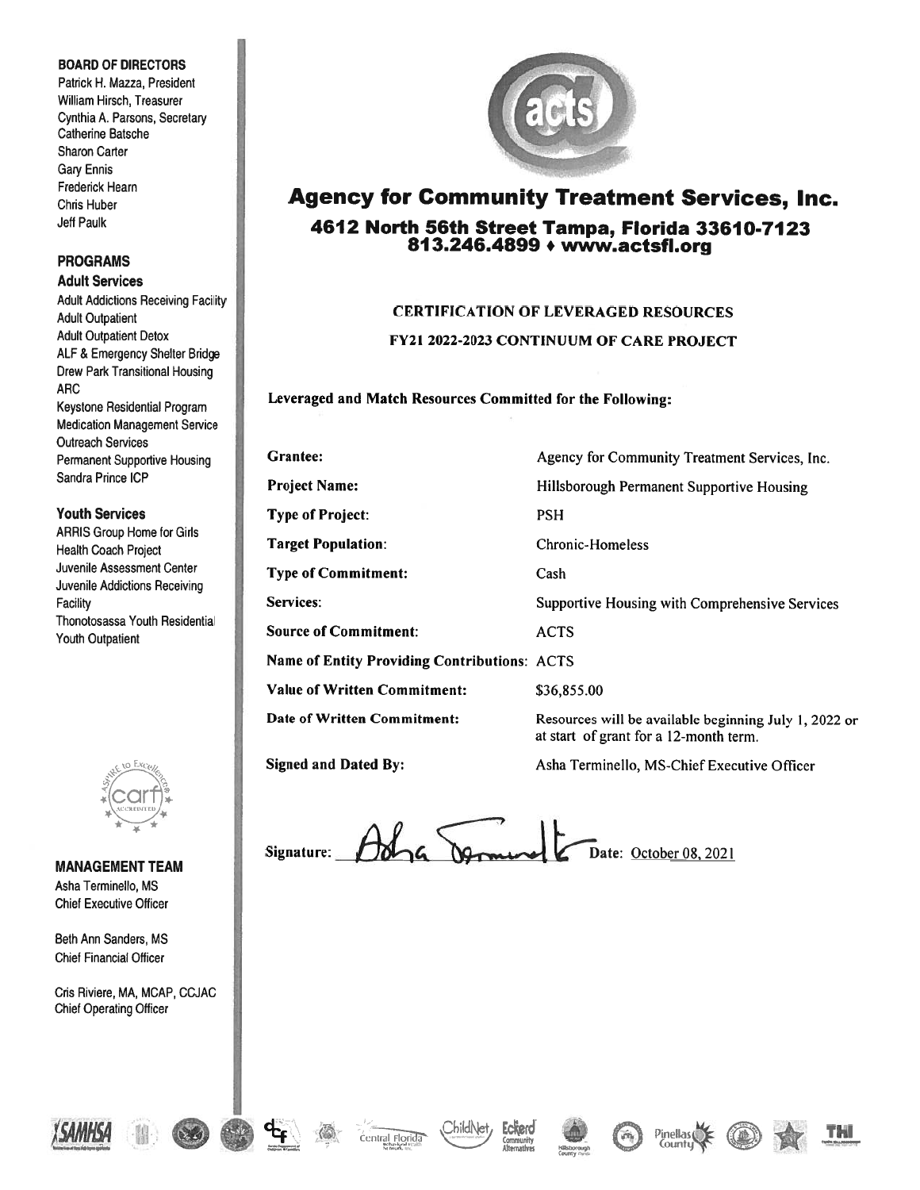**BOARD OF DIRECTORS**

Patrick H. Mazza, President
William Hirsch, Treasurer
Cynthia A. Parsons, Secretary
Catherine Batsche
Sharon Carter
Gary Ennis
Frederick Hearn
Chris Huber
Jeff Paulk

**PROGRAMS**

**Adult Services**

Adult Addictions Receiving Facility
Adult Outpatient
Adult Outpatient Detox
ALF & Emergency Shelter Bridge
Drew Park Transitional Housing
ARC
Keystone Residential Program
Medication Management Service
Outreach Services
Permanent Supportive Housing
Sandra Prince ICP

**Youth Services**

ARRIS Group Home for Girls
Health Coach Project
Juvenile Assessment Center
Juvenile Addictions Receiving Facility
Thonotosassa Youth Residential
Youth Outpatient

**MANAGEMENT TEAM**

Asha Terminello, MS
Chief Executive Officer

Beth Ann Sanders, MS
Chief Financial Officer

Cris Riviere, MA, MCAP, CCJAC
Chief Operating Officer

# Agency for Community Treatment Services, Inc.

## 4612 North 56th Street Tampa, Florida 33610-7123
## 813.246.4899 ♦ www.actsfl.org

### CERTIFICATION OF LEVERAGED RESOURCES

### FY21 2022-2023 CONTINUUM OF CARE PROJECT

**Leveraged and Match Resources Committed for the Following:**

| | |
|---|---|
| **Grantee:** | Agency for Community Treatment Services, Inc. |
| **Project Name:** | Hillsborough Permanent Supportive Housing |
| **Type of Project:** | PSH |
| **Target Population:** | Chronic-Homeless |
| **Type of Commitment:** | Cash |
| **Services:** | Supportive Housing with Comprehensive Services |
| **Source of Commitment:** | ACTS |
| **Name of Entity Providing Contributions:** | ACTS |
| **Value of Written Commitment:** | $36,855.00 |
| **Date of Written Commitment:** | Resources will be available beginning July 1, 2022 or at start of grant for a 12-month term. |
| **Signed and Dated By:** | Asha Terminello, MS-Chief Executive Officer |

Signature: Asha Terminello Date: October 08, 2021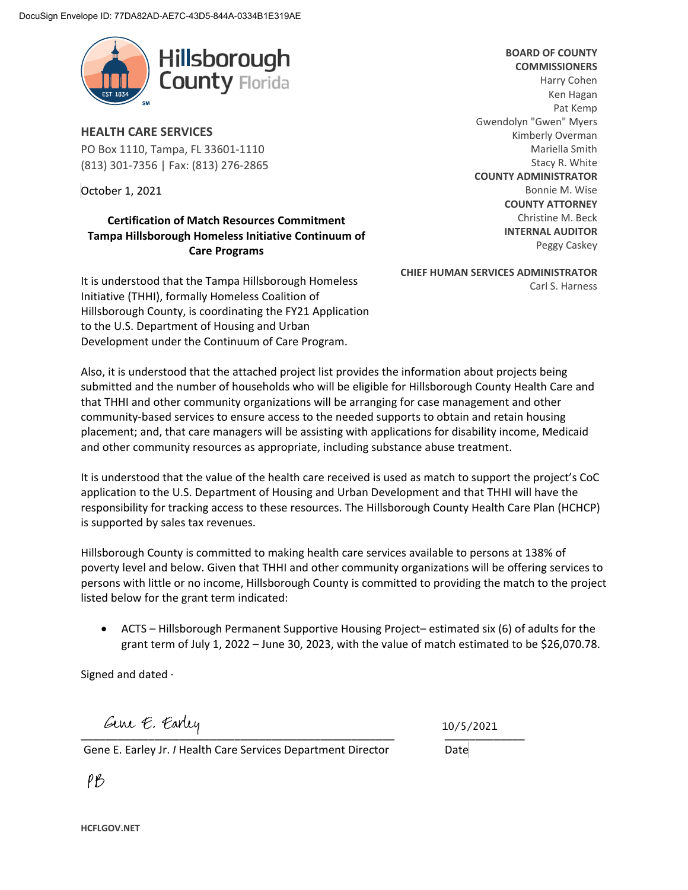DocuSign Envelope ID: 77DA82AD-AE7C-43D5-844A-0334B1E319AE

Hillsborough County Florida

EST. 1834

**HEALTH CARE SERVICES**
PO Box 1110, Tampa, FL 33601-1110
(813) 301-7356 | Fax: (813) 276-2865

**BOARD OF COUNTY COMMISSIONERS**
Harry Cohen
Ken Hagan
Pat Kemp
Gwendolyn "Gwen" Myers
Kimberly Overman
Mariella Smith
Stacy R. White
**COUNTY ADMINISTRATOR**
Bonnie M. Wise
**COUNTY ATTORNEY**
Christine M. Beck
**INTERNAL AUDITOR**
Peggy Caskey

**CHIEF HUMAN SERVICES ADMINISTRATOR**
Carl S. Harness

October 1, 2021

**Certification of Match Resources Commitment**
**Tampa Hillsborough Homeless Initiative Continuum of Care Programs**

It is understood that the Tampa Hillsborough Homeless Initiative (THHI), formally Homeless Coalition of Hillsborough County, is coordinating the FY21 Application to the U.S. Department of Housing and Urban Development under the Continuum of Care Program.

Also, it is understood that the attached project list provides the information about projects being submitted and the number of households who will be eligible for Hillsborough County Health Care and that THHI and other community organizations will be arranging for case management and other community-based services to ensure access to the needed supports to obtain and retain housing placement; and, that care managers will be assisting with applications for disability income, Medicaid and other community resources as appropriate, including substance abuse treatment.

It is understood that the value of the health care received is used as match to support the project's CoC application to the U.S. Department of Housing and Urban Development and that THHI will have the responsibility for tracking access to these resources. The Hillsborough County Health Care Plan (HCHCP) is supported by sales tax revenues.

Hillsborough County is committed to making health care services available to persons at 138% of poverty level and below. Given that THHI and other community organizations will be offering services to persons with little or no income, Hillsborough County is committed to providing the match to the project listed below for the grant term indicated:

- ACTS – Hillsborough Permanent Supportive Housing Project– estimated six (6) of adults for the grant term of July 1, 2022 – June 30, 2023, with the value of match estimated to be $26,070.78.

Signed and dated ·

Gene E. Earley

Gene E. Earley Jr. / Health Care Services Department Director

10/5/2021

Date

PB

HCFLGOV.NET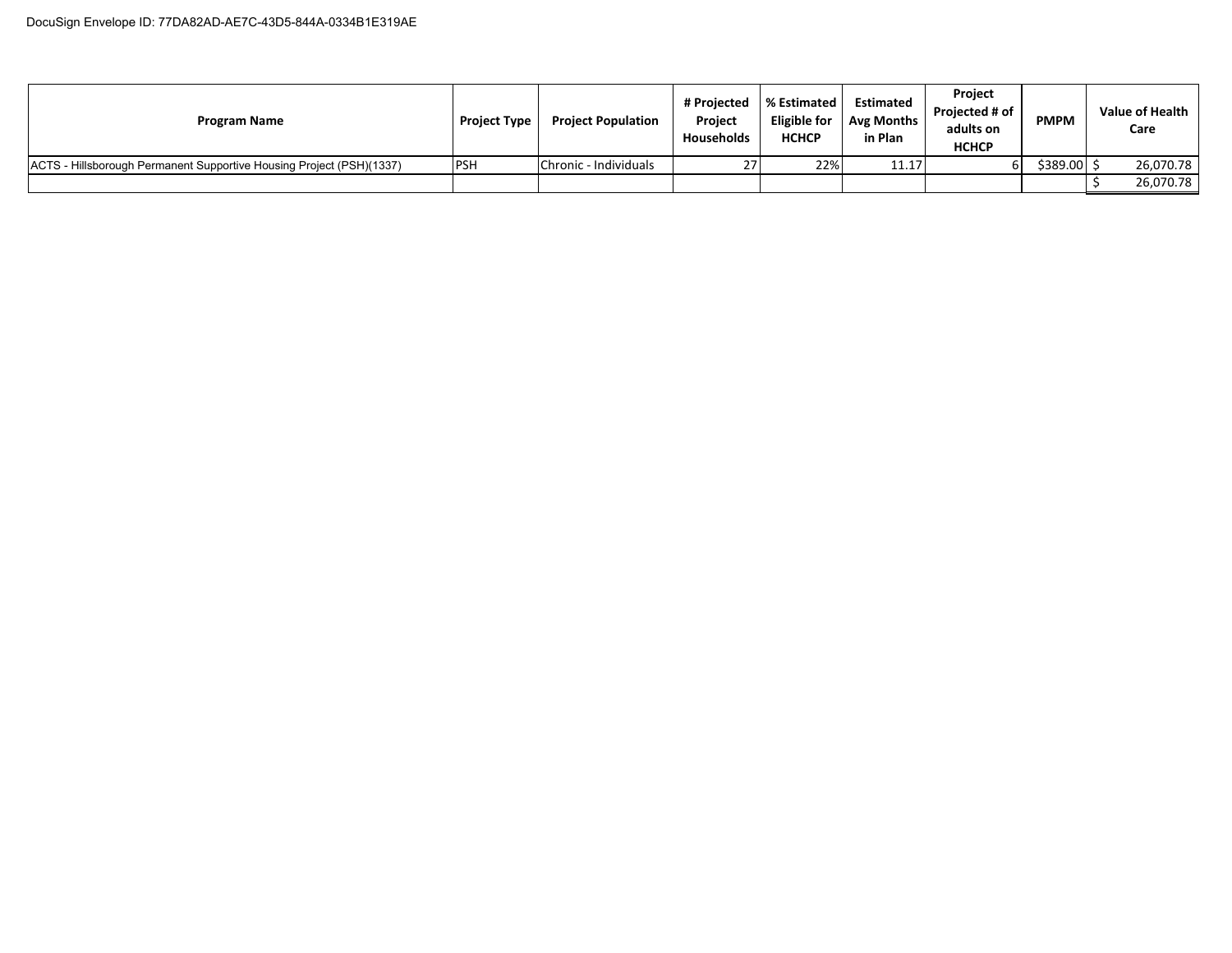DocuSign Envelope ID: 77DA82AD-AE7C-43D5-844A-0334B1E319AE

| Program Name | Project Type | Project Population | # Projected Project Households | % Estimated Eligible for HCHCP | Estimated Avg Months in Plan | Project Projected # of adults on HCHCP | PMPM | Value of Health Care |
|---|---|---|---|---|---|---|---|---|
| ACTS - Hillsborough Permanent Supportive Housing Project (PSH)(1337) | PSH | Chronic - Individuals | 27 | 22% | 11.17 | 6 | $389.00 | $ 26,070.78 |
| | | | | | | | | $ 26,070.78 |